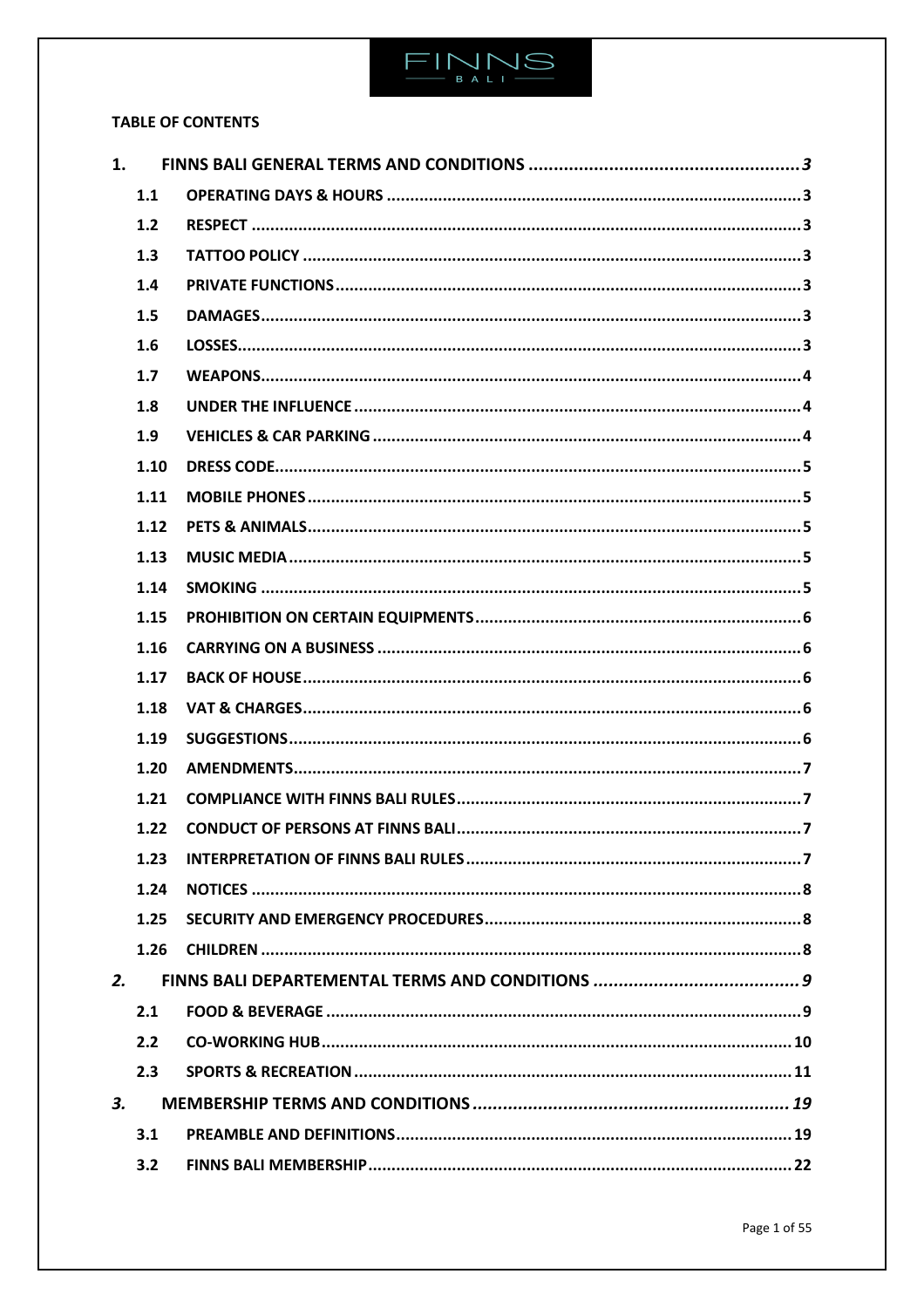**TABLE OF CONTENTS**

| | | |
|---|---|---|
| **1.** | **FINNS BALI GENERAL TERMS AND CONDITIONS** | ***3*** |
| 1.1 | OPERATING DAYS & HOURS | 3 |
| 1.2 | RESPECT | 3 |
| 1.3 | TATTOO POLICY | 3 |
| 1.4 | PRIVATE FUNCTIONS | 3 |
| 1.5 | DAMAGES | 3 |
| 1.6 | LOSSES | 3 |
| 1.7 | WEAPONS | 4 |
| 1.8 | UNDER THE INFLUENCE | 4 |
| 1.9 | VEHICLES & CAR PARKING | 4 |
| 1.10 | DRESS CODE | 5 |
| 1.11 | MOBILE PHONES | 5 |
| 1.12 | PETS & ANIMALS | 5 |
| 1.13 | MUSIC MEDIA | 5 |
| 1.14 | SMOKING | 5 |
| 1.15 | PROHIBITION ON CERTAIN EQUIPMENTS | 6 |
| 1.16 | CARRYING ON A BUSINESS | 6 |
| 1.17 | BACK OF HOUSE | 6 |
| 1.18 | VAT & CHARGES | 6 |
| 1.19 | SUGGESTIONS | 6 |
| 1.20 | AMENDMENTS | 7 |
| 1.21 | COMPLIANCE WITH FINNS BALI RULES | 7 |
| 1.22 | CONDUCT OF PERSONS AT FINNS BALI | 7 |
| 1.23 | INTERPRETATION OF FINNS BALI RULES | 7 |
| 1.24 | NOTICES | 8 |
| 1.25 | SECURITY AND EMERGENCY PROCEDURES | 8 |
| 1.26 | CHILDREN | 8 |
| ***2.*** | **FINNS BALI DEPARTEMENTAL TERMS AND CONDITIONS** | ***9*** |
| 2.1 | FOOD & BEVERAGE | 9 |
| 2.2 | CO-WORKING HUB | 10 |
| 2.3 | SPORTS & RECREATION | 11 |
| ***3.*** | **MEMBERSHIP TERMS AND CONDITIONS** | ***19*** |
| 3.1 | PREAMBLE AND DEFINITIONS | 19 |
| 3.2 | FINNS BALI MEMBERSHIP | 22 |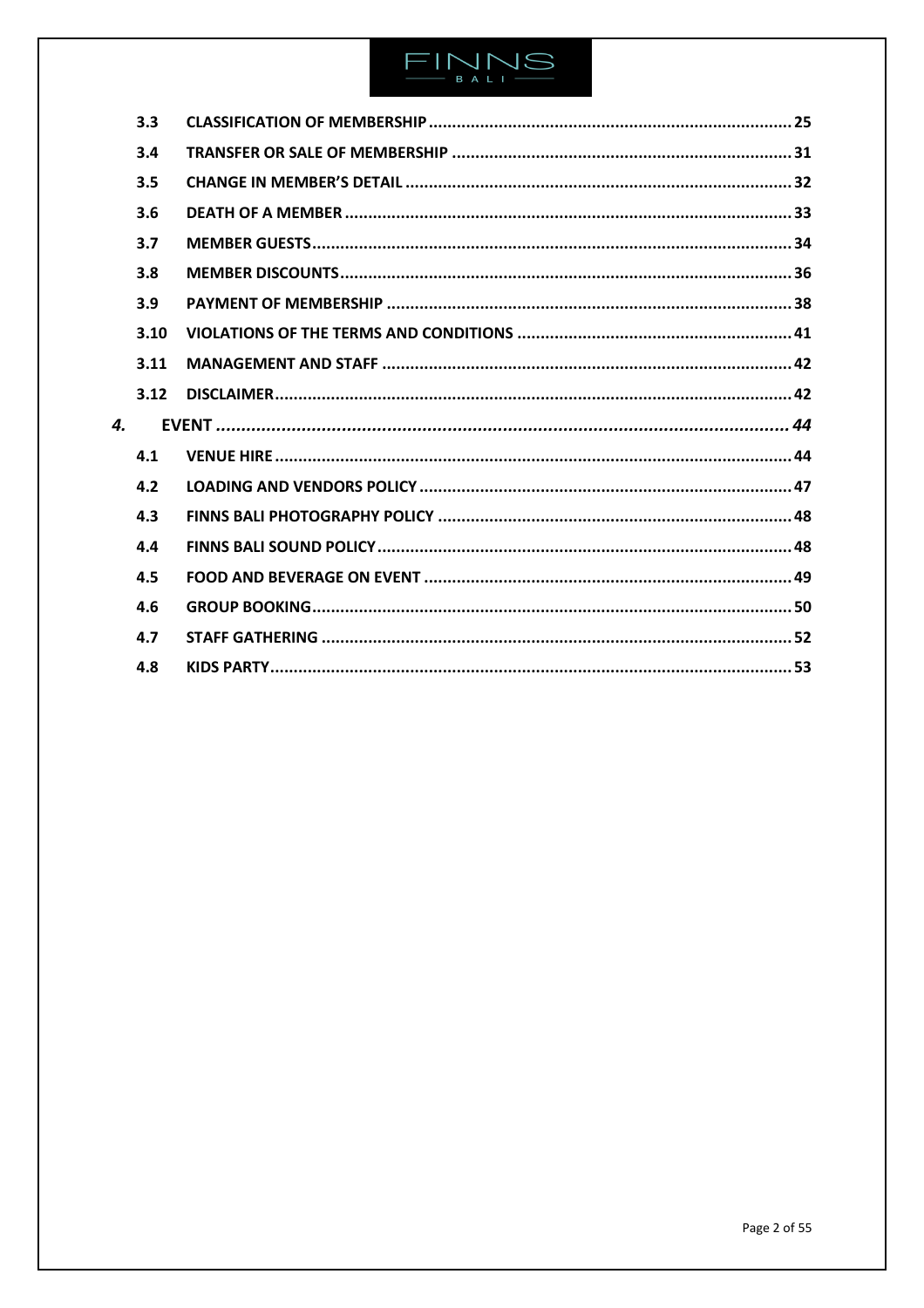| | | |
|---|---|---|
| **3.3** | **CLASSIFICATION OF MEMBERSHIP** | **25** |
| **3.4** | **TRANSFER OR SALE OF MEMBERSHIP** | **31** |
| **3.5** | **CHANGE IN MEMBER'S DETAIL** | **32** |
| **3.6** | **DEATH OF A MEMBER** | **33** |
| **3.7** | **MEMBER GUESTS** | **34** |
| **3.8** | **MEMBER DISCOUNTS** | **36** |
| **3.9** | **PAYMENT OF MEMBERSHIP** | **38** |
| **3.10** | **VIOLATIONS OF THE TERMS AND CONDITIONS** | **41** |
| **3.11** | **MANAGEMENT AND STAFF** | **42** |
| **3.12** | **DISCLAIMER** | **42** |
| ***4.*** | ***EVENT*** | ***44*** |
| **4.1** | **VENUE HIRE** | **44** |
| **4.2** | **LOADING AND VENDORS POLICY** | **47** |
| **4.3** | **FINNS BALI PHOTOGRAPHY POLICY** | **48** |
| **4.4** | **FINNS BALI SOUND POLICY** | **48** |
| **4.5** | **FOOD AND BEVERAGE ON EVENT** | **49** |
| **4.6** | **GROUP BOOKING** | **50** |
| **4.7** | **STAFF GATHERING** | **52** |
| **4.8** | **KIDS PARTY** | **53** |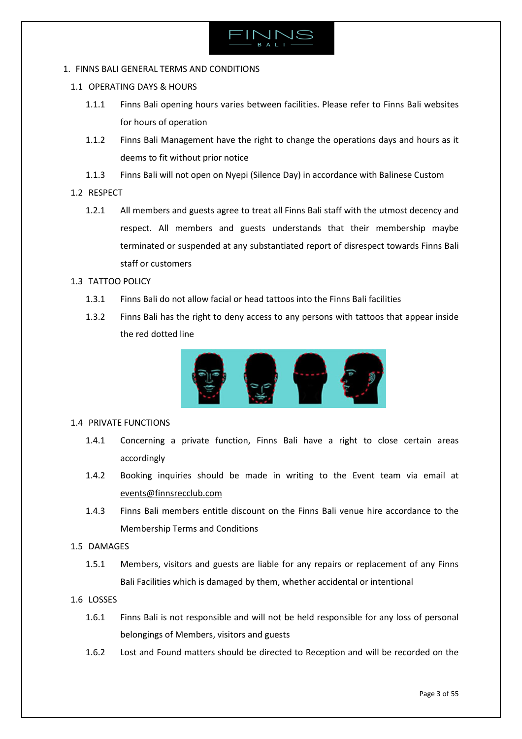# 1. FINNS BALI GENERAL TERMS AND CONDITIONS

## 1.1 OPERATING DAYS & HOURS

1.1.1 Finns Bali opening hours varies between facilities. Please refer to Finns Bali websites for hours of operation

1.1.2 Finns Bali Management have the right to change the operations days and hours as it deems to fit without prior notice

1.1.3 Finns Bali will not open on Nyepi (Silence Day) in accordance with Balinese Custom

## 1.2 RESPECT

1.2.1 All members and guests agree to treat all Finns Bali staff with the utmost decency and respect. All members and guests understands that their membership maybe terminated or suspended at any substantiated report of disrespect towards Finns Bali staff or customers

## 1.3 TATTOO POLICY

1.3.1 Finns Bali do not allow facial or head tattoos into the Finns Bali facilities

1.3.2 Finns Bali has the right to deny access to any persons with tattoos that appear inside the red dotted line

## 1.4 PRIVATE FUNCTIONS

1.4.1 Concerning a private function, Finns Bali have a right to close certain areas accordingly

1.4.2 Booking inquiries should be made in writing to the Event team via email at events@finnsrecclub.com

1.4.3 Finns Bali members entitle discount on the Finns Bali venue hire accordance to the Membership Terms and Conditions

## 1.5 DAMAGES

1.5.1 Members, visitors and guests are liable for any repairs or replacement of any Finns Bali Facilities which is damaged by them, whether accidental or intentional

## 1.6 LOSSES

1.6.1 Finns Bali is not responsible and will not be held responsible for any loss of personal belongings of Members, visitors and guests

1.6.2 Lost and Found matters should be directed to Reception and will be recorded on the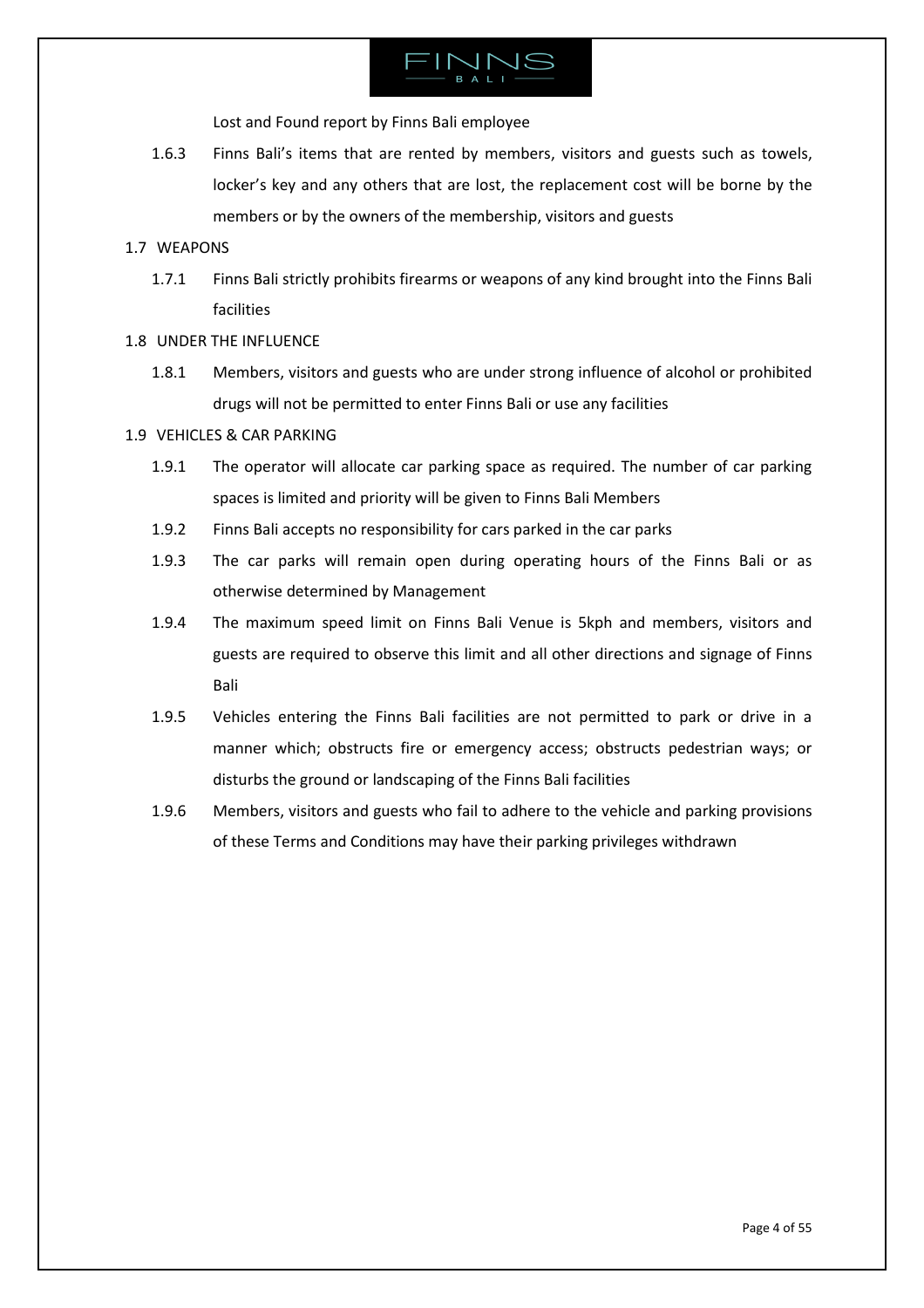Lost and Found report by Finns Bali employee

1.6.3 Finns Bali's items that are rented by members, visitors and guests such as towels, locker's key and any others that are lost, the replacement cost will be borne by the members or by the owners of the membership, visitors and guests

## 1.7 WEAPONS

1.7.1 Finns Bali strictly prohibits firearms or weapons of any kind brought into the Finns Bali facilities

## 1.8 UNDER THE INFLUENCE

1.8.1 Members, visitors and guests who are under strong influence of alcohol or prohibited drugs will not be permitted to enter Finns Bali or use any facilities

## 1.9 VEHICLES & CAR PARKING

1.9.1 The operator will allocate car parking space as required. The number of car parking spaces is limited and priority will be given to Finns Bali Members

1.9.2 Finns Bali accepts no responsibility for cars parked in the car parks

1.9.3 The car parks will remain open during operating hours of the Finns Bali or as otherwise determined by Management

1.9.4 The maximum speed limit on Finns Bali Venue is 5kph and members, visitors and guests are required to observe this limit and all other directions and signage of Finns Bali

1.9.5 Vehicles entering the Finns Bali facilities are not permitted to park or drive in a manner which; obstructs fire or emergency access; obstructs pedestrian ways; or disturbs the ground or landscaping of the Finns Bali facilities

1.9.6 Members, visitors and guests who fail to adhere to the vehicle and parking provisions of these Terms and Conditions may have their parking privileges withdrawn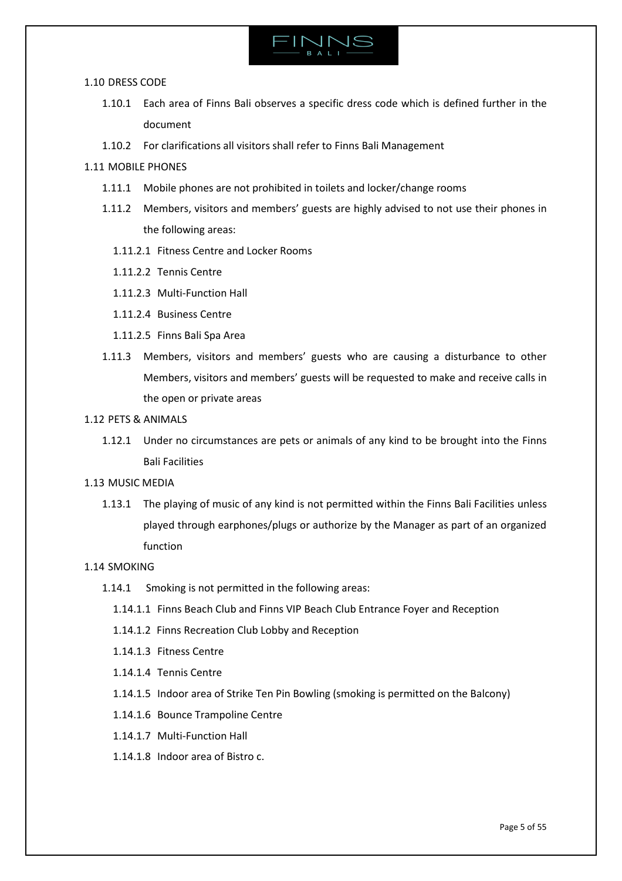1.10 DRESS CODE

1.10.1 Each area of Finns Bali observes a specific dress code which is defined further in the document

1.10.2 For clarifications all visitors shall refer to Finns Bali Management

1.11 MOBILE PHONES

1.11.1 Mobile phones are not prohibited in toilets and locker/change rooms

1.11.2 Members, visitors and members' guests are highly advised to not use their phones in the following areas:

1.11.2.1 Fitness Centre and Locker Rooms

1.11.2.2 Tennis Centre

1.11.2.3 Multi-Function Hall

1.11.2.4 Business Centre

1.11.2.5 Finns Bali Spa Area

1.11.3 Members, visitors and members' guests who are causing a disturbance to other Members, visitors and members' guests will be requested to make and receive calls in the open or private areas

1.12 PETS & ANIMALS

1.12.1 Under no circumstances are pets or animals of any kind to be brought into the Finns Bali Facilities

1.13 MUSIC MEDIA

1.13.1 The playing of music of any kind is not permitted within the Finns Bali Facilities unless played through earphones/plugs or authorize by the Manager as part of an organized function

1.14 SMOKING

1.14.1 Smoking is not permitted in the following areas:

1.14.1.1 Finns Beach Club and Finns VIP Beach Club Entrance Foyer and Reception

1.14.1.2 Finns Recreation Club Lobby and Reception

1.14.1.3 Fitness Centre

1.14.1.4 Tennis Centre

1.14.1.5 Indoor area of Strike Ten Pin Bowling (smoking is permitted on the Balcony)

1.14.1.6 Bounce Trampoline Centre

1.14.1.7 Multi-Function Hall

1.14.1.8 Indoor area of Bistro c.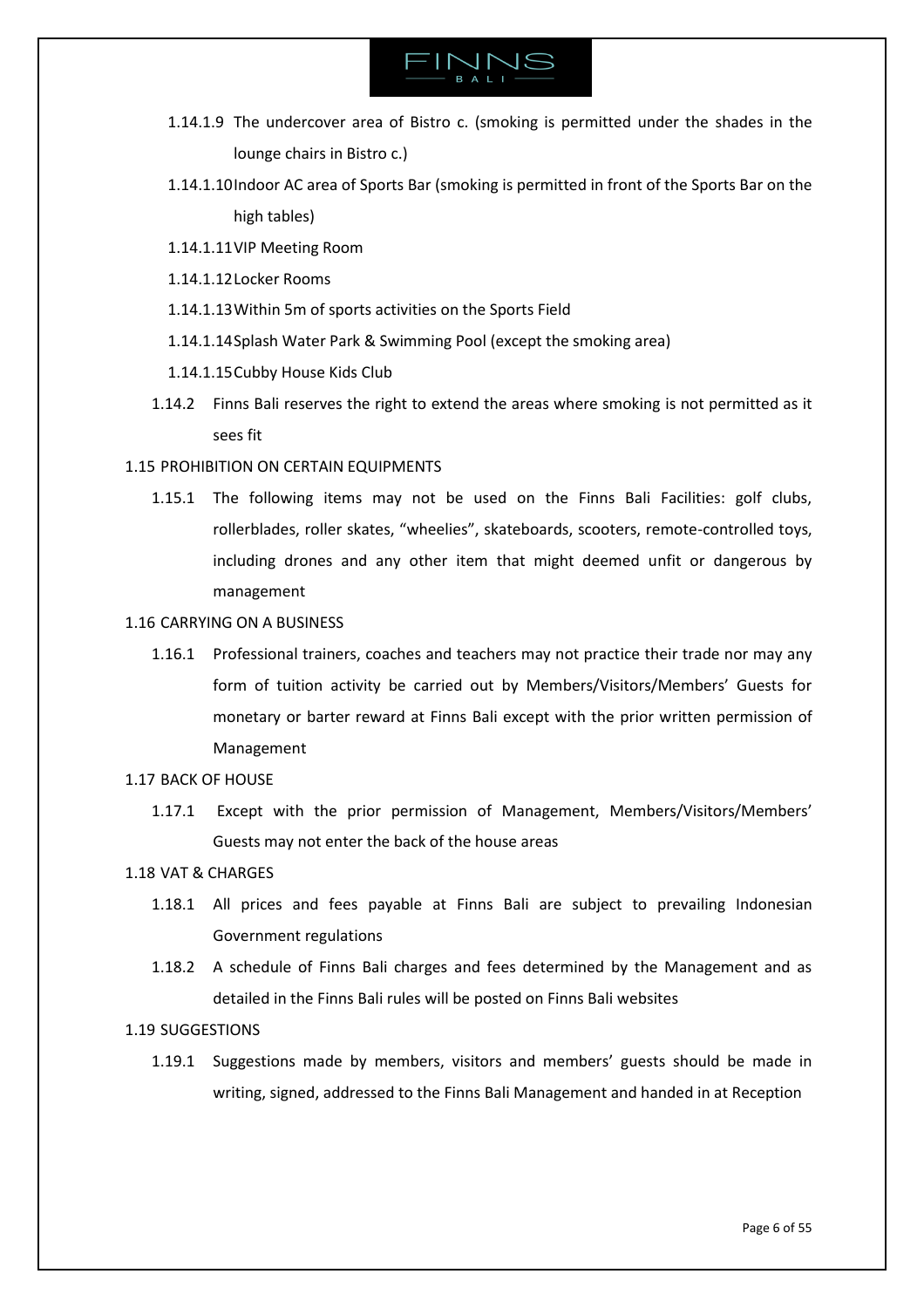1.14.1.9 The undercover area of Bistro c. (smoking is permitted under the shades in the lounge chairs in Bistro c.)

1.14.1.10 Indoor AC area of Sports Bar (smoking is permitted in front of the Sports Bar on the high tables)

1.14.1.11 VIP Meeting Room

1.14.1.12 Locker Rooms

1.14.1.13 Within 5m of sports activities on the Sports Field

1.14.1.14 Splash Water Park & Swimming Pool (except the smoking area)

1.14.1.15 Cubby House Kids Club

1.14.2 Finns Bali reserves the right to extend the areas where smoking is not permitted as it sees fit

1.15 PROHIBITION ON CERTAIN EQUIPMENTS

1.15.1 The following items may not be used on the Finns Bali Facilities: golf clubs, rollerblades, roller skates, "wheelies", skateboards, scooters, remote-controlled toys, including drones and any other item that might deemed unfit or dangerous by management

1.16 CARRYING ON A BUSINESS

1.16.1 Professional trainers, coaches and teachers may not practice their trade nor may any form of tuition activity be carried out by Members/Visitors/Members' Guests for monetary or barter reward at Finns Bali except with the prior written permission of Management

1.17 BACK OF HOUSE

1.17.1 Except with the prior permission of Management, Members/Visitors/Members' Guests may not enter the back of the house areas

1.18 VAT & CHARGES

1.18.1 All prices and fees payable at Finns Bali are subject to prevailing Indonesian Government regulations

1.18.2 A schedule of Finns Bali charges and fees determined by the Management and as detailed in the Finns Bali rules will be posted on Finns Bali websites

1.19 SUGGESTIONS

1.19.1 Suggestions made by members, visitors and members' guests should be made in writing, signed, addressed to the Finns Bali Management and handed in at Reception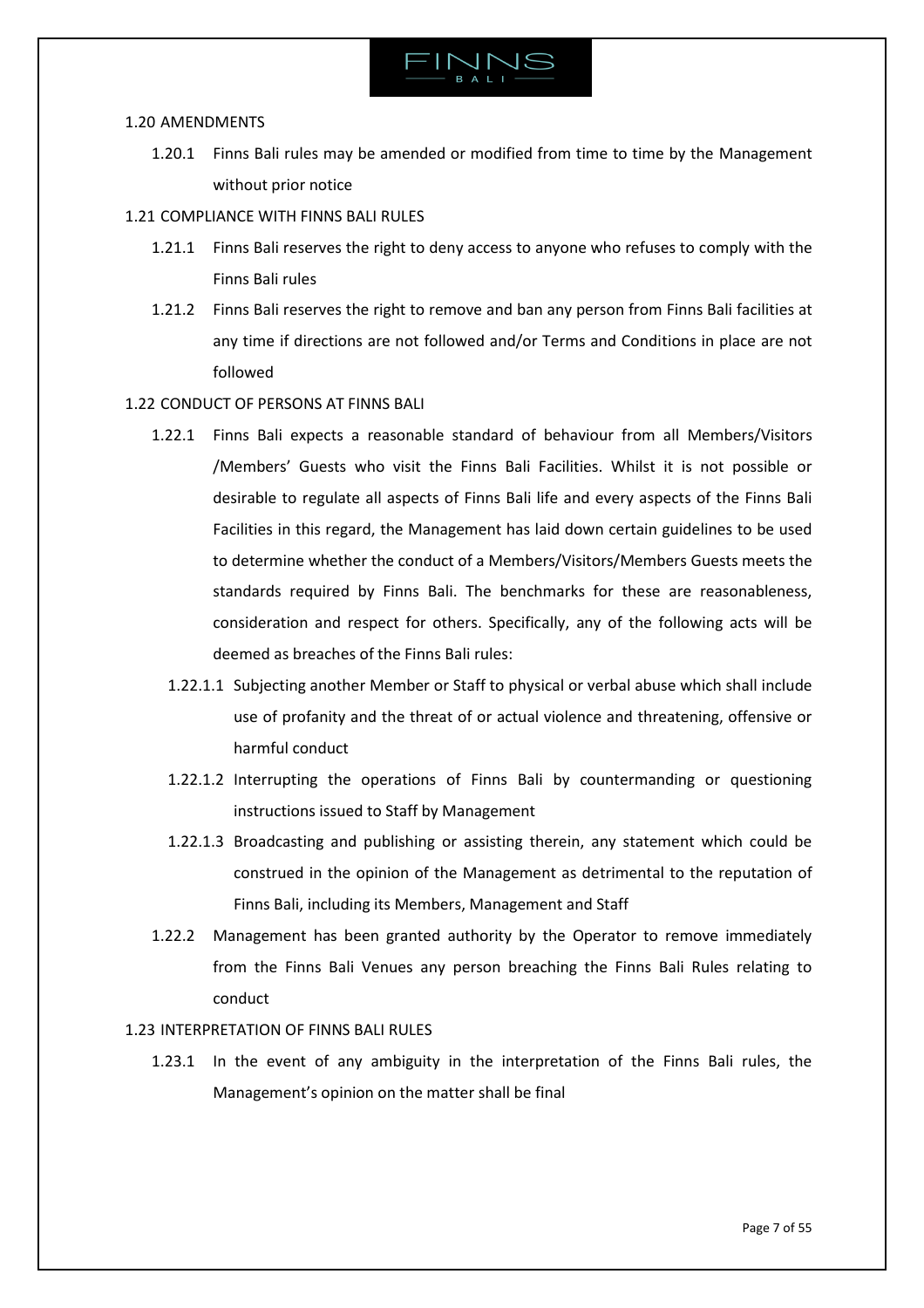## 1.20 AMENDMENTS

1.20.1 Finns Bali rules may be amended or modified from time to time by the Management without prior notice

## 1.21 COMPLIANCE WITH FINNS BALI RULES

1.21.1 Finns Bali reserves the right to deny access to anyone who refuses to comply with the Finns Bali rules

1.21.2 Finns Bali reserves the right to remove and ban any person from Finns Bali facilities at any time if directions are not followed and/or Terms and Conditions in place are not followed

## 1.22 CONDUCT OF PERSONS AT FINNS BALI

1.22.1 Finns Bali expects a reasonable standard of behaviour from all Members/Visitors /Members' Guests who visit the Finns Bali Facilities. Whilst it is not possible or desirable to regulate all aspects of Finns Bali life and every aspects of the Finns Bali Facilities in this regard, the Management has laid down certain guidelines to be used to determine whether the conduct of a Members/Visitors/Members Guests meets the standards required by Finns Bali. The benchmarks for these are reasonableness, consideration and respect for others. Specifically, any of the following acts will be deemed as breaches of the Finns Bali rules:

1.22.1.1 Subjecting another Member or Staff to physical or verbal abuse which shall include use of profanity and the threat of or actual violence and threatening, offensive or harmful conduct

1.22.1.2 Interrupting the operations of Finns Bali by countermanding or questioning instructions issued to Staff by Management

1.22.1.3 Broadcasting and publishing or assisting therein, any statement which could be construed in the opinion of the Management as detrimental to the reputation of Finns Bali, including its Members, Management and Staff

1.22.2 Management has been granted authority by the Operator to remove immediately from the Finns Bali Venues any person breaching the Finns Bali Rules relating to conduct

## 1.23 INTERPRETATION OF FINNS BALI RULES

1.23.1 In the event of any ambiguity in the interpretation of the Finns Bali rules, the Management's opinion on the matter shall be final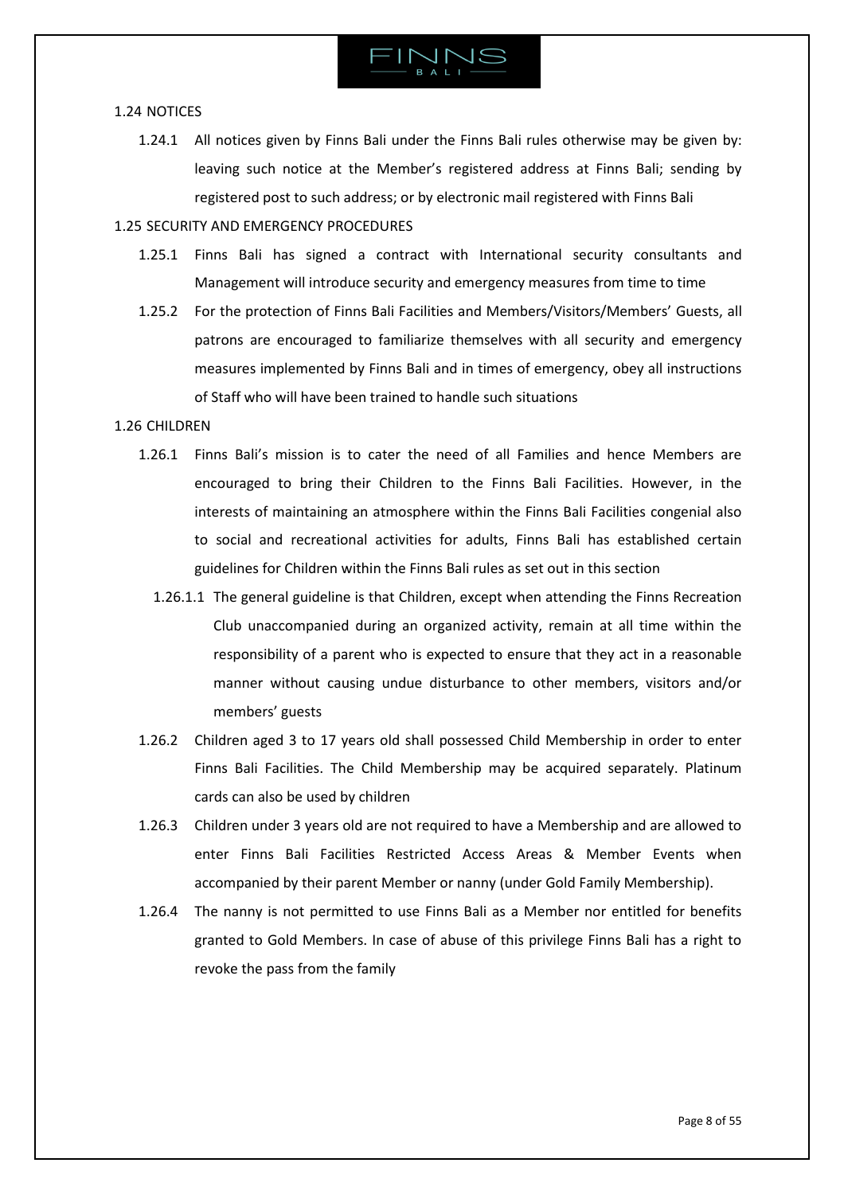## 1.24 NOTICES

1.24.1 All notices given by Finns Bali under the Finns Bali rules otherwise may be given by: leaving such notice at the Member's registered address at Finns Bali; sending by registered post to such address; or by electronic mail registered with Finns Bali

## 1.25 SECURITY AND EMERGENCY PROCEDURES

1.25.1 Finns Bali has signed a contract with International security consultants and Management will introduce security and emergency measures from time to time

1.25.2 For the protection of Finns Bali Facilities and Members/Visitors/Members' Guests, all patrons are encouraged to familiarize themselves with all security and emergency measures implemented by Finns Bali and in times of emergency, obey all instructions of Staff who will have been trained to handle such situations

## 1.26 CHILDREN

1.26.1 Finns Bali's mission is to cater the need of all Families and hence Members are encouraged to bring their Children to the Finns Bali Facilities. However, in the interests of maintaining an atmosphere within the Finns Bali Facilities congenial also to social and recreational activities for adults, Finns Bali has established certain guidelines for Children within the Finns Bali rules as set out in this section

1.26.1.1 The general guideline is that Children, except when attending the Finns Recreation Club unaccompanied during an organized activity, remain at all time within the responsibility of a parent who is expected to ensure that they act in a reasonable manner without causing undue disturbance to other members, visitors and/or members' guests

1.26.2 Children aged 3 to 17 years old shall possessed Child Membership in order to enter Finns Bali Facilities. The Child Membership may be acquired separately. Platinum cards can also be used by children

1.26.3 Children under 3 years old are not required to have a Membership and are allowed to enter Finns Bali Facilities Restricted Access Areas & Member Events when accompanied by their parent Member or nanny (under Gold Family Membership).

1.26.4 The nanny is not permitted to use Finns Bali as a Member nor entitled for benefits granted to Gold Members. In case of abuse of this privilege Finns Bali has a right to revoke the pass from the family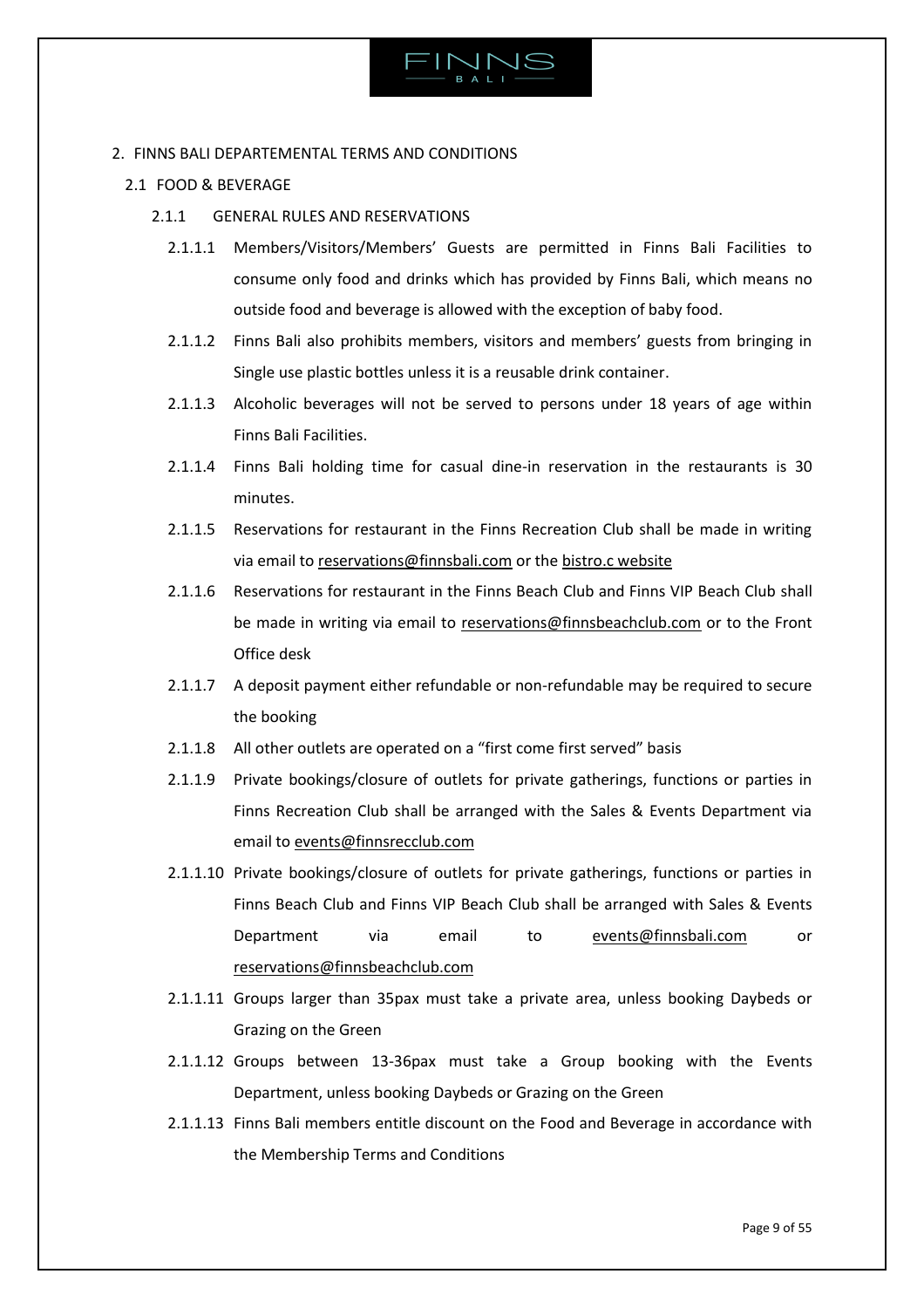## 2. FINNS BALI DEPARTEMENTAL TERMS AND CONDITIONS

### 2.1 FOOD & BEVERAGE

#### 2.1.1 GENERAL RULES AND RESERVATIONS

2.1.1.1 Members/Visitors/Members' Guests are permitted in Finns Bali Facilities to consume only food and drinks which has provided by Finns Bali, which means no outside food and beverage is allowed with the exception of baby food.

2.1.1.2 Finns Bali also prohibits members, visitors and members' guests from bringing in Single use plastic bottles unless it is a reusable drink container.

2.1.1.3 Alcoholic beverages will not be served to persons under 18 years of age within Finns Bali Facilities.

2.1.1.4 Finns Bali holding time for casual dine-in reservation in the restaurants is 30 minutes.

2.1.1.5 Reservations for restaurant in the Finns Recreation Club shall be made in writing via email to reservations@finnsbali.com or the bistro.c website

2.1.1.6 Reservations for restaurant in the Finns Beach Club and Finns VIP Beach Club shall be made in writing via email to reservations@finnsbeachclub.com or to the Front Office desk

2.1.1.7 A deposit payment either refundable or non-refundable may be required to secure the booking

2.1.1.8 All other outlets are operated on a "first come first served" basis

2.1.1.9 Private bookings/closure of outlets for private gatherings, functions or parties in Finns Recreation Club shall be arranged with the Sales & Events Department via email to events@finnsrecclub.com

2.1.1.10 Private bookings/closure of outlets for private gatherings, functions or parties in Finns Beach Club and Finns VIP Beach Club shall be arranged with Sales & Events Department via email to events@finnsbali.com or reservations@finnsbeachclub.com

2.1.1.11 Groups larger than 35pax must take a private area, unless booking Daybeds or Grazing on the Green

2.1.1.12 Groups between 13-36pax must take a Group booking with the Events Department, unless booking Daybeds or Grazing on the Green

2.1.1.13 Finns Bali members entitle discount on the Food and Beverage in accordance with the Membership Terms and Conditions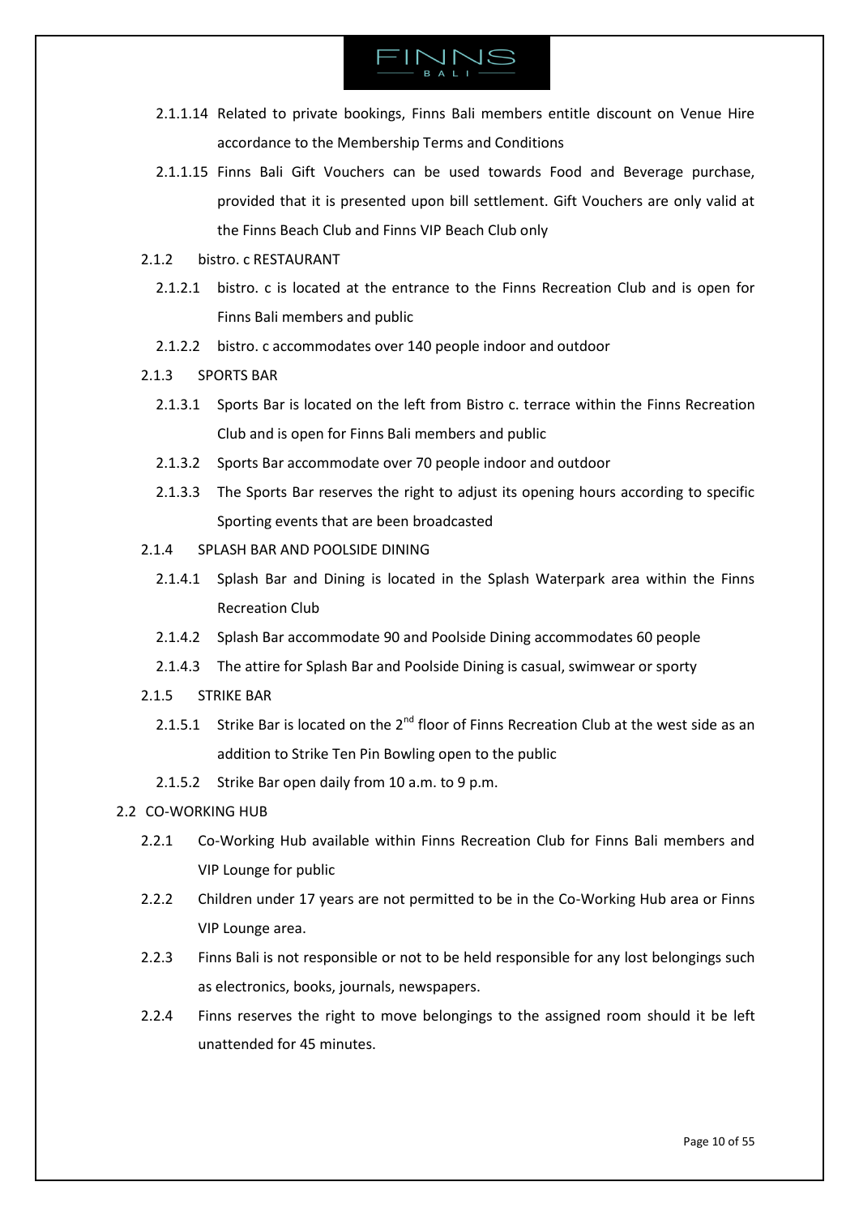2.1.1.14 Related to private bookings, Finns Bali members entitle discount on Venue Hire accordance to the Membership Terms and Conditions

2.1.1.15 Finns Bali Gift Vouchers can be used towards Food and Beverage purchase, provided that it is presented upon bill settlement. Gift Vouchers are only valid at the Finns Beach Club and Finns VIP Beach Club only

2.1.2 bistro. c RESTAURANT

2.1.2.1 bistro. c is located at the entrance to the Finns Recreation Club and is open for Finns Bali members and public

2.1.2.2 bistro. c accommodates over 140 people indoor and outdoor

2.1.3 SPORTS BAR

2.1.3.1 Sports Bar is located on the left from Bistro c. terrace within the Finns Recreation Club and is open for Finns Bali members and public

2.1.3.2 Sports Bar accommodate over 70 people indoor and outdoor

2.1.3.3 The Sports Bar reserves the right to adjust its opening hours according to specific Sporting events that are been broadcasted

2.1.4 SPLASH BAR AND POOLSIDE DINING

2.1.4.1 Splash Bar and Dining is located in the Splash Waterpark area within the Finns Recreation Club

2.1.4.2 Splash Bar accommodate 90 and Poolside Dining accommodates 60 people

2.1.4.3 The attire for Splash Bar and Poolside Dining is casual, swimwear or sporty

2.1.5 STRIKE BAR

2.1.5.1 Strike Bar is located on the 2nd floor of Finns Recreation Club at the west side as an addition to Strike Ten Pin Bowling open to the public

2.1.5.2 Strike Bar open daily from 10 a.m. to 9 p.m.

2.2 CO-WORKING HUB

2.2.1 Co-Working Hub available within Finns Recreation Club for Finns Bali members and VIP Lounge for public

2.2.2 Children under 17 years are not permitted to be in the Co-Working Hub area or Finns VIP Lounge area.

2.2.3 Finns Bali is not responsible or not to be held responsible for any lost belongings such as electronics, books, journals, newspapers.

2.2.4 Finns reserves the right to move belongings to the assigned room should it be left unattended for 45 minutes.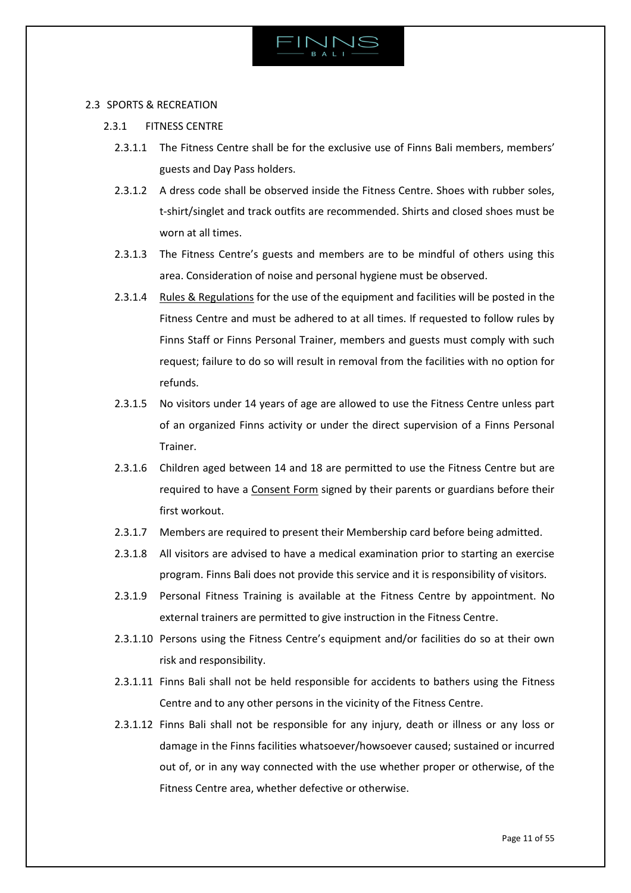## 2.3 SPORTS & RECREATION

### 2.3.1 FITNESS CENTRE

2.3.1.1 The Fitness Centre shall be for the exclusive use of Finns Bali members, members' guests and Day Pass holders.

2.3.1.2 A dress code shall be observed inside the Fitness Centre. Shoes with rubber soles, t-shirt/singlet and track outfits are recommended. Shirts and closed shoes must be worn at all times.

2.3.1.3 The Fitness Centre's guests and members are to be mindful of others using this area. Consideration of noise and personal hygiene must be observed.

2.3.1.4 Rules & Regulations for the use of the equipment and facilities will be posted in the Fitness Centre and must be adhered to at all times. If requested to follow rules by Finns Staff or Finns Personal Trainer, members and guests must comply with such request; failure to do so will result in removal from the facilities with no option for refunds.

2.3.1.5 No visitors under 14 years of age are allowed to use the Fitness Centre unless part of an organized Finns activity or under the direct supervision of a Finns Personal Trainer.

2.3.1.6 Children aged between 14 and 18 are permitted to use the Fitness Centre but are required to have a Consent Form signed by their parents or guardians before their first workout.

2.3.1.7 Members are required to present their Membership card before being admitted.

2.3.1.8 All visitors are advised to have a medical examination prior to starting an exercise program. Finns Bali does not provide this service and it is responsibility of visitors.

2.3.1.9 Personal Fitness Training is available at the Fitness Centre by appointment. No external trainers are permitted to give instruction in the Fitness Centre.

2.3.1.10 Persons using the Fitness Centre's equipment and/or facilities do so at their own risk and responsibility.

2.3.1.11 Finns Bali shall not be held responsible for accidents to bathers using the Fitness Centre and to any other persons in the vicinity of the Fitness Centre.

2.3.1.12 Finns Bali shall not be responsible for any injury, death or illness or any loss or damage in the Finns facilities whatsoever/howsoever caused; sustained or incurred out of, or in any way connected with the use whether proper or otherwise, of the Fitness Centre area, whether defective or otherwise.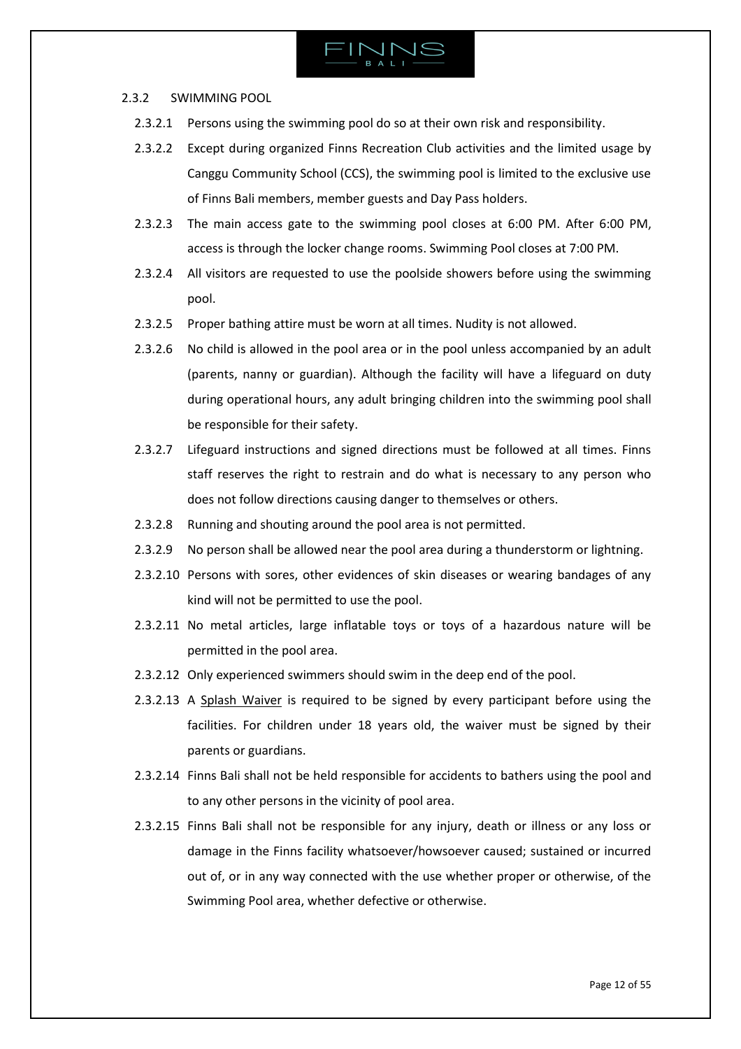### 2.3.2 SWIMMING POOL

2.3.2.1 Persons using the swimming pool do so at their own risk and responsibility.

2.3.2.2 Except during organized Finns Recreation Club activities and the limited usage by Canggu Community School (CCS), the swimming pool is limited to the exclusive use of Finns Bali members, member guests and Day Pass holders.

2.3.2.3 The main access gate to the swimming pool closes at 6:00 PM. After 6:00 PM, access is through the locker change rooms. Swimming Pool closes at 7:00 PM.

2.3.2.4 All visitors are requested to use the poolside showers before using the swimming pool.

2.3.2.5 Proper bathing attire must be worn at all times. Nudity is not allowed.

2.3.2.6 No child is allowed in the pool area or in the pool unless accompanied by an adult (parents, nanny or guardian). Although the facility will have a lifeguard on duty during operational hours, any adult bringing children into the swimming pool shall be responsible for their safety.

2.3.2.7 Lifeguard instructions and signed directions must be followed at all times. Finns staff reserves the right to restrain and do what is necessary to any person who does not follow directions causing danger to themselves or others.

2.3.2.8 Running and shouting around the pool area is not permitted.

2.3.2.9 No person shall be allowed near the pool area during a thunderstorm or lightning.

2.3.2.10 Persons with sores, other evidences of skin diseases or wearing bandages of any kind will not be permitted to use the pool.

2.3.2.11 No metal articles, large inflatable toys or toys of a hazardous nature will be permitted in the pool area.

2.3.2.12 Only experienced swimmers should swim in the deep end of the pool.

2.3.2.13 A Splash Waiver is required to be signed by every participant before using the facilities. For children under 18 years old, the waiver must be signed by their parents or guardians.

2.3.2.14 Finns Bali shall not be held responsible for accidents to bathers using the pool and to any other persons in the vicinity of pool area.

2.3.2.15 Finns Bali shall not be responsible for any injury, death or illness or any loss or damage in the Finns facility whatsoever/howsoever caused; sustained or incurred out of, or in any way connected with the use whether proper or otherwise, of the Swimming Pool area, whether defective or otherwise.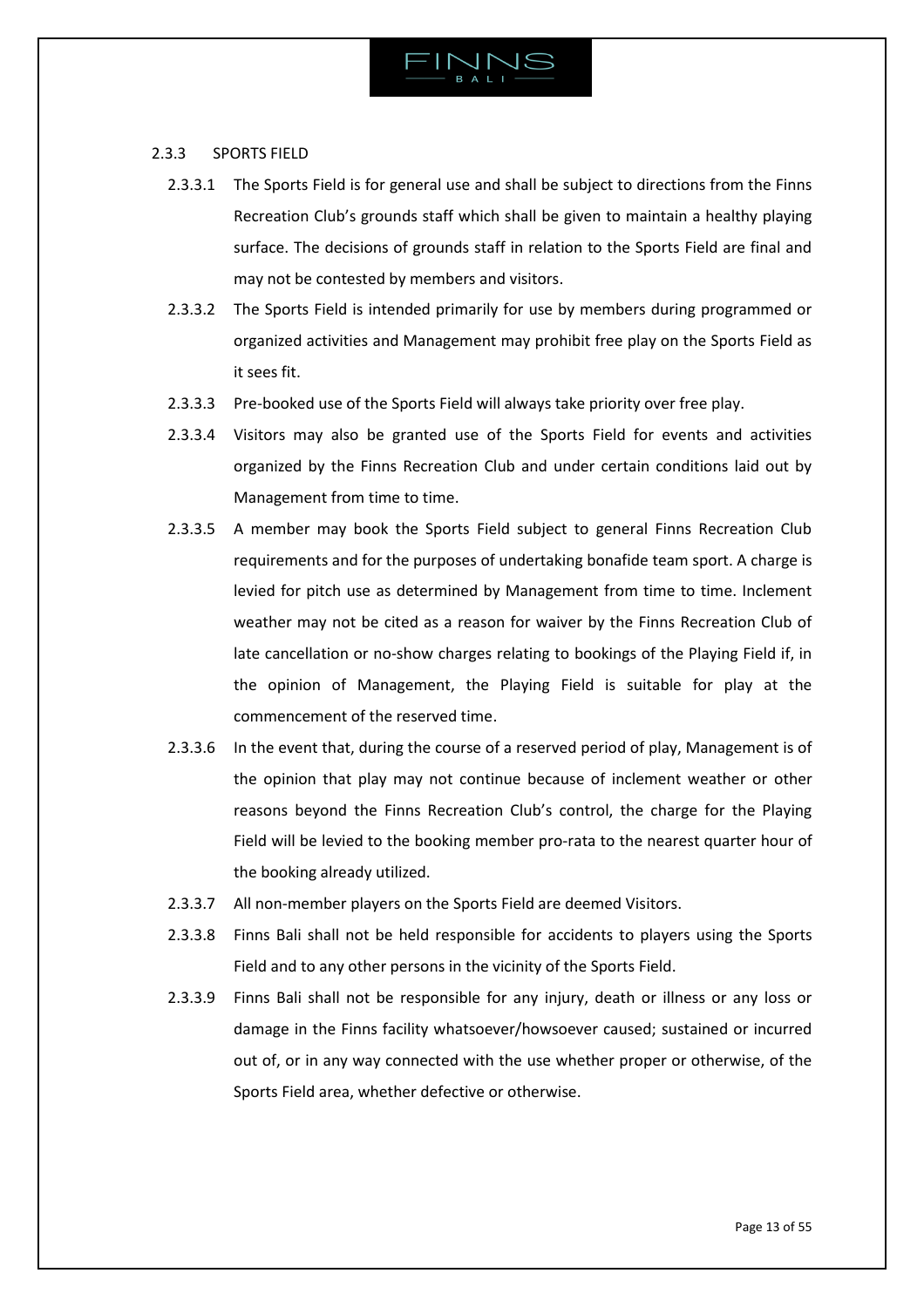### 2.3.3 SPORTS FIELD

2.3.3.1 The Sports Field is for general use and shall be subject to directions from the Finns Recreation Club's grounds staff which shall be given to maintain a healthy playing surface. The decisions of grounds staff in relation to the Sports Field are final and may not be contested by members and visitors.

2.3.3.2 The Sports Field is intended primarily for use by members during programmed or organized activities and Management may prohibit free play on the Sports Field as it sees fit.

2.3.3.3 Pre-booked use of the Sports Field will always take priority over free play.

2.3.3.4 Visitors may also be granted use of the Sports Field for events and activities organized by the Finns Recreation Club and under certain conditions laid out by Management from time to time.

2.3.3.5 A member may book the Sports Field subject to general Finns Recreation Club requirements and for the purposes of undertaking bonafide team sport. A charge is levied for pitch use as determined by Management from time to time. Inclement weather may not be cited as a reason for waiver by the Finns Recreation Club of late cancellation or no-show charges relating to bookings of the Playing Field if, in the opinion of Management, the Playing Field is suitable for play at the commencement of the reserved time.

2.3.3.6 In the event that, during the course of a reserved period of play, Management is of the opinion that play may not continue because of inclement weather or other reasons beyond the Finns Recreation Club's control, the charge for the Playing Field will be levied to the booking member pro-rata to the nearest quarter hour of the booking already utilized.

2.3.3.7 All non-member players on the Sports Field are deemed Visitors.

2.3.3.8 Finns Bali shall not be held responsible for accidents to players using the Sports Field and to any other persons in the vicinity of the Sports Field.

2.3.3.9 Finns Bali shall not be responsible for any injury, death or illness or any loss or damage in the Finns facility whatsoever/howsoever caused; sustained or incurred out of, or in any way connected with the use whether proper or otherwise, of the Sports Field area, whether defective or otherwise.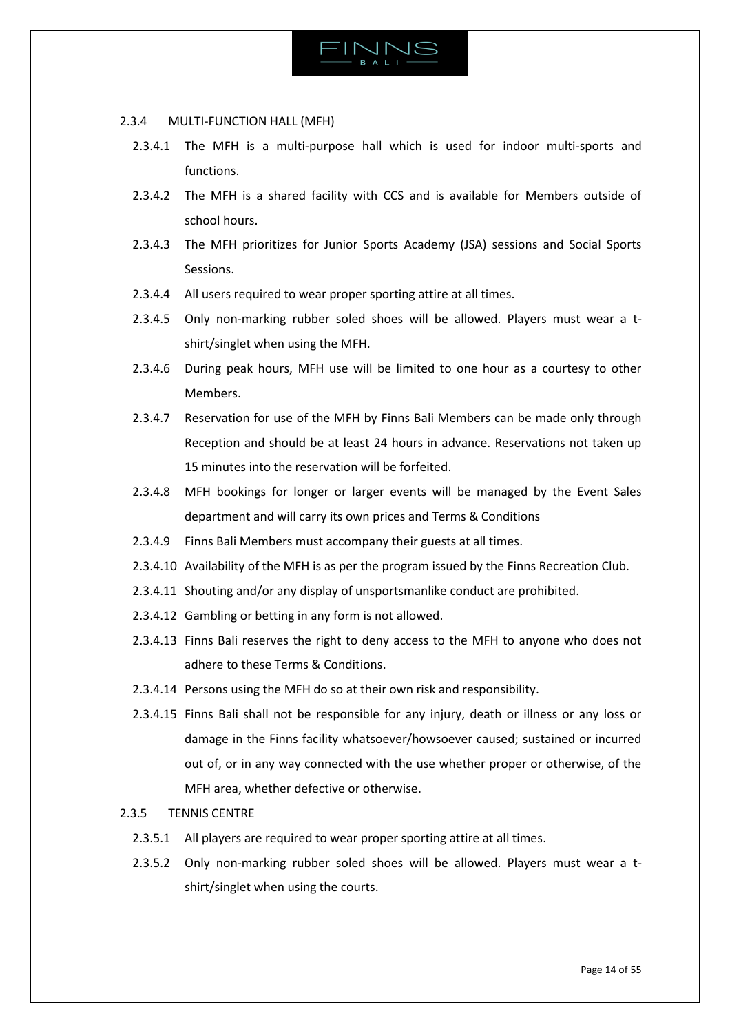### 2.3.4 MULTI-FUNCTION HALL (MFH)

2.3.4.1 The MFH is a multi-purpose hall which is used for indoor multi-sports and functions.

2.3.4.2 The MFH is a shared facility with CCS and is available for Members outside of school hours.

2.3.4.3 The MFH prioritizes for Junior Sports Academy (JSA) sessions and Social Sports Sessions.

2.3.4.4 All users required to wear proper sporting attire at all times.

2.3.4.5 Only non-marking rubber soled shoes will be allowed. Players must wear a t-shirt/singlet when using the MFH.

2.3.4.6 During peak hours, MFH use will be limited to one hour as a courtesy to other Members.

2.3.4.7 Reservation for use of the MFH by Finns Bali Members can be made only through Reception and should be at least 24 hours in advance. Reservations not taken up 15 minutes into the reservation will be forfeited.

2.3.4.8 MFH bookings for longer or larger events will be managed by the Event Sales department and will carry its own prices and Terms & Conditions

2.3.4.9 Finns Bali Members must accompany their guests at all times.

2.3.4.10 Availability of the MFH is as per the program issued by the Finns Recreation Club.

2.3.4.11 Shouting and/or any display of unsportsmanlike conduct are prohibited.

2.3.4.12 Gambling or betting in any form is not allowed.

2.3.4.13 Finns Bali reserves the right to deny access to the MFH to anyone who does not adhere to these Terms & Conditions.

2.3.4.14 Persons using the MFH do so at their own risk and responsibility.

2.3.4.15 Finns Bali shall not be responsible for any injury, death or illness or any loss or damage in the Finns facility whatsoever/howsoever caused; sustained or incurred out of, or in any way connected with the use whether proper or otherwise, of the MFH area, whether defective or otherwise.

### 2.3.5 TENNIS CENTRE

2.3.5.1 All players are required to wear proper sporting attire at all times.

2.3.5.2 Only non-marking rubber soled shoes will be allowed. Players must wear a t-shirt/singlet when using the courts.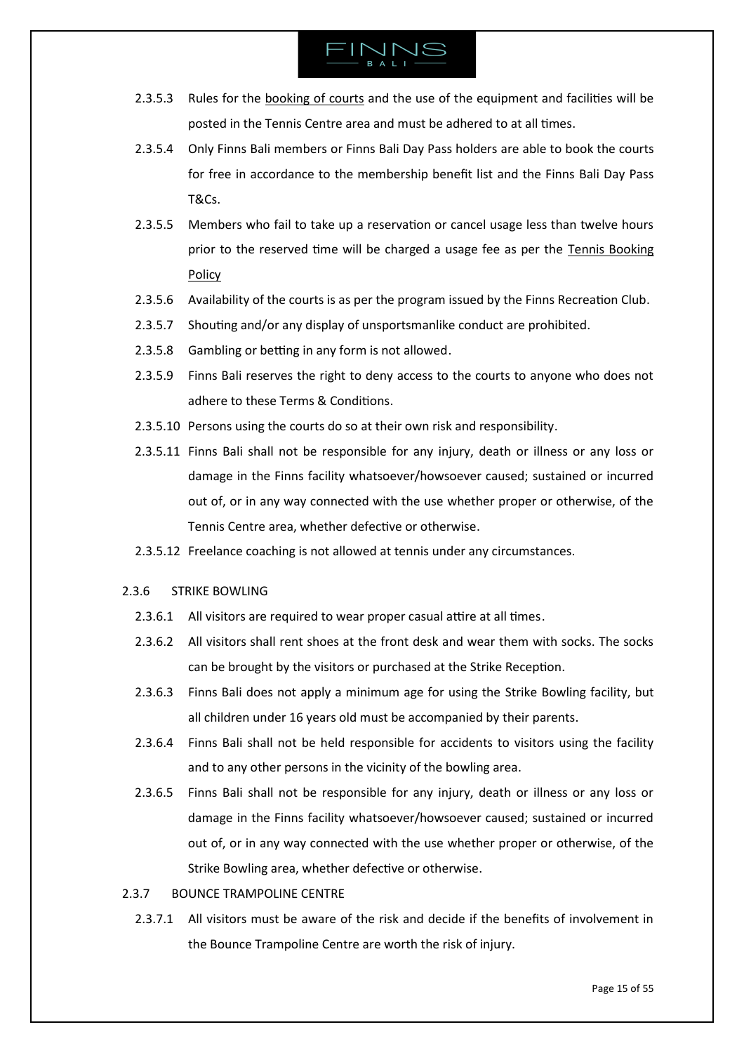2.3.5.3 Rules for the booking of courts and the use of the equipment and facilities will be posted in the Tennis Centre area and must be adhered to at all times.

2.3.5.4 Only Finns Bali members or Finns Bali Day Pass holders are able to book the courts for free in accordance to the membership benefit list and the Finns Bali Day Pass T&Cs.

2.3.5.5 Members who fail to take up a reservation or cancel usage less than twelve hours prior to the reserved time will be charged a usage fee as per the Tennis Booking Policy

2.3.5.6 Availability of the courts is as per the program issued by the Finns Recreation Club.

2.3.5.7 Shouting and/or any display of unsportsmanlike conduct are prohibited.

2.3.5.8 Gambling or betting in any form is not allowed.

2.3.5.9 Finns Bali reserves the right to deny access to the courts to anyone who does not adhere to these Terms & Conditions.

2.3.5.10 Persons using the courts do so at their own risk and responsibility.

2.3.5.11 Finns Bali shall not be responsible for any injury, death or illness or any loss or damage in the Finns facility whatsoever/howsoever caused; sustained or incurred out of, or in any way connected with the use whether proper or otherwise, of the Tennis Centre area, whether defective or otherwise.

2.3.5.12 Freelance coaching is not allowed at tennis under any circumstances.

2.3.6 STRIKE BOWLING

2.3.6.1 All visitors are required to wear proper casual attire at all times.

2.3.6.2 All visitors shall rent shoes at the front desk and wear them with socks. The socks can be brought by the visitors or purchased at the Strike Reception.

2.3.6.3 Finns Bali does not apply a minimum age for using the Strike Bowling facility, but all children under 16 years old must be accompanied by their parents.

2.3.6.4 Finns Bali shall not be held responsible for accidents to visitors using the facility and to any other persons in the vicinity of the bowling area.

2.3.6.5 Finns Bali shall not be responsible for any injury, death or illness or any loss or damage in the Finns facility whatsoever/howsoever caused; sustained or incurred out of, or in any way connected with the use whether proper or otherwise, of the Strike Bowling area, whether defective or otherwise.

2.3.7 BOUNCE TRAMPOLINE CENTRE

2.3.7.1 All visitors must be aware of the risk and decide if the benefits of involvement in the Bounce Trampoline Centre are worth the risk of injury.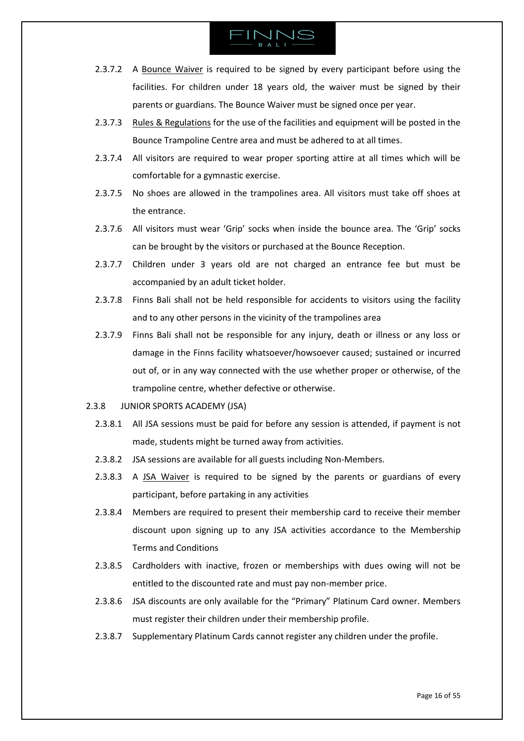2.3.7.2 A Bounce Waiver is required to be signed by every participant before using the facilities. For children under 18 years old, the waiver must be signed by their parents or guardians. The Bounce Waiver must be signed once per year.

2.3.7.3 Rules & Regulations for the use of the facilities and equipment will be posted in the Bounce Trampoline Centre area and must be adhered to at all times.

2.3.7.4 All visitors are required to wear proper sporting attire at all times which will be comfortable for a gymnastic exercise.

2.3.7.5 No shoes are allowed in the trampolines area. All visitors must take off shoes at the entrance.

2.3.7.6 All visitors must wear 'Grip' socks when inside the bounce area. The 'Grip' socks can be brought by the visitors or purchased at the Bounce Reception.

2.3.7.7 Children under 3 years old are not charged an entrance fee but must be accompanied by an adult ticket holder.

2.3.7.8 Finns Bali shall not be held responsible for accidents to visitors using the facility and to any other persons in the vicinity of the trampolines area

2.3.7.9 Finns Bali shall not be responsible for any injury, death or illness or any loss or damage in the Finns facility whatsoever/howsoever caused; sustained or incurred out of, or in any way connected with the use whether proper or otherwise, of the trampoline centre, whether defective or otherwise.

2.3.8 JUNIOR SPORTS ACADEMY (JSA)

2.3.8.1 All JSA sessions must be paid for before any session is attended, if payment is not made, students might be turned away from activities.

2.3.8.2 JSA sessions are available for all guests including Non-Members.

2.3.8.3 A JSA Waiver is required to be signed by the parents or guardians of every participant, before partaking in any activities

2.3.8.4 Members are required to present their membership card to receive their member discount upon signing up to any JSA activities accordance to the Membership Terms and Conditions

2.3.8.5 Cardholders with inactive, frozen or memberships with dues owing will not be entitled to the discounted rate and must pay non-member price.

2.3.8.6 JSA discounts are only available for the "Primary" Platinum Card owner. Members must register their children under their membership profile.

2.3.8.7 Supplementary Platinum Cards cannot register any children under the profile.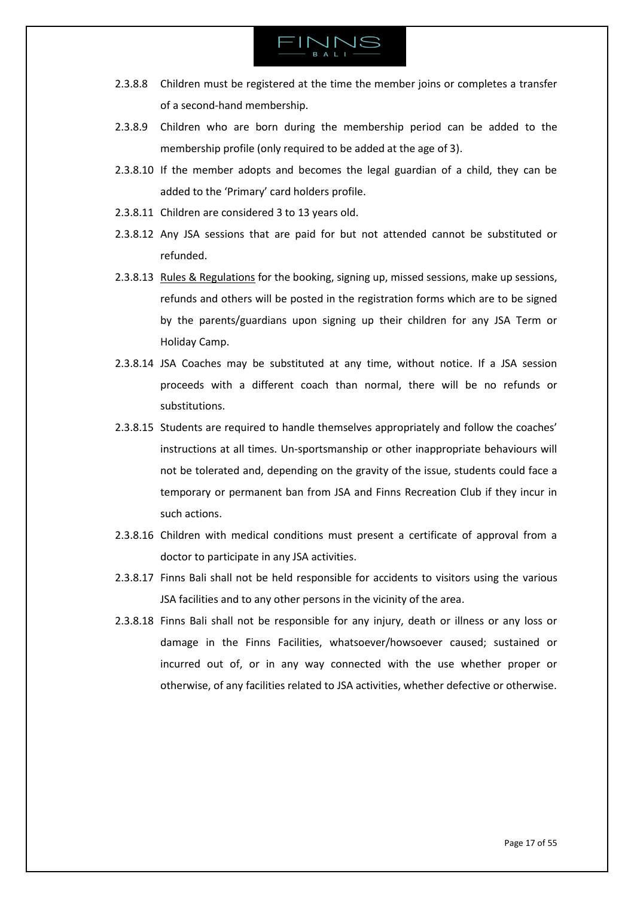2.3.8.8 Children must be registered at the time the member joins or completes a transfer of a second-hand membership.

2.3.8.9 Children who are born during the membership period can be added to the membership profile (only required to be added at the age of 3).

2.3.8.10 If the member adopts and becomes the legal guardian of a child, they can be added to the 'Primary' card holders profile.

2.3.8.11 Children are considered 3 to 13 years old.

2.3.8.12 Any JSA sessions that are paid for but not attended cannot be substituted or refunded.

2.3.8.13 Rules & Regulations for the booking, signing up, missed sessions, make up sessions, refunds and others will be posted in the registration forms which are to be signed by the parents/guardians upon signing up their children for any JSA Term or Holiday Camp.

2.3.8.14 JSA Coaches may be substituted at any time, without notice. If a JSA session proceeds with a different coach than normal, there will be no refunds or substitutions.

2.3.8.15 Students are required to handle themselves appropriately and follow the coaches' instructions at all times. Un-sportsmanship or other inappropriate behaviours will not be tolerated and, depending on the gravity of the issue, students could face a temporary or permanent ban from JSA and Finns Recreation Club if they incur in such actions.

2.3.8.16 Children with medical conditions must present a certificate of approval from a doctor to participate in any JSA activities.

2.3.8.17 Finns Bali shall not be held responsible for accidents to visitors using the various JSA facilities and to any other persons in the vicinity of the area.

2.3.8.18 Finns Bali shall not be responsible for any injury, death or illness or any loss or damage in the Finns Facilities, whatsoever/howsoever caused; sustained or incurred out of, or in any way connected with the use whether proper or otherwise, of any facilities related to JSA activities, whether defective or otherwise.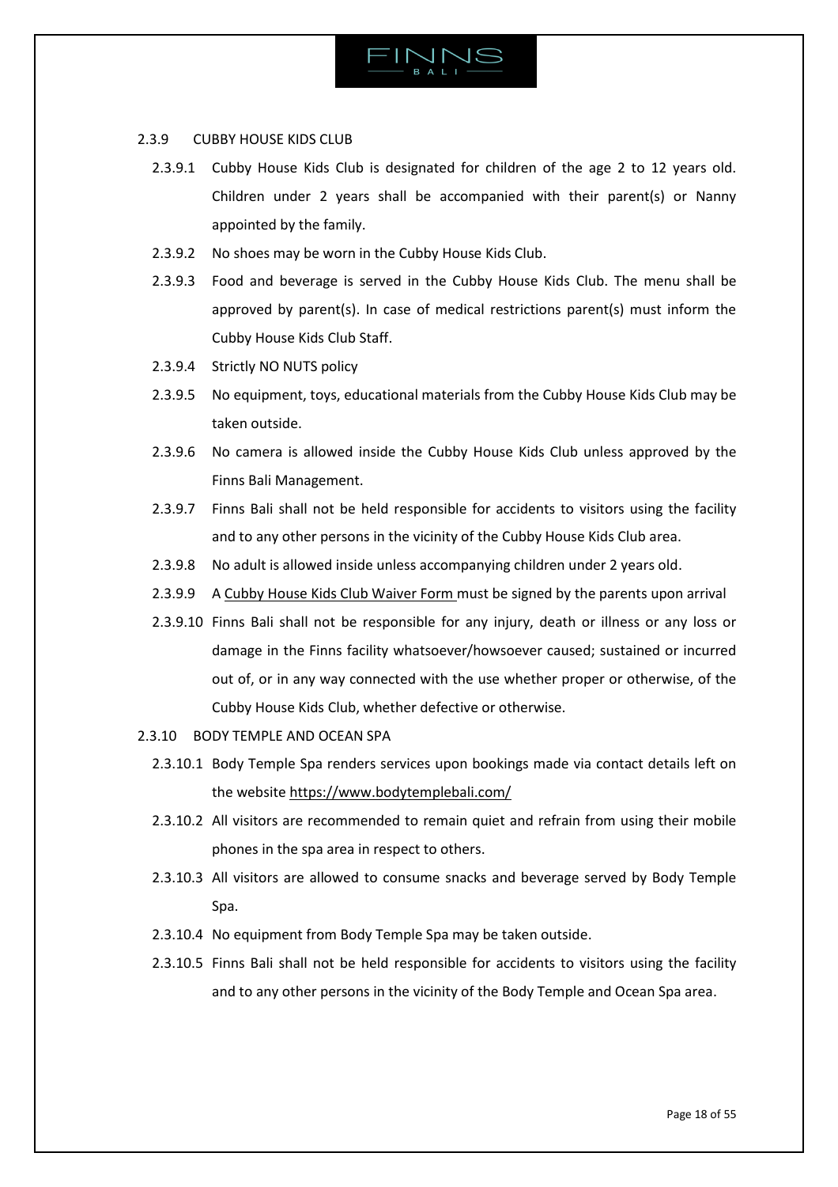### 2.3.9 CUBBY HOUSE KIDS CLUB

2.3.9.1 Cubby House Kids Club is designated for children of the age 2 to 12 years old. Children under 2 years shall be accompanied with their parent(s) or Nanny appointed by the family.

2.3.9.2 No shoes may be worn in the Cubby House Kids Club.

2.3.9.3 Food and beverage is served in the Cubby House Kids Club. The menu shall be approved by parent(s). In case of medical restrictions parent(s) must inform the Cubby House Kids Club Staff.

2.3.9.4 Strictly NO NUTS policy

2.3.9.5 No equipment, toys, educational materials from the Cubby House Kids Club may be taken outside.

2.3.9.6 No camera is allowed inside the Cubby House Kids Club unless approved by the Finns Bali Management.

2.3.9.7 Finns Bali shall not be held responsible for accidents to visitors using the facility and to any other persons in the vicinity of the Cubby House Kids Club area.

2.3.9.8 No adult is allowed inside unless accompanying children under 2 years old.

2.3.9.9 A Cubby House Kids Club Waiver Form must be signed by the parents upon arrival

2.3.9.10 Finns Bali shall not be responsible for any injury, death or illness or any loss or damage in the Finns facility whatsoever/howsoever caused; sustained or incurred out of, or in any way connected with the use whether proper or otherwise, of the Cubby House Kids Club, whether defective or otherwise.

### 2.3.10 BODY TEMPLE AND OCEAN SPA

2.3.10.1 Body Temple Spa renders services upon bookings made via contact details left on the website https://www.bodytemplebali.com/

2.3.10.2 All visitors are recommended to remain quiet and refrain from using their mobile phones in the spa area in respect to others.

2.3.10.3 All visitors are allowed to consume snacks and beverage served by Body Temple Spa.

2.3.10.4 No equipment from Body Temple Spa may be taken outside.

2.3.10.5 Finns Bali shall not be held responsible for accidents to visitors using the facility and to any other persons in the vicinity of the Body Temple and Ocean Spa area.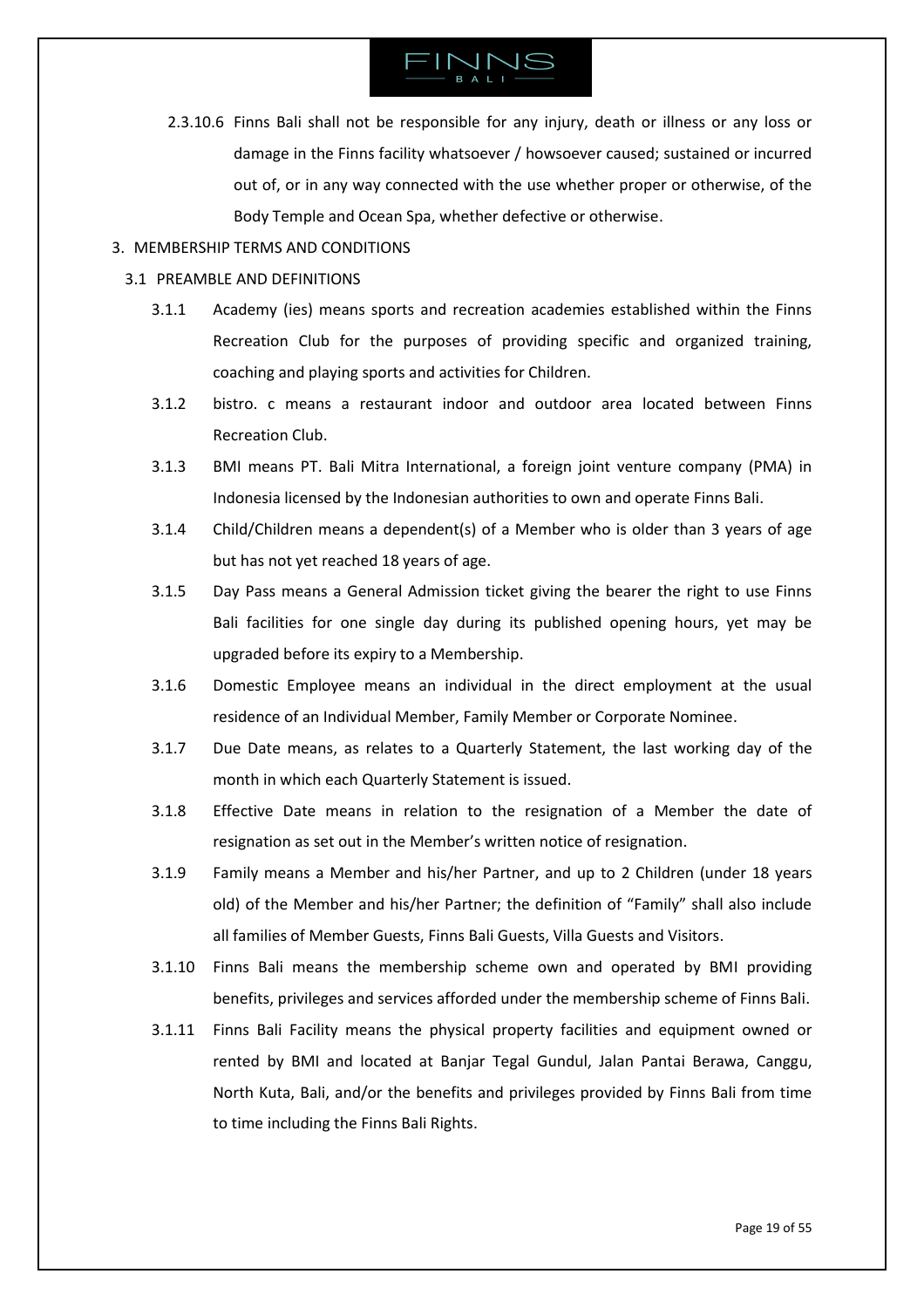2.3.10.6 Finns Bali shall not be responsible for any injury, death or illness or any loss or damage in the Finns facility whatsoever / howsoever caused; sustained or incurred out of, or in any way connected with the use whether proper or otherwise, of the Body Temple and Ocean Spa, whether defective or otherwise.

## 3. MEMBERSHIP TERMS AND CONDITIONS

### 3.1 PREAMBLE AND DEFINITIONS

3.1.1 Academy (ies) means sports and recreation academies established within the Finns Recreation Club for the purposes of providing specific and organized training, coaching and playing sports and activities for Children.

3.1.2 bistro. c means a restaurant indoor and outdoor area located between Finns Recreation Club.

3.1.3 BMI means PT. Bali Mitra International, a foreign joint venture company (PMA) in Indonesia licensed by the Indonesian authorities to own and operate Finns Bali.

3.1.4 Child/Children means a dependent(s) of a Member who is older than 3 years of age but has not yet reached 18 years of age.

3.1.5 Day Pass means a General Admission ticket giving the bearer the right to use Finns Bali facilities for one single day during its published opening hours, yet may be upgraded before its expiry to a Membership.

3.1.6 Domestic Employee means an individual in the direct employment at the usual residence of an Individual Member, Family Member or Corporate Nominee.

3.1.7 Due Date means, as relates to a Quarterly Statement, the last working day of the month in which each Quarterly Statement is issued.

3.1.8 Effective Date means in relation to the resignation of a Member the date of resignation as set out in the Member's written notice of resignation.

3.1.9 Family means a Member and his/her Partner, and up to 2 Children (under 18 years old) of the Member and his/her Partner; the definition of "Family" shall also include all families of Member Guests, Finns Bali Guests, Villa Guests and Visitors.

3.1.10 Finns Bali means the membership scheme own and operated by BMI providing benefits, privileges and services afforded under the membership scheme of Finns Bali.

3.1.11 Finns Bali Facility means the physical property facilities and equipment owned or rented by BMI and located at Banjar Tegal Gundul, Jalan Pantai Berawa, Canggu, North Kuta, Bali, and/or the benefits and privileges provided by Finns Bali from time to time including the Finns Bali Rights.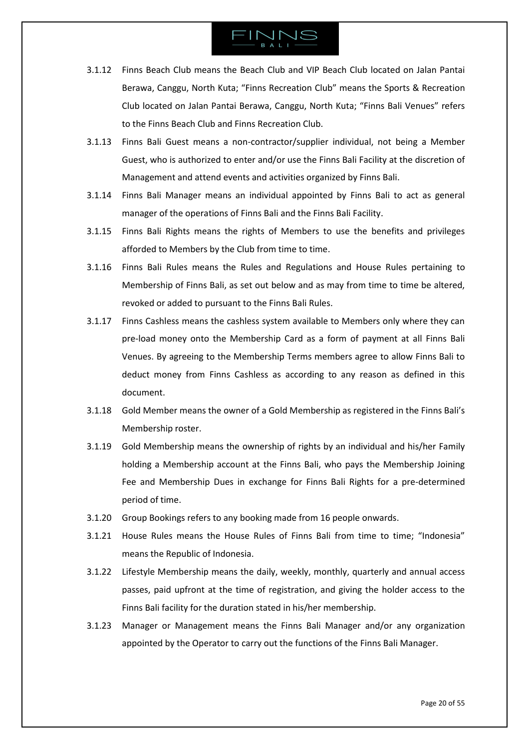3.1.12 Finns Beach Club means the Beach Club and VIP Beach Club located on Jalan Pantai Berawa, Canggu, North Kuta; "Finns Recreation Club" means the Sports & Recreation Club located on Jalan Pantai Berawa, Canggu, North Kuta; "Finns Bali Venues" refers to the Finns Beach Club and Finns Recreation Club.

3.1.13 Finns Bali Guest means a non-contractor/supplier individual, not being a Member Guest, who is authorized to enter and/or use the Finns Bali Facility at the discretion of Management and attend events and activities organized by Finns Bali.

3.1.14 Finns Bali Manager means an individual appointed by Finns Bali to act as general manager of the operations of Finns Bali and the Finns Bali Facility.

3.1.15 Finns Bali Rights means the rights of Members to use the benefits and privileges afforded to Members by the Club from time to time.

3.1.16 Finns Bali Rules means the Rules and Regulations and House Rules pertaining to Membership of Finns Bali, as set out below and as may from time to time be altered, revoked or added to pursuant to the Finns Bali Rules.

3.1.17 Finns Cashless means the cashless system available to Members only where they can pre-load money onto the Membership Card as a form of payment at all Finns Bali Venues. By agreeing to the Membership Terms members agree to allow Finns Bali to deduct money from Finns Cashless as according to any reason as defined in this document.

3.1.18 Gold Member means the owner of a Gold Membership as registered in the Finns Bali's Membership roster.

3.1.19 Gold Membership means the ownership of rights by an individual and his/her Family holding a Membership account at the Finns Bali, who pays the Membership Joining Fee and Membership Dues in exchange for Finns Bali Rights for a pre-determined period of time.

3.1.20 Group Bookings refers to any booking made from 16 people onwards.

3.1.21 House Rules means the House Rules of Finns Bali from time to time; "Indonesia" means the Republic of Indonesia.

3.1.22 Lifestyle Membership means the daily, weekly, monthly, quarterly and annual access passes, paid upfront at the time of registration, and giving the holder access to the Finns Bali facility for the duration stated in his/her membership.

3.1.23 Manager or Management means the Finns Bali Manager and/or any organization appointed by the Operator to carry out the functions of the Finns Bali Manager.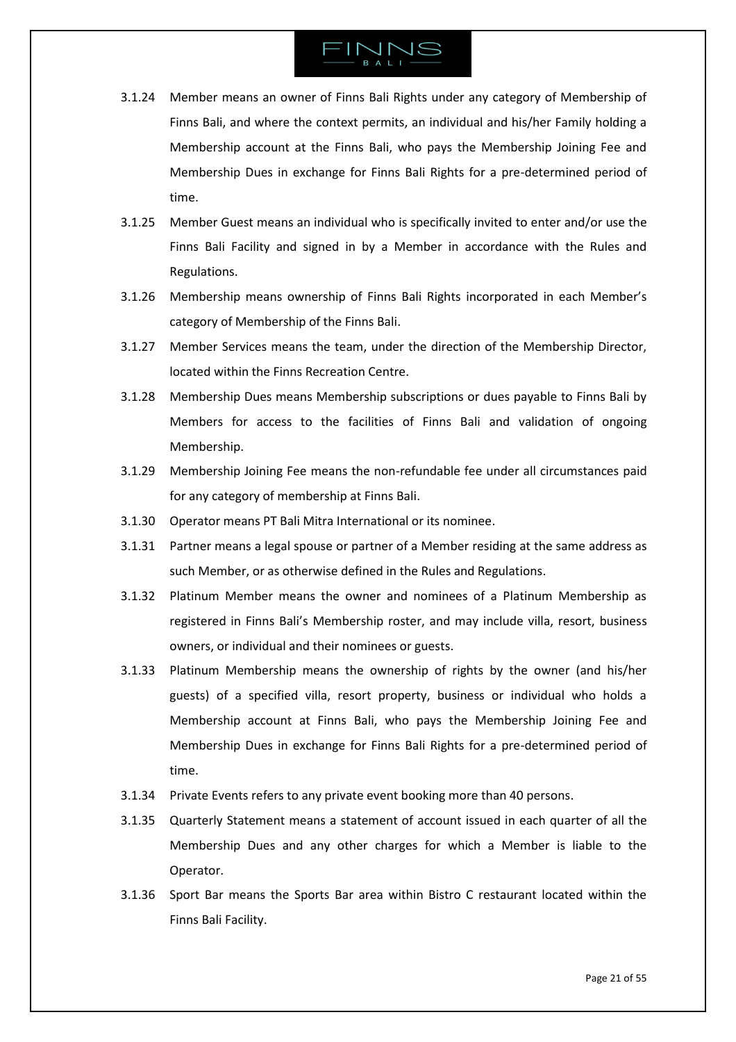3.1.24 Member means an owner of Finns Bali Rights under any category of Membership of Finns Bali, and where the context permits, an individual and his/her Family holding a Membership account at the Finns Bali, who pays the Membership Joining Fee and Membership Dues in exchange for Finns Bali Rights for a pre-determined period of time.

3.1.25 Member Guest means an individual who is specifically invited to enter and/or use the Finns Bali Facility and signed in by a Member in accordance with the Rules and Regulations.

3.1.26 Membership means ownership of Finns Bali Rights incorporated in each Member's category of Membership of the Finns Bali.

3.1.27 Member Services means the team, under the direction of the Membership Director, located within the Finns Recreation Centre.

3.1.28 Membership Dues means Membership subscriptions or dues payable to Finns Bali by Members for access to the facilities of Finns Bali and validation of ongoing Membership.

3.1.29 Membership Joining Fee means the non-refundable fee under all circumstances paid for any category of membership at Finns Bali.

3.1.30 Operator means PT Bali Mitra International or its nominee.

3.1.31 Partner means a legal spouse or partner of a Member residing at the same address as such Member, or as otherwise defined in the Rules and Regulations.

3.1.32 Platinum Member means the owner and nominees of a Platinum Membership as registered in Finns Bali's Membership roster, and may include villa, resort, business owners, or individual and their nominees or guests.

3.1.33 Platinum Membership means the ownership of rights by the owner (and his/her guests) of a specified villa, resort property, business or individual who holds a Membership account at Finns Bali, who pays the Membership Joining Fee and Membership Dues in exchange for Finns Bali Rights for a pre-determined period of time.

3.1.34 Private Events refers to any private event booking more than 40 persons.

3.1.35 Quarterly Statement means a statement of account issued in each quarter of all the Membership Dues and any other charges for which a Member is liable to the Operator.

3.1.36 Sport Bar means the Sports Bar area within Bistro C restaurant located within the Finns Bali Facility.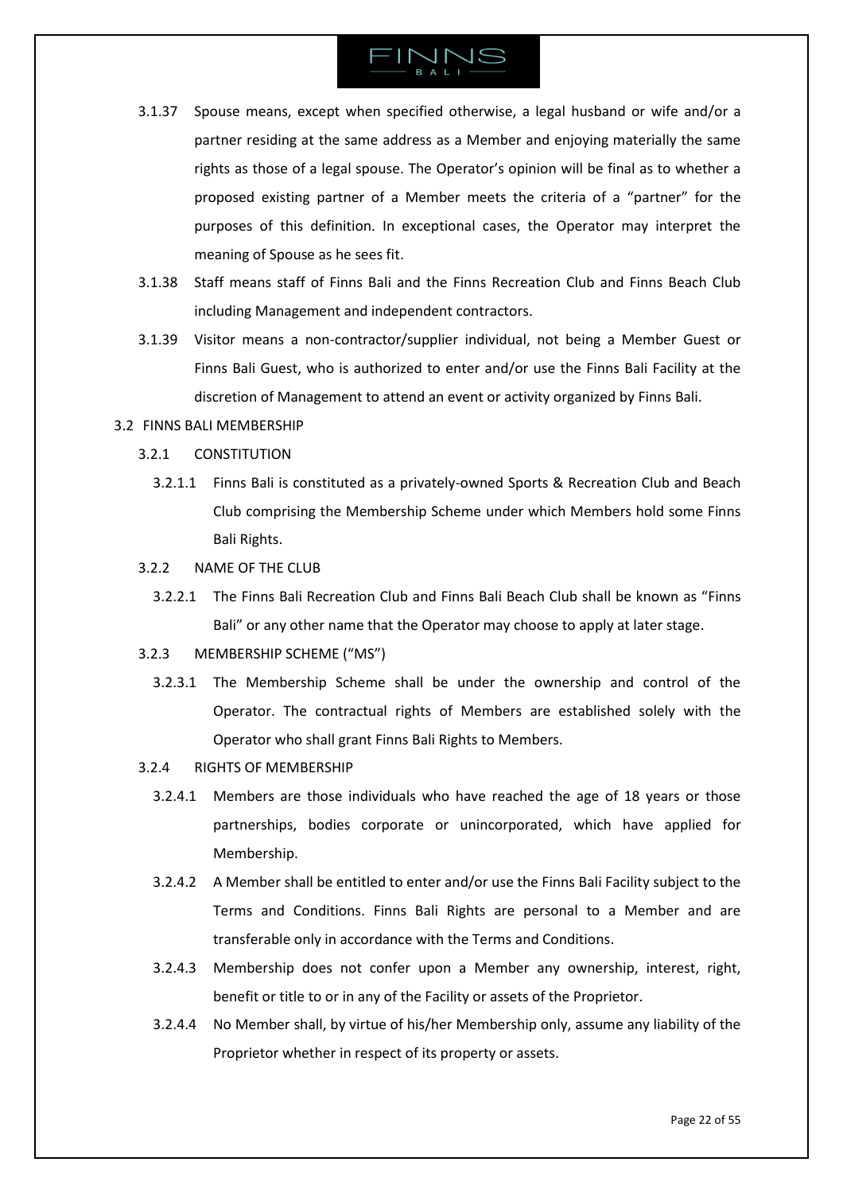3.1.37 Spouse means, except when specified otherwise, a legal husband or wife and/or a partner residing at the same address as a Member and enjoying materially the same rights as those of a legal spouse. The Operator's opinion will be final as to whether a proposed existing partner of a Member meets the criteria of a "partner" for the purposes of this definition. In exceptional cases, the Operator may interpret the meaning of Spouse as he sees fit.

3.1.38 Staff means staff of Finns Bali and the Finns Recreation Club and Finns Beach Club including Management and independent contractors.

3.1.39 Visitor means a non-contractor/supplier individual, not being a Member Guest or Finns Bali Guest, who is authorized to enter and/or use the Finns Bali Facility at the discretion of Management to attend an event or activity organized by Finns Bali.

3.2 FINNS BALI MEMBERSHIP

3.2.1 CONSTITUTION

3.2.1.1 Finns Bali is constituted as a privately-owned Sports & Recreation Club and Beach Club comprising the Membership Scheme under which Members hold some Finns Bali Rights.

3.2.2 NAME OF THE CLUB

3.2.2.1 The Finns Bali Recreation Club and Finns Bali Beach Club shall be known as "Finns Bali" or any other name that the Operator may choose to apply at later stage.

3.2.3 MEMBERSHIP SCHEME ("MS")

3.2.3.1 The Membership Scheme shall be under the ownership and control of the Operator. The contractual rights of Members are established solely with the Operator who shall grant Finns Bali Rights to Members.

3.2.4 RIGHTS OF MEMBERSHIP

3.2.4.1 Members are those individuals who have reached the age of 18 years or those partnerships, bodies corporate or unincorporated, which have applied for Membership.

3.2.4.2 A Member shall be entitled to enter and/or use the Finns Bali Facility subject to the Terms and Conditions. Finns Bali Rights are personal to a Member and are transferable only in accordance with the Terms and Conditions.

3.2.4.3 Membership does not confer upon a Member any ownership, interest, right, benefit or title to or in any of the Facility or assets of the Proprietor.

3.2.4.4 No Member shall, by virtue of his/her Membership only, assume any liability of the Proprietor whether in respect of its property or assets.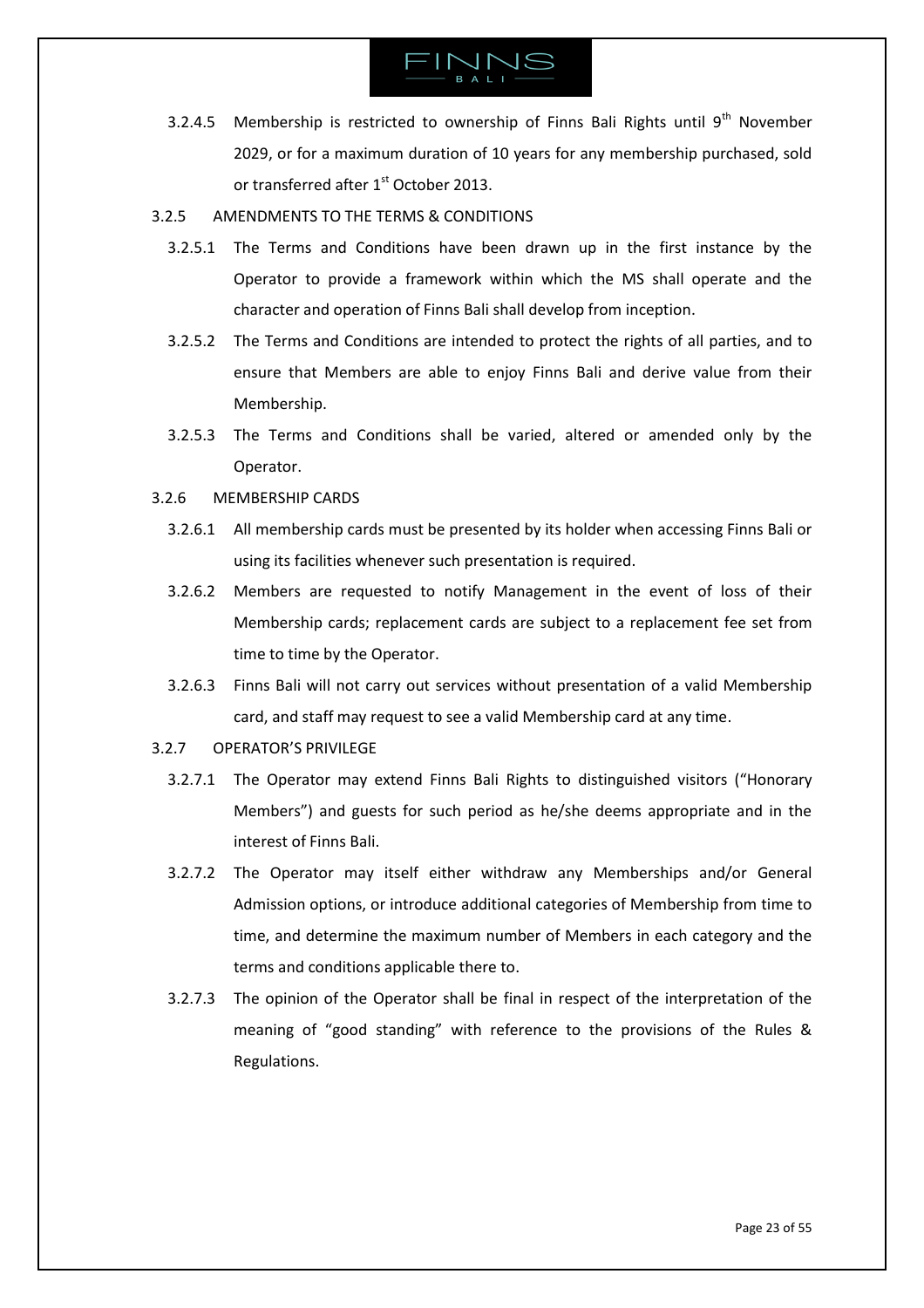3.2.4.5 Membership is restricted to ownership of Finns Bali Rights until 9th November 2029, or for a maximum duration of 10 years for any membership purchased, sold or transferred after 1st October 2013.

3.2.5 AMENDMENTS TO THE TERMS & CONDITIONS

3.2.5.1 The Terms and Conditions have been drawn up in the first instance by the Operator to provide a framework within which the MS shall operate and the character and operation of Finns Bali shall develop from inception.

3.2.5.2 The Terms and Conditions are intended to protect the rights of all parties, and to ensure that Members are able to enjoy Finns Bali and derive value from their Membership.

3.2.5.3 The Terms and Conditions shall be varied, altered or amended only by the Operator.

3.2.6 MEMBERSHIP CARDS

3.2.6.1 All membership cards must be presented by its holder when accessing Finns Bali or using its facilities whenever such presentation is required.

3.2.6.2 Members are requested to notify Management in the event of loss of their Membership cards; replacement cards are subject to a replacement fee set from time to time by the Operator.

3.2.6.3 Finns Bali will not carry out services without presentation of a valid Membership card, and staff may request to see a valid Membership card at any time.

3.2.7 OPERATOR'S PRIVILEGE

3.2.7.1 The Operator may extend Finns Bali Rights to distinguished visitors ("Honorary Members") and guests for such period as he/she deems appropriate and in the interest of Finns Bali.

3.2.7.2 The Operator may itself either withdraw any Memberships and/or General Admission options, or introduce additional categories of Membership from time to time, and determine the maximum number of Members in each category and the terms and conditions applicable there to.

3.2.7.3 The opinion of the Operator shall be final in respect of the interpretation of the meaning of "good standing" with reference to the provisions of the Rules & Regulations.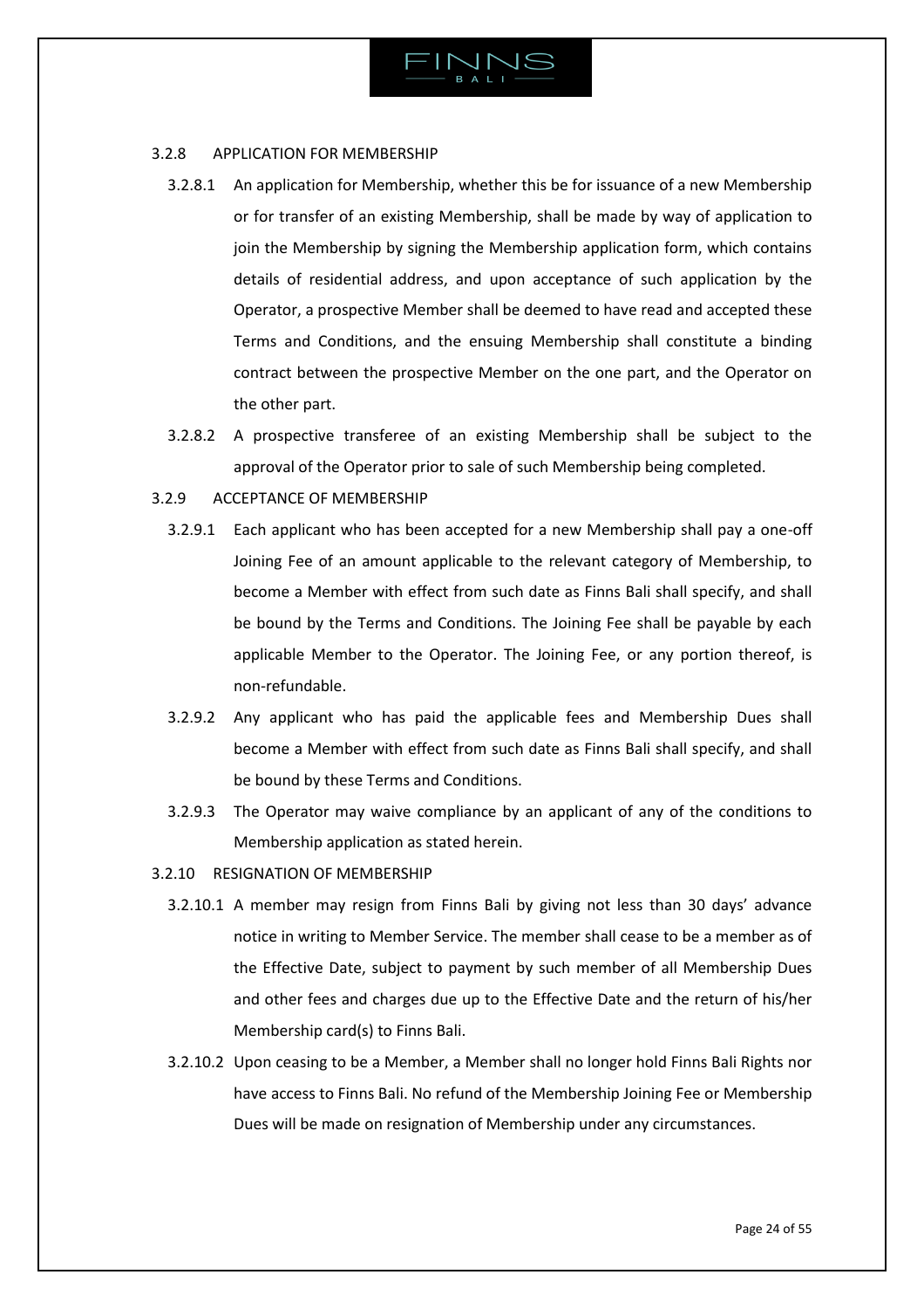### 3.2.8 APPLICATION FOR MEMBERSHIP

3.2.8.1 An application for Membership, whether this be for issuance of a new Membership or for transfer of an existing Membership, shall be made by way of application to join the Membership by signing the Membership application form, which contains details of residential address, and upon acceptance of such application by the Operator, a prospective Member shall be deemed to have read and accepted these Terms and Conditions, and the ensuing Membership shall constitute a binding contract between the prospective Member on the one part, and the Operator on the other part.

3.2.8.2 A prospective transferee of an existing Membership shall be subject to the approval of the Operator prior to sale of such Membership being completed.

### 3.2.9 ACCEPTANCE OF MEMBERSHIP

3.2.9.1 Each applicant who has been accepted for a new Membership shall pay a one-off Joining Fee of an amount applicable to the relevant category of Membership, to become a Member with effect from such date as Finns Bali shall specify, and shall be bound by the Terms and Conditions. The Joining Fee shall be payable by each applicable Member to the Operator. The Joining Fee, or any portion thereof, is non-refundable.

3.2.9.2 Any applicant who has paid the applicable fees and Membership Dues shall become a Member with effect from such date as Finns Bali shall specify, and shall be bound by these Terms and Conditions.

3.2.9.3 The Operator may waive compliance by an applicant of any of the conditions to Membership application as stated herein.

### 3.2.10 RESIGNATION OF MEMBERSHIP

3.2.10.1 A member may resign from Finns Bali by giving not less than 30 days' advance notice in writing to Member Service. The member shall cease to be a member as of the Effective Date, subject to payment by such member of all Membership Dues and other fees and charges due up to the Effective Date and the return of his/her Membership card(s) to Finns Bali.

3.2.10.2 Upon ceasing to be a Member, a Member shall no longer hold Finns Bali Rights nor have access to Finns Bali. No refund of the Membership Joining Fee or Membership Dues will be made on resignation of Membership under any circumstances.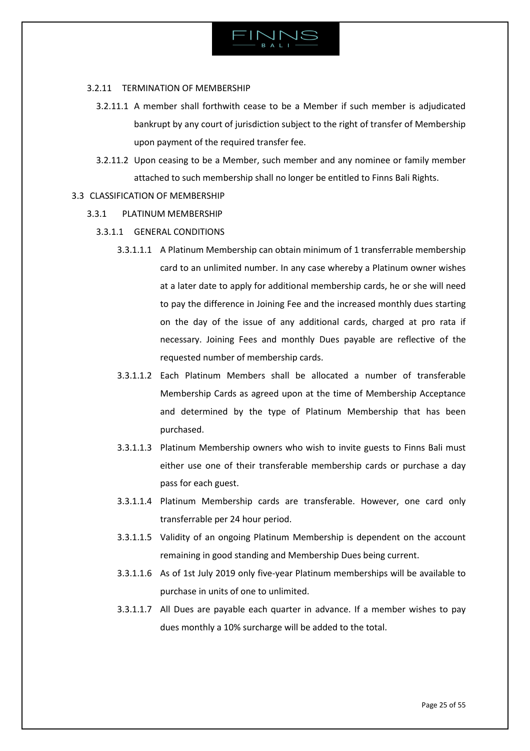#### 3.2.11 TERMINATION OF MEMBERSHIP

3.2.11.1 A member shall forthwith cease to be a Member if such member is adjudicated bankrupt by any court of jurisdiction subject to the right of transfer of Membership upon payment of the required transfer fee.

3.2.11.2 Upon ceasing to be a Member, such member and any nominee or family member attached to such membership shall no longer be entitled to Finns Bali Rights.

## 3.3 CLASSIFICATION OF MEMBERSHIP

### 3.3.1 PLATINUM MEMBERSHIP

#### 3.3.1.1 GENERAL CONDITIONS

3.3.1.1.1 A Platinum Membership can obtain minimum of 1 transferrable membership card to an unlimited number. In any case whereby a Platinum owner wishes at a later date to apply for additional membership cards, he or she will need to pay the difference in Joining Fee and the increased monthly dues starting on the day of the issue of any additional cards, charged at pro rata if necessary. Joining Fees and monthly Dues payable are reflective of the requested number of membership cards.

3.3.1.1.2 Each Platinum Members shall be allocated a number of transferable Membership Cards as agreed upon at the time of Membership Acceptance and determined by the type of Platinum Membership that has been purchased.

3.3.1.1.3 Platinum Membership owners who wish to invite guests to Finns Bali must either use one of their transferable membership cards or purchase a day pass for each guest.

3.3.1.1.4 Platinum Membership cards are transferable. However, one card only transferrable per 24 hour period.

3.3.1.1.5 Validity of an ongoing Platinum Membership is dependent on the account remaining in good standing and Membership Dues being current.

3.3.1.1.6 As of 1st July 2019 only five-year Platinum memberships will be available to purchase in units of one to unlimited.

3.3.1.1.7 All Dues are payable each quarter in advance. If a member wishes to pay dues monthly a 10% surcharge will be added to the total.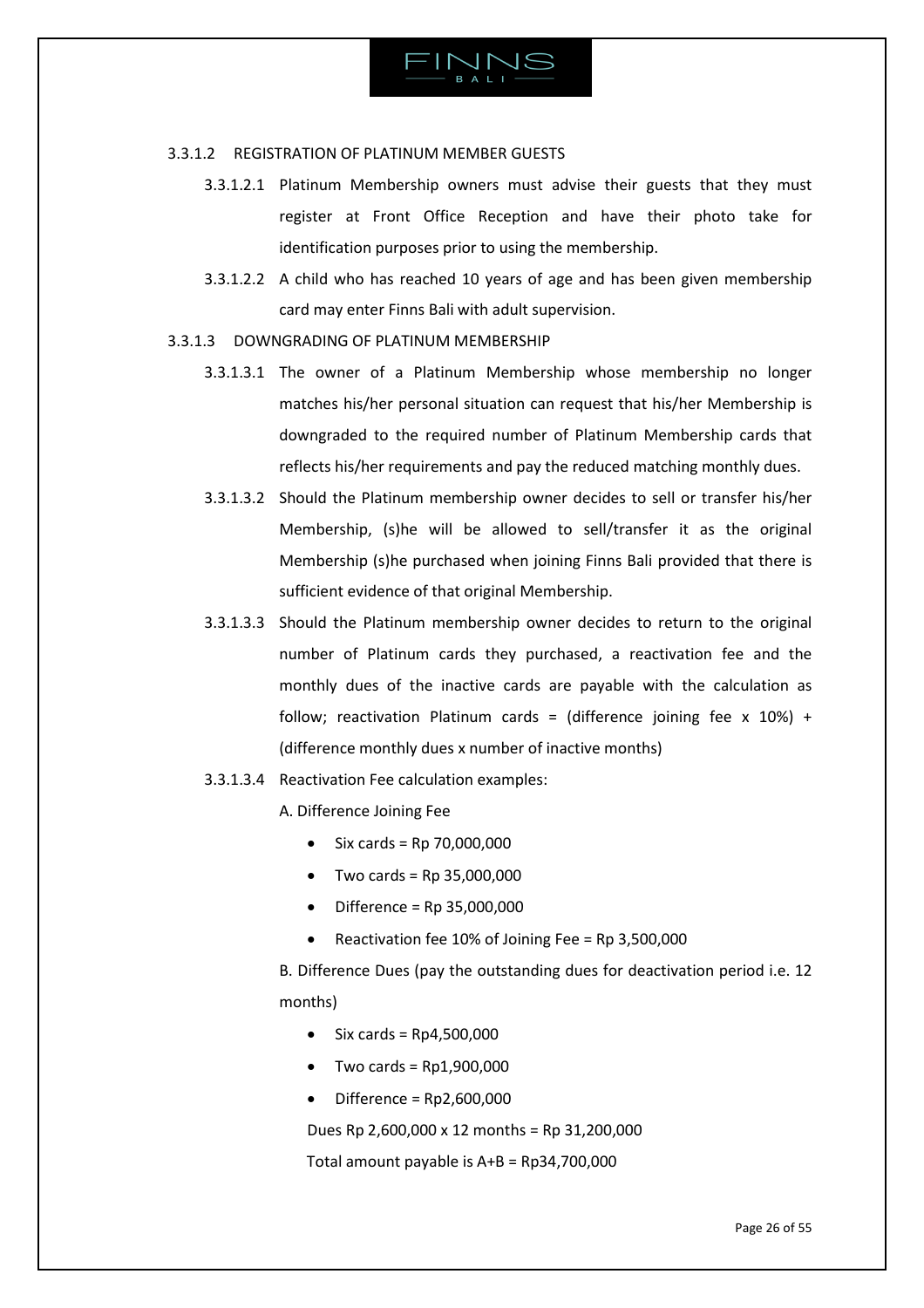### 3.3.1.2 REGISTRATION OF PLATINUM MEMBER GUESTS

3.3.1.2.1 Platinum Membership owners must advise their guests that they must register at Front Office Reception and have their photo take for identification purposes prior to using the membership.

3.3.1.2.2 A child who has reached 10 years of age and has been given membership card may enter Finns Bali with adult supervision.

### 3.3.1.3 DOWNGRADING OF PLATINUM MEMBERSHIP

3.3.1.3.1 The owner of a Platinum Membership whose membership no longer matches his/her personal situation can request that his/her Membership is downgraded to the required number of Platinum Membership cards that reflects his/her requirements and pay the reduced matching monthly dues.

3.3.1.3.2 Should the Platinum membership owner decides to sell or transfer his/her Membership, (s)he will be allowed to sell/transfer it as the original Membership (s)he purchased when joining Finns Bali provided that there is sufficient evidence of that original Membership.

3.3.1.3.3 Should the Platinum membership owner decides to return to the original number of Platinum cards they purchased, a reactivation fee and the monthly dues of the inactive cards are payable with the calculation as follow; reactivation Platinum cards = (difference joining fee x 10%) + (difference monthly dues x number of inactive months)

3.3.1.3.4 Reactivation Fee calculation examples:

A. Difference Joining Fee

- Six cards = Rp 70,000,000
- Two cards = Rp 35,000,000
- Difference = Rp 35,000,000
- Reactivation fee 10% of Joining Fee = Rp 3,500,000

B. Difference Dues (pay the outstanding dues for deactivation period i.e. 12 months)

- Six cards = Rp4,500,000
- Two cards = Rp1,900,000
- Difference = Rp2,600,000

Dues Rp 2,600,000 x 12 months = Rp 31,200,000

Total amount payable is A+B = Rp34,700,000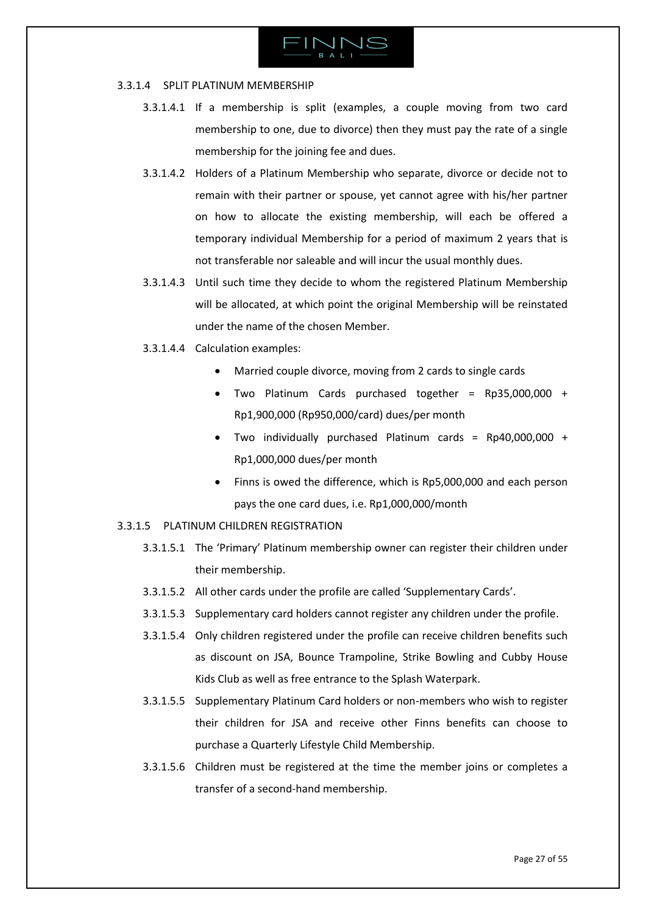#### 3.3.1.4 SPLIT PLATINUM MEMBERSHIP

3.3.1.4.1 If a membership is split (examples, a couple moving from two card membership to one, due to divorce) then they must pay the rate of a single membership for the joining fee and dues.

3.3.1.4.2 Holders of a Platinum Membership who separate, divorce or decide not to remain with their partner or spouse, yet cannot agree with his/her partner on how to allocate the existing membership, will each be offered a temporary individual Membership for a period of maximum 2 years that is not transferable nor saleable and will incur the usual monthly dues.

3.3.1.4.3 Until such time they decide to whom the registered Platinum Membership will be allocated, at which point the original Membership will be reinstated under the name of the chosen Member.

3.3.1.4.4 Calculation examples:

- Married couple divorce, moving from 2 cards to single cards
- Two Platinum Cards purchased together = Rp35,000,000 + Rp1,900,000 (Rp950,000/card) dues/per month
- Two individually purchased Platinum cards = Rp40,000,000 + Rp1,000,000 dues/per month
- Finns is owed the difference, which is Rp5,000,000 and each person pays the one card dues, i.e. Rp1,000,000/month

#### 3.3.1.5 PLATINUM CHILDREN REGISTRATION

3.3.1.5.1 The 'Primary' Platinum membership owner can register their children under their membership.

3.3.1.5.2 All other cards under the profile are called 'Supplementary Cards'.

3.3.1.5.3 Supplementary card holders cannot register any children under the profile.

3.3.1.5.4 Only children registered under the profile can receive children benefits such as discount on JSA, Bounce Trampoline, Strike Bowling and Cubby House Kids Club as well as free entrance to the Splash Waterpark.

3.3.1.5.5 Supplementary Platinum Card holders or non-members who wish to register their children for JSA and receive other Finns benefits can choose to purchase a Quarterly Lifestyle Child Membership.

3.3.1.5.6 Children must be registered at the time the member joins or completes a transfer of a second-hand membership.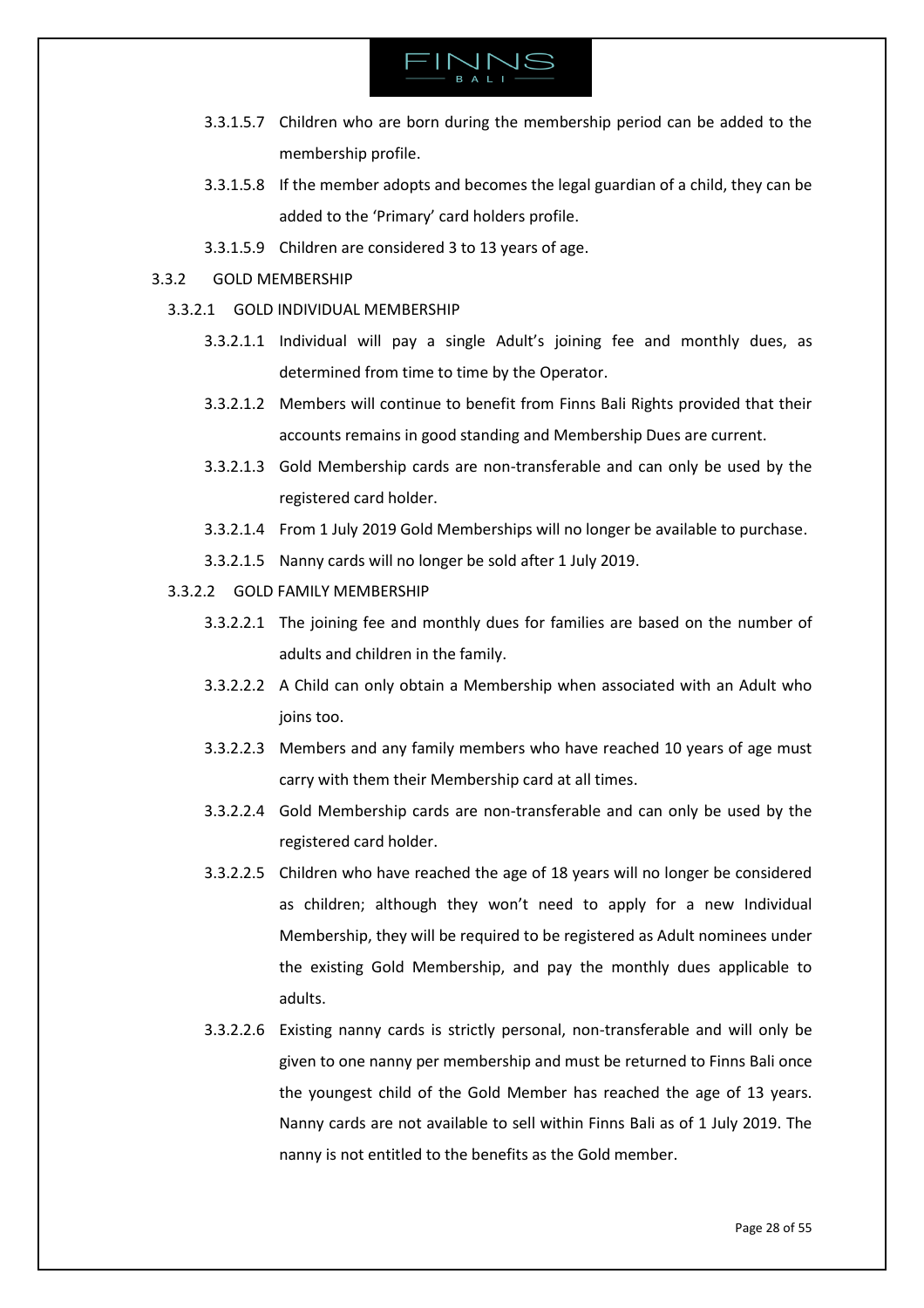3.3.1.5.7 Children who are born during the membership period can be added to the membership profile.

3.3.1.5.8 If the member adopts and becomes the legal guardian of a child, they can be added to the 'Primary' card holders profile.

3.3.1.5.9 Children are considered 3 to 13 years of age.

3.3.2 GOLD MEMBERSHIP

3.3.2.1 GOLD INDIVIDUAL MEMBERSHIP

3.3.2.1.1 Individual will pay a single Adult's joining fee and monthly dues, as determined from time to time by the Operator.

3.3.2.1.2 Members will continue to benefit from Finns Bali Rights provided that their accounts remains in good standing and Membership Dues are current.

3.3.2.1.3 Gold Membership cards are non-transferable and can only be used by the registered card holder.

3.3.2.1.4 From 1 July 2019 Gold Memberships will no longer be available to purchase.

3.3.2.1.5 Nanny cards will no longer be sold after 1 July 2019.

3.3.2.2 GOLD FAMILY MEMBERSHIP

3.3.2.2.1 The joining fee and monthly dues for families are based on the number of adults and children in the family.

3.3.2.2.2 A Child can only obtain a Membership when associated with an Adult who joins too.

3.3.2.2.3 Members and any family members who have reached 10 years of age must carry with them their Membership card at all times.

3.3.2.2.4 Gold Membership cards are non-transferable and can only be used by the registered card holder.

3.3.2.2.5 Children who have reached the age of 18 years will no longer be considered as children; although they won't need to apply for a new Individual Membership, they will be required to be registered as Adult nominees under the existing Gold Membership, and pay the monthly dues applicable to adults.

3.3.2.2.6 Existing nanny cards is strictly personal, non-transferable and will only be given to one nanny per membership and must be returned to Finns Bali once the youngest child of the Gold Member has reached the age of 13 years. Nanny cards are not available to sell within Finns Bali as of 1 July 2019. The nanny is not entitled to the benefits as the Gold member.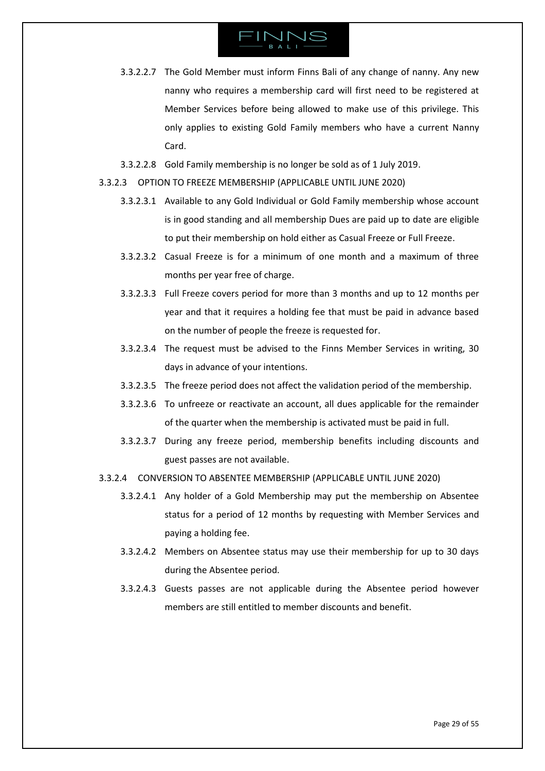3.3.2.2.7 The Gold Member must inform Finns Bali of any change of nanny. Any new nanny who requires a membership card will first need to be registered at Member Services before being allowed to make use of this privilege. This only applies to existing Gold Family members who have a current Nanny Card.

3.3.2.2.8 Gold Family membership is no longer be sold as of 1 July 2019.

3.3.2.3 OPTION TO FREEZE MEMBERSHIP (APPLICABLE UNTIL JUNE 2020)

3.3.2.3.1 Available to any Gold Individual or Gold Family membership whose account is in good standing and all membership Dues are paid up to date are eligible to put their membership on hold either as Casual Freeze or Full Freeze.

3.3.2.3.2 Casual Freeze is for a minimum of one month and a maximum of three months per year free of charge.

3.3.2.3.3 Full Freeze covers period for more than 3 months and up to 12 months per year and that it requires a holding fee that must be paid in advance based on the number of people the freeze is requested for.

3.3.2.3.4 The request must be advised to the Finns Member Services in writing, 30 days in advance of your intentions.

3.3.2.3.5 The freeze period does not affect the validation period of the membership.

3.3.2.3.6 To unfreeze or reactivate an account, all dues applicable for the remainder of the quarter when the membership is activated must be paid in full.

3.3.2.3.7 During any freeze period, membership benefits including discounts and guest passes are not available.

3.3.2.4 CONVERSION TO ABSENTEE MEMBERSHIP (APPLICABLE UNTIL JUNE 2020)

3.3.2.4.1 Any holder of a Gold Membership may put the membership on Absentee status for a period of 12 months by requesting with Member Services and paying a holding fee.

3.3.2.4.2 Members on Absentee status may use their membership for up to 30 days during the Absentee period.

3.3.2.4.3 Guests passes are not applicable during the Absentee period however members are still entitled to member discounts and benefit.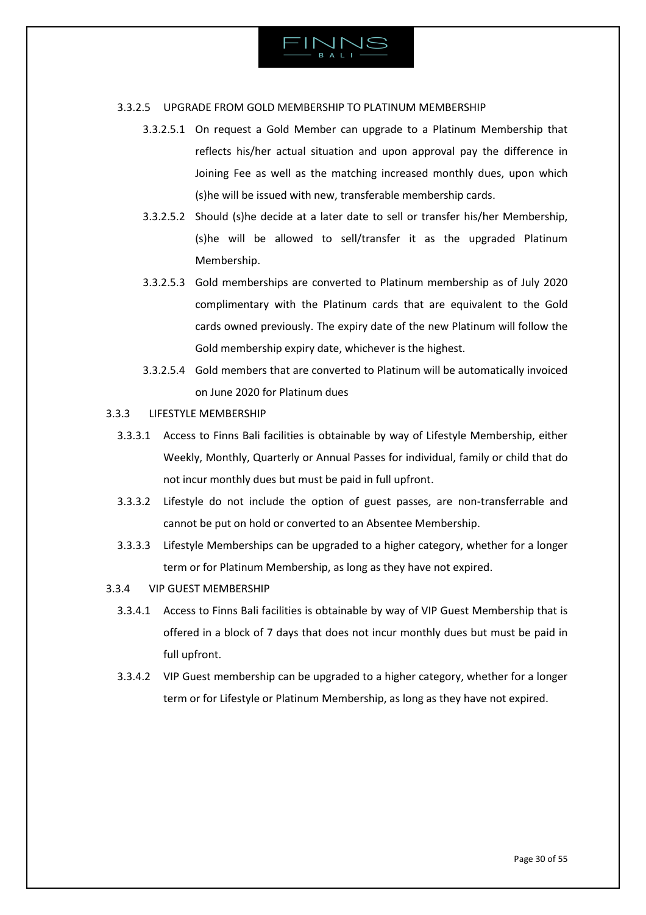#### 3.3.2.5 UPGRADE FROM GOLD MEMBERSHIP TO PLATINUM MEMBERSHIP

3.3.2.5.1 On request a Gold Member can upgrade to a Platinum Membership that reflects his/her actual situation and upon approval pay the difference in Joining Fee as well as the matching increased monthly dues, upon which (s)he will be issued with new, transferable membership cards.

3.3.2.5.2 Should (s)he decide at a later date to sell or transfer his/her Membership, (s)he will be allowed to sell/transfer it as the upgraded Platinum Membership.

3.3.2.5.3 Gold memberships are converted to Platinum membership as of July 2020 complimentary with the Platinum cards that are equivalent to the Gold cards owned previously. The expiry date of the new Platinum will follow the Gold membership expiry date, whichever is the highest.

3.3.2.5.4 Gold members that are converted to Platinum will be automatically invoiced on June 2020 for Platinum dues

### 3.3.3 LIFESTYLE MEMBERSHIP

3.3.3.1 Access to Finns Bali facilities is obtainable by way of Lifestyle Membership, either Weekly, Monthly, Quarterly or Annual Passes for individual, family or child that do not incur monthly dues but must be paid in full upfront.

3.3.3.2 Lifestyle do not include the option of guest passes, are non-transferrable and cannot be put on hold or converted to an Absentee Membership.

3.3.3.3 Lifestyle Memberships can be upgraded to a higher category, whether for a longer term or for Platinum Membership, as long as they have not expired.

### 3.3.4 VIP GUEST MEMBERSHIP

3.3.4.1 Access to Finns Bali facilities is obtainable by way of VIP Guest Membership that is offered in a block of 7 days that does not incur monthly dues but must be paid in full upfront.

3.3.4.2 VIP Guest membership can be upgraded to a higher category, whether for a longer term or for Lifestyle or Platinum Membership, as long as they have not expired.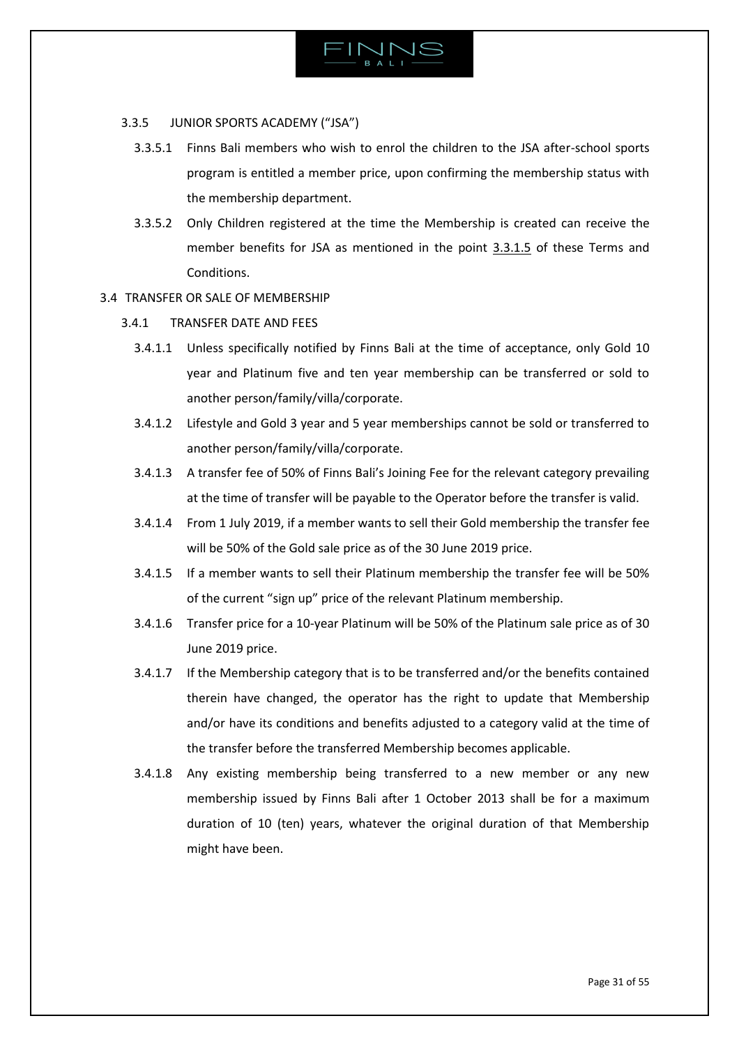### 3.3.5 JUNIOR SPORTS ACADEMY ("JSA")

3.3.5.1 Finns Bali members who wish to enrol the children to the JSA after-school sports program is entitled a member price, upon confirming the membership status with the membership department.

3.3.5.2 Only Children registered at the time the Membership is created can receive the member benefits for JSA as mentioned in the point 3.3.1.5 of these Terms and Conditions.

## 3.4 TRANSFER OR SALE OF MEMBERSHIP

### 3.4.1 TRANSFER DATE AND FEES

3.4.1.1 Unless specifically notified by Finns Bali at the time of acceptance, only Gold 10 year and Platinum five and ten year membership can be transferred or sold to another person/family/villa/corporate.

3.4.1.2 Lifestyle and Gold 3 year and 5 year memberships cannot be sold or transferred to another person/family/villa/corporate.

3.4.1.3 A transfer fee of 50% of Finns Bali's Joining Fee for the relevant category prevailing at the time of transfer will be payable to the Operator before the transfer is valid.

3.4.1.4 From 1 July 2019, if a member wants to sell their Gold membership the transfer fee will be 50% of the Gold sale price as of the 30 June 2019 price.

3.4.1.5 If a member wants to sell their Platinum membership the transfer fee will be 50% of the current "sign up" price of the relevant Platinum membership.

3.4.1.6 Transfer price for a 10-year Platinum will be 50% of the Platinum sale price as of 30 June 2019 price.

3.4.1.7 If the Membership category that is to be transferred and/or the benefits contained therein have changed, the operator has the right to update that Membership and/or have its conditions and benefits adjusted to a category valid at the time of the transfer before the transferred Membership becomes applicable.

3.4.1.8 Any existing membership being transferred to a new member or any new membership issued by Finns Bali after 1 October 2013 shall be for a maximum duration of 10 (ten) years, whatever the original duration of that Membership might have been.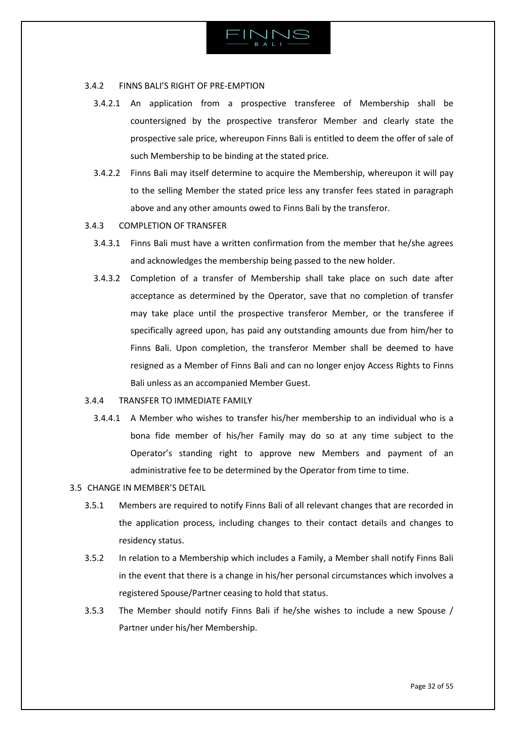#### 3.4.2 FINNS BALI'S RIGHT OF PRE-EMPTION

3.4.2.1 An application from a prospective transferee of Membership shall be countersigned by the prospective transferor Member and clearly state the prospective sale price, whereupon Finns Bali is entitled to deem the offer of sale of such Membership to be binding at the stated price.

3.4.2.2 Finns Bali may itself determine to acquire the Membership, whereupon it will pay to the selling Member the stated price less any transfer fees stated in paragraph above and any other amounts owed to Finns Bali by the transferor.

#### 3.4.3 COMPLETION OF TRANSFER

3.4.3.1 Finns Bali must have a written confirmation from the member that he/she agrees and acknowledges the membership being passed to the new holder.

3.4.3.2 Completion of a transfer of Membership shall take place on such date after acceptance as determined by the Operator, save that no completion of transfer may take place until the prospective transferor Member, or the transferee if specifically agreed upon, has paid any outstanding amounts due from him/her to Finns Bali. Upon completion, the transferor Member shall be deemed to have resigned as a Member of Finns Bali and can no longer enjoy Access Rights to Finns Bali unless as an accompanied Member Guest.

#### 3.4.4 TRANSFER TO IMMEDIATE FAMILY

3.4.4.1 A Member who wishes to transfer his/her membership to an individual who is a bona fide member of his/her Family may do so at any time subject to the Operator's standing right to approve new Members and payment of an administrative fee to be determined by the Operator from time to time.

### 3.5 CHANGE IN MEMBER'S DETAIL

3.5.1 Members are required to notify Finns Bali of all relevant changes that are recorded in the application process, including changes to their contact details and changes to residency status.

3.5.2 In relation to a Membership which includes a Family, a Member shall notify Finns Bali in the event that there is a change in his/her personal circumstances which involves a registered Spouse/Partner ceasing to hold that status.

3.5.3 The Member should notify Finns Bali if he/she wishes to include a new Spouse / Partner under his/her Membership.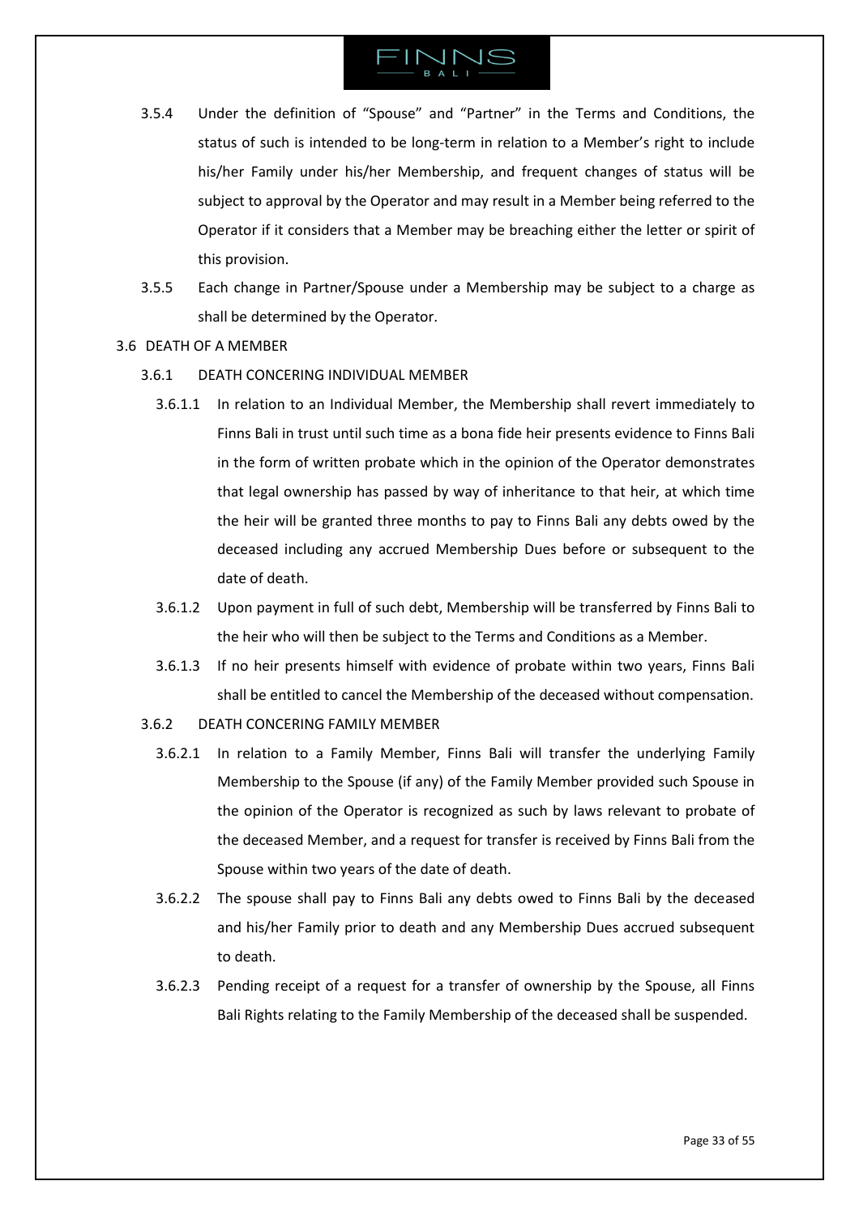3.5.4 Under the definition of "Spouse" and "Partner" in the Terms and Conditions, the status of such is intended to be long-term in relation to a Member's right to include his/her Family under his/her Membership, and frequent changes of status will be subject to approval by the Operator and may result in a Member being referred to the Operator if it considers that a Member may be breaching either the letter or spirit of this provision.

3.5.5 Each change in Partner/Spouse under a Membership may be subject to a charge as shall be determined by the Operator.

3.6 DEATH OF A MEMBER

3.6.1 DEATH CONCERING INDIVIDUAL MEMBER

3.6.1.1 In relation to an Individual Member, the Membership shall revert immediately to Finns Bali in trust until such time as a bona fide heir presents evidence to Finns Bali in the form of written probate which in the opinion of the Operator demonstrates that legal ownership has passed by way of inheritance to that heir, at which time the heir will be granted three months to pay to Finns Bali any debts owed by the deceased including any accrued Membership Dues before or subsequent to the date of death.

3.6.1.2 Upon payment in full of such debt, Membership will be transferred by Finns Bali to the heir who will then be subject to the Terms and Conditions as a Member.

3.6.1.3 If no heir presents himself with evidence of probate within two years, Finns Bali shall be entitled to cancel the Membership of the deceased without compensation.

3.6.2 DEATH CONCERING FAMILY MEMBER

3.6.2.1 In relation to a Family Member, Finns Bali will transfer the underlying Family Membership to the Spouse (if any) of the Family Member provided such Spouse in the opinion of the Operator is recognized as such by laws relevant to probate of the deceased Member, and a request for transfer is received by Finns Bali from the Spouse within two years of the date of death.

3.6.2.2 The spouse shall pay to Finns Bali any debts owed to Finns Bali by the deceased and his/her Family prior to death and any Membership Dues accrued subsequent to death.

3.6.2.3 Pending receipt of a request for a transfer of ownership by the Spouse, all Finns Bali Rights relating to the Family Membership of the deceased shall be suspended.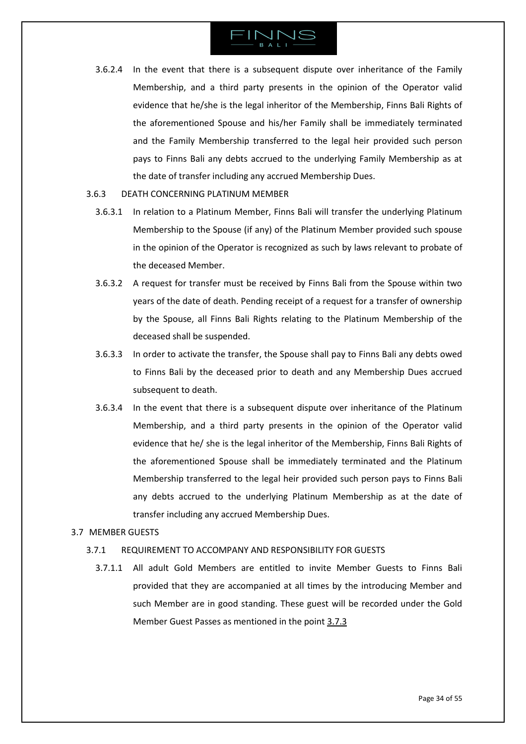3.6.2.4 In the event that there is a subsequent dispute over inheritance of the Family Membership, and a third party presents in the opinion of the Operator valid evidence that he/she is the legal inheritor of the Membership, Finns Bali Rights of the aforementioned Spouse and his/her Family shall be immediately terminated and the Family Membership transferred to the legal heir provided such person pays to Finns Bali any debts accrued to the underlying Family Membership as at the date of transfer including any accrued Membership Dues.

3.6.3 DEATH CONCERNING PLATINUM MEMBER

3.6.3.1 In relation to a Platinum Member, Finns Bali will transfer the underlying Platinum Membership to the Spouse (if any) of the Platinum Member provided such spouse in the opinion of the Operator is recognized as such by laws relevant to probate of the deceased Member.

3.6.3.2 A request for transfer must be received by Finns Bali from the Spouse within two years of the date of death. Pending receipt of a request for a transfer of ownership by the Spouse, all Finns Bali Rights relating to the Platinum Membership of the deceased shall be suspended.

3.6.3.3 In order to activate the transfer, the Spouse shall pay to Finns Bali any debts owed to Finns Bali by the deceased prior to death and any Membership Dues accrued subsequent to death.

3.6.3.4 In the event that there is a subsequent dispute over inheritance of the Platinum Membership, and a third party presents in the opinion of the Operator valid evidence that he/ she is the legal inheritor of the Membership, Finns Bali Rights of the aforementioned Spouse shall be immediately terminated and the Platinum Membership transferred to the legal heir provided such person pays to Finns Bali any debts accrued to the underlying Platinum Membership as at the date of transfer including any accrued Membership Dues.

3.7 MEMBER GUESTS

3.7.1 REQUIREMENT TO ACCOMPANY AND RESPONSIBILITY FOR GUESTS

3.7.1.1 All adult Gold Members are entitled to invite Member Guests to Finns Bali provided that they are accompanied at all times by the introducing Member and such Member are in good standing. These guest will be recorded under the Gold Member Guest Passes as mentioned in the point 3.7.3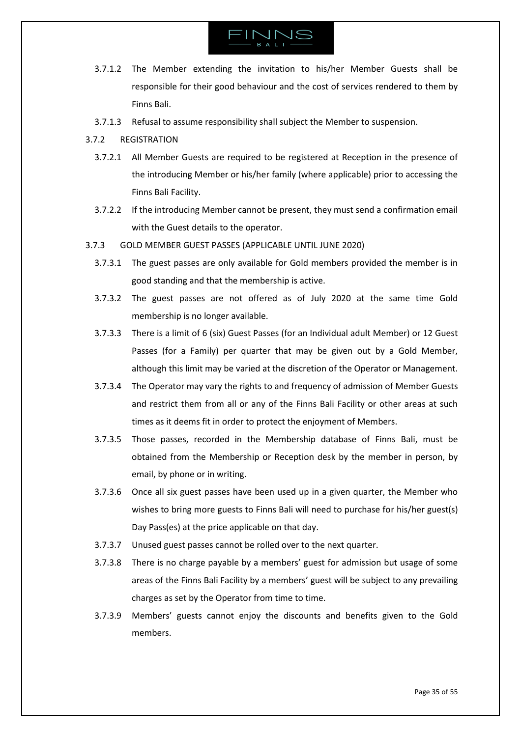3.7.1.2 The Member extending the invitation to his/her Member Guests shall be responsible for their good behaviour and the cost of services rendered to them by Finns Bali.

3.7.1.3 Refusal to assume responsibility shall subject the Member to suspension.

3.7.2 REGISTRATION

3.7.2.1 All Member Guests are required to be registered at Reception in the presence of the introducing Member or his/her family (where applicable) prior to accessing the Finns Bali Facility.

3.7.2.2 If the introducing Member cannot be present, they must send a confirmation email with the Guest details to the operator.

3.7.3 GOLD MEMBER GUEST PASSES (APPLICABLE UNTIL JUNE 2020)

3.7.3.1 The guest passes are only available for Gold members provided the member is in good standing and that the membership is active.

3.7.3.2 The guest passes are not offered as of July 2020 at the same time Gold membership is no longer available.

3.7.3.3 There is a limit of 6 (six) Guest Passes (for an Individual adult Member) or 12 Guest Passes (for a Family) per quarter that may be given out by a Gold Member, although this limit may be varied at the discretion of the Operator or Management.

3.7.3.4 The Operator may vary the rights to and frequency of admission of Member Guests and restrict them from all or any of the Finns Bali Facility or other areas at such times as it deems fit in order to protect the enjoyment of Members.

3.7.3.5 Those passes, recorded in the Membership database of Finns Bali, must be obtained from the Membership or Reception desk by the member in person, by email, by phone or in writing.

3.7.3.6 Once all six guest passes have been used up in a given quarter, the Member who wishes to bring more guests to Finns Bali will need to purchase for his/her guest(s) Day Pass(es) at the price applicable on that day.

3.7.3.7 Unused guest passes cannot be rolled over to the next quarter.

3.7.3.8 There is no charge payable by a members' guest for admission but usage of some areas of the Finns Bali Facility by a members' guest will be subject to any prevailing charges as set by the Operator from time to time.

3.7.3.9 Members' guests cannot enjoy the discounts and benefits given to the Gold members.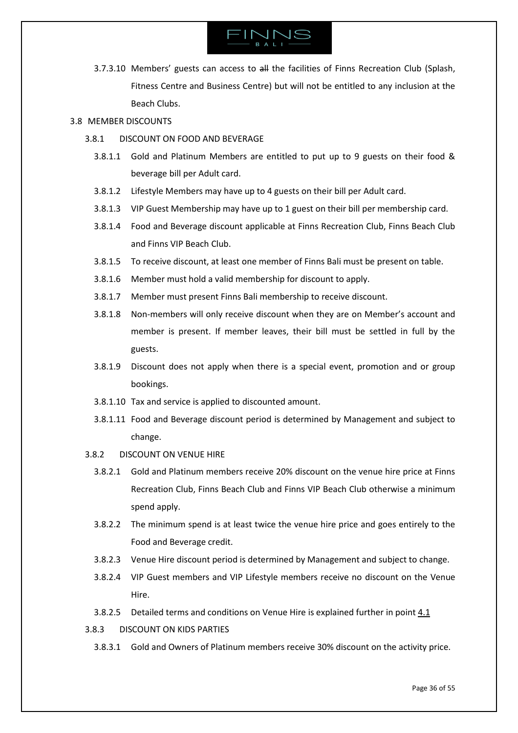3.7.3.10 Members' guests can access to ~~all~~ the facilities of Finns Recreation Club (Splash, Fitness Centre and Business Centre) but will not be entitled to any inclusion at the Beach Clubs.

## 3.8 MEMBER DISCOUNTS

### 3.8.1 DISCOUNT ON FOOD AND BEVERAGE

3.8.1.1 Gold and Platinum Members are entitled to put up to 9 guests on their food & beverage bill per Adult card.

3.8.1.2 Lifestyle Members may have up to 4 guests on their bill per Adult card.

3.8.1.3 VIP Guest Membership may have up to 1 guest on their bill per membership card.

3.8.1.4 Food and Beverage discount applicable at Finns Recreation Club, Finns Beach Club and Finns VIP Beach Club.

3.8.1.5 To receive discount, at least one member of Finns Bali must be present on table.

3.8.1.6 Member must hold a valid membership for discount to apply.

3.8.1.7 Member must present Finns Bali membership to receive discount.

3.8.1.8 Non-members will only receive discount when they are on Member's account and member is present. If member leaves, their bill must be settled in full by the guests.

3.8.1.9 Discount does not apply when there is a special event, promotion and or group bookings.

3.8.1.10 Tax and service is applied to discounted amount.

3.8.1.11 Food and Beverage discount period is determined by Management and subject to change.

### 3.8.2 DISCOUNT ON VENUE HIRE

3.8.2.1 Gold and Platinum members receive 20% discount on the venue hire price at Finns Recreation Club, Finns Beach Club and Finns VIP Beach Club otherwise a minimum spend apply.

3.8.2.2 The minimum spend is at least twice the venue hire price and goes entirely to the Food and Beverage credit.

3.8.2.3 Venue Hire discount period is determined by Management and subject to change.

3.8.2.4 VIP Guest members and VIP Lifestyle members receive no discount on the Venue Hire.

3.8.2.5 Detailed terms and conditions on Venue Hire is explained further in point 4.1

### 3.8.3 DISCOUNT ON KIDS PARTIES

3.8.3.1 Gold and Owners of Platinum members receive 30% discount on the activity price.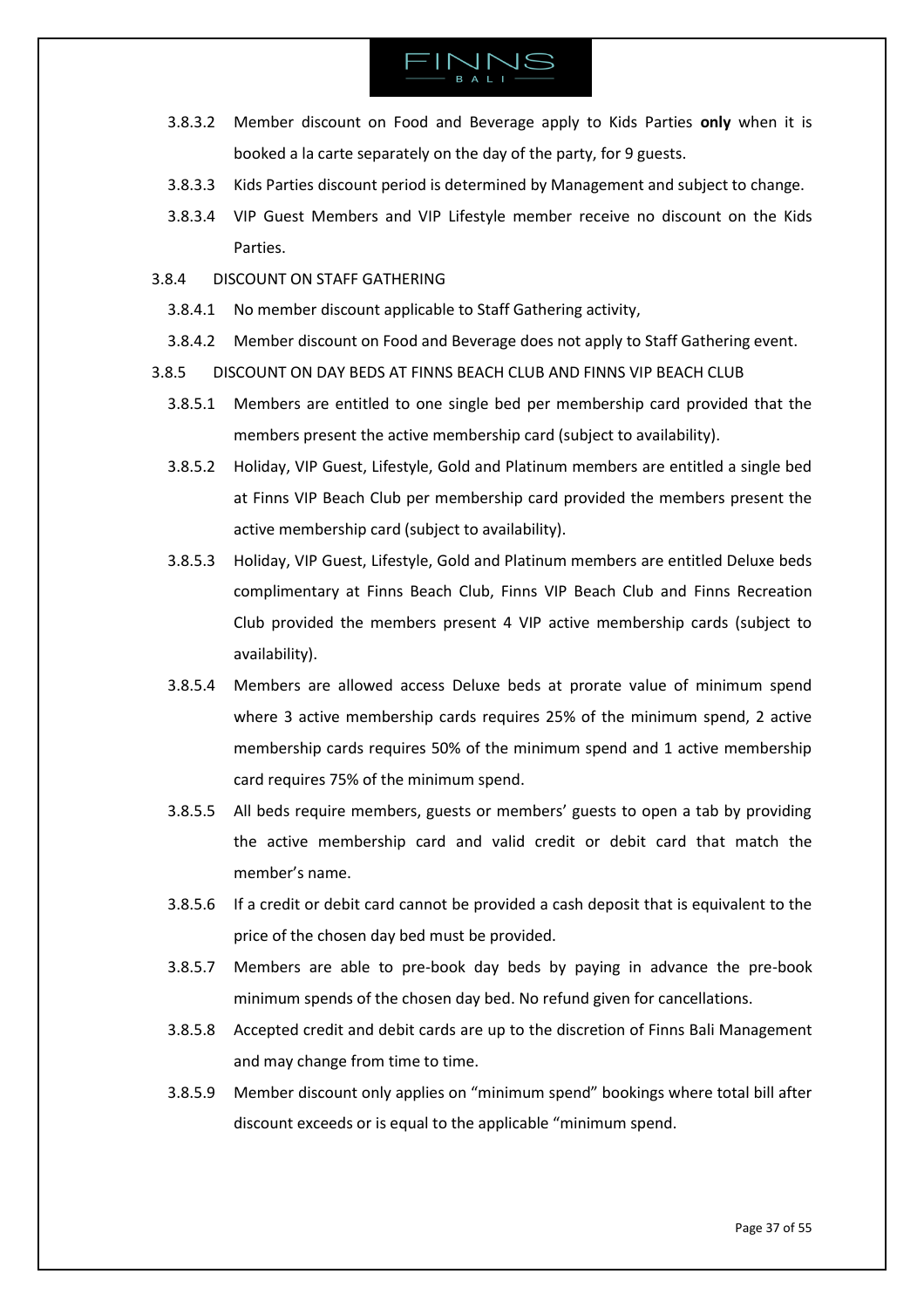3.8.3.2 Member discount on Food and Beverage apply to Kids Parties **only** when it is booked a la carte separately on the day of the party, for 9 guests.

3.8.3.3 Kids Parties discount period is determined by Management and subject to change.

3.8.3.4 VIP Guest Members and VIP Lifestyle member receive no discount on the Kids Parties.

3.8.4 DISCOUNT ON STAFF GATHERING

3.8.4.1 No member discount applicable to Staff Gathering activity,

3.8.4.2 Member discount on Food and Beverage does not apply to Staff Gathering event.

3.8.5 DISCOUNT ON DAY BEDS AT FINNS BEACH CLUB AND FINNS VIP BEACH CLUB

3.8.5.1 Members are entitled to one single bed per membership card provided that the members present the active membership card (subject to availability).

3.8.5.2 Holiday, VIP Guest, Lifestyle, Gold and Platinum members are entitled a single bed at Finns VIP Beach Club per membership card provided the members present the active membership card (subject to availability).

3.8.5.3 Holiday, VIP Guest, Lifestyle, Gold and Platinum members are entitled Deluxe beds complimentary at Finns Beach Club, Finns VIP Beach Club and Finns Recreation Club provided the members present 4 VIP active membership cards (subject to availability).

3.8.5.4 Members are allowed access Deluxe beds at prorate value of minimum spend where 3 active membership cards requires 25% of the minimum spend, 2 active membership cards requires 50% of the minimum spend and 1 active membership card requires 75% of the minimum spend.

3.8.5.5 All beds require members, guests or members' guests to open a tab by providing the active membership card and valid credit or debit card that match the member's name.

3.8.5.6 If a credit or debit card cannot be provided a cash deposit that is equivalent to the price of the chosen day bed must be provided.

3.8.5.7 Members are able to pre-book day beds by paying in advance the pre-book minimum spends of the chosen day bed. No refund given for cancellations.

3.8.5.8 Accepted credit and debit cards are up to the discretion of Finns Bali Management and may change from time to time.

3.8.5.9 Member discount only applies on "minimum spend" bookings where total bill after discount exceeds or is equal to the applicable "minimum spend.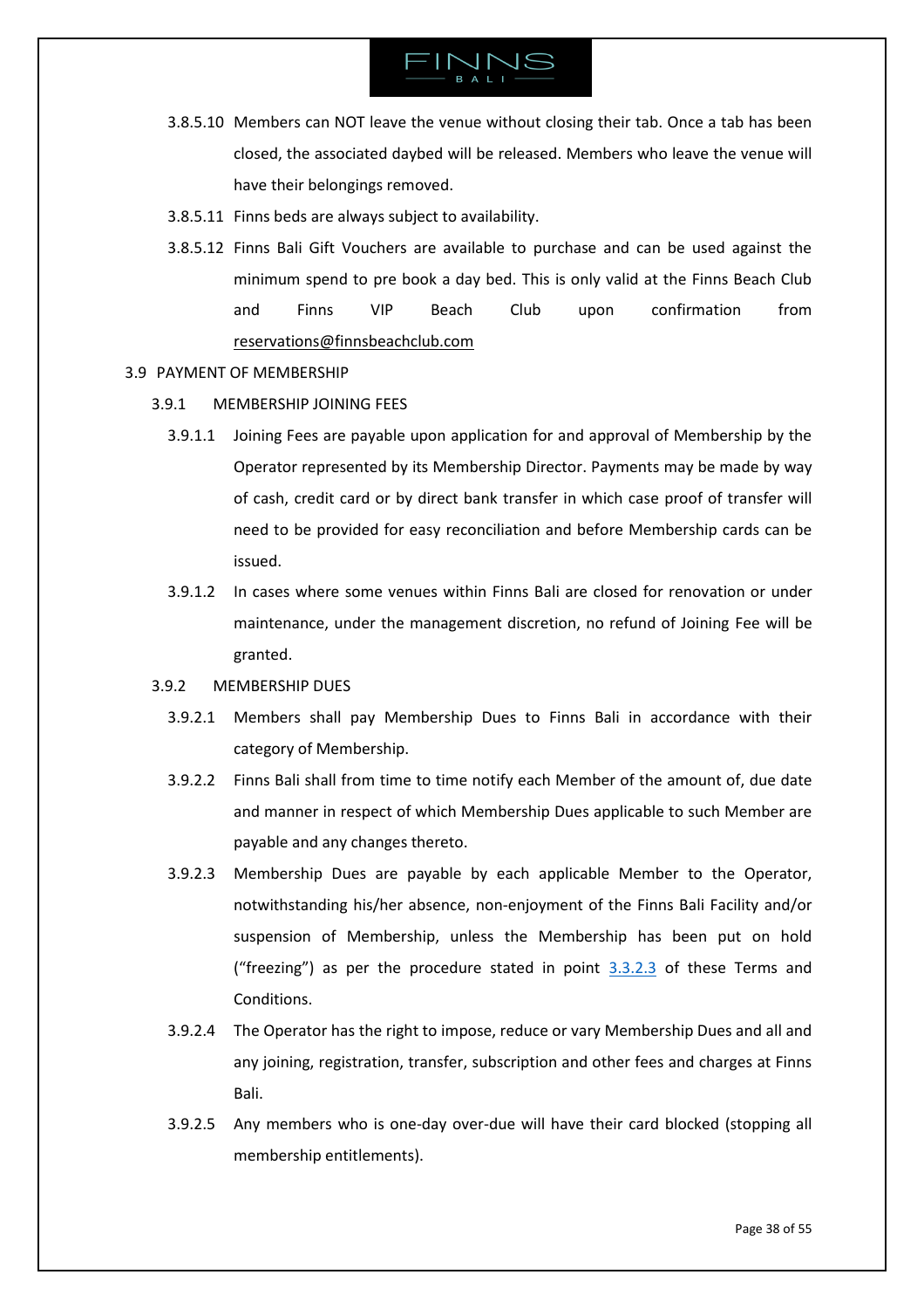3.8.5.10 Members can NOT leave the venue without closing their tab. Once a tab has been closed, the associated daybed will be released. Members who leave the venue will have their belongings removed.

3.8.5.11 Finns beds are always subject to availability.

3.8.5.12 Finns Bali Gift Vouchers are available to purchase and can be used against the minimum spend to pre book a day bed. This is only valid at the Finns Beach Club and Finns VIP Beach Club upon confirmation from reservations@finnsbeachclub.com

3.9 PAYMENT OF MEMBERSHIP

3.9.1 MEMBERSHIP JOINING FEES

3.9.1.1 Joining Fees are payable upon application for and approval of Membership by the Operator represented by its Membership Director. Payments may be made by way of cash, credit card or by direct bank transfer in which case proof of transfer will need to be provided for easy reconciliation and before Membership cards can be issued.

3.9.1.2 In cases where some venues within Finns Bali are closed for renovation or under maintenance, under the management discretion, no refund of Joining Fee will be granted.

3.9.2 MEMBERSHIP DUES

3.9.2.1 Members shall pay Membership Dues to Finns Bali in accordance with their category of Membership.

3.9.2.2 Finns Bali shall from time to time notify each Member of the amount of, due date and manner in respect of which Membership Dues applicable to such Member are payable and any changes thereto.

3.9.2.3 Membership Dues are payable by each applicable Member to the Operator, notwithstanding his/her absence, non-enjoyment of the Finns Bali Facility and/or suspension of Membership, unless the Membership has been put on hold ("freezing") as per the procedure stated in point 3.3.2.3 of these Terms and Conditions.

3.9.2.4 The Operator has the right to impose, reduce or vary Membership Dues and all and any joining, registration, transfer, subscription and other fees and charges at Finns Bali.

3.9.2.5 Any members who is one-day over-due will have their card blocked (stopping all membership entitlements).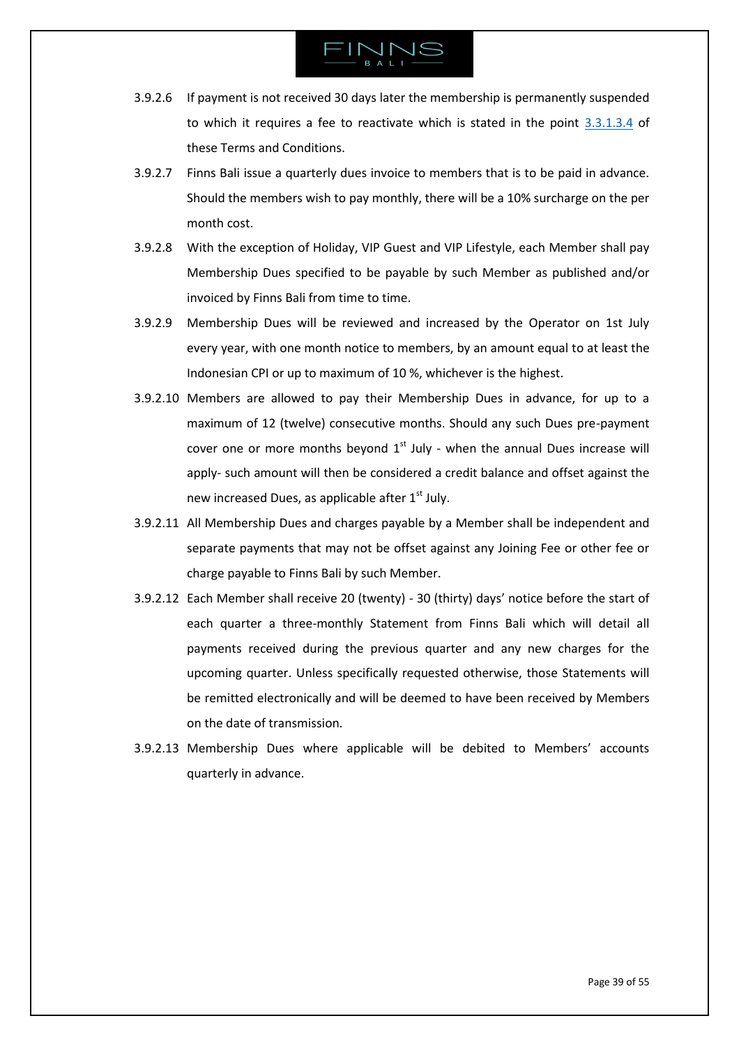3.9.2.6 If payment is not received 30 days later the membership is permanently suspended to which it requires a fee to reactivate which is stated in the point 3.3.1.3.4 of these Terms and Conditions.

3.9.2.7 Finns Bali issue a quarterly dues invoice to members that is to be paid in advance. Should the members wish to pay monthly, there will be a 10% surcharge on the per month cost.

3.9.2.8 With the exception of Holiday, VIP Guest and VIP Lifestyle, each Member shall pay Membership Dues specified to be payable by such Member as published and/or invoiced by Finns Bali from time to time.

3.9.2.9 Membership Dues will be reviewed and increased by the Operator on 1st July every year, with one month notice to members, by an amount equal to at least the Indonesian CPI or up to maximum of 10 %, whichever is the highest.

3.9.2.10 Members are allowed to pay their Membership Dues in advance, for up to a maximum of 12 (twelve) consecutive months. Should any such Dues pre-payment cover one or more months beyond 1st July - when the annual Dues increase will apply- such amount will then be considered a credit balance and offset against the new increased Dues, as applicable after 1st July.

3.9.2.11 All Membership Dues and charges payable by a Member shall be independent and separate payments that may not be offset against any Joining Fee or other fee or charge payable to Finns Bali by such Member.

3.9.2.12 Each Member shall receive 20 (twenty) - 30 (thirty) days' notice before the start of each quarter a three-monthly Statement from Finns Bali which will detail all payments received during the previous quarter and any new charges for the upcoming quarter. Unless specifically requested otherwise, those Statements will be remitted electronically and will be deemed to have been received by Members on the date of transmission.

3.9.2.13 Membership Dues where applicable will be debited to Members' accounts quarterly in advance.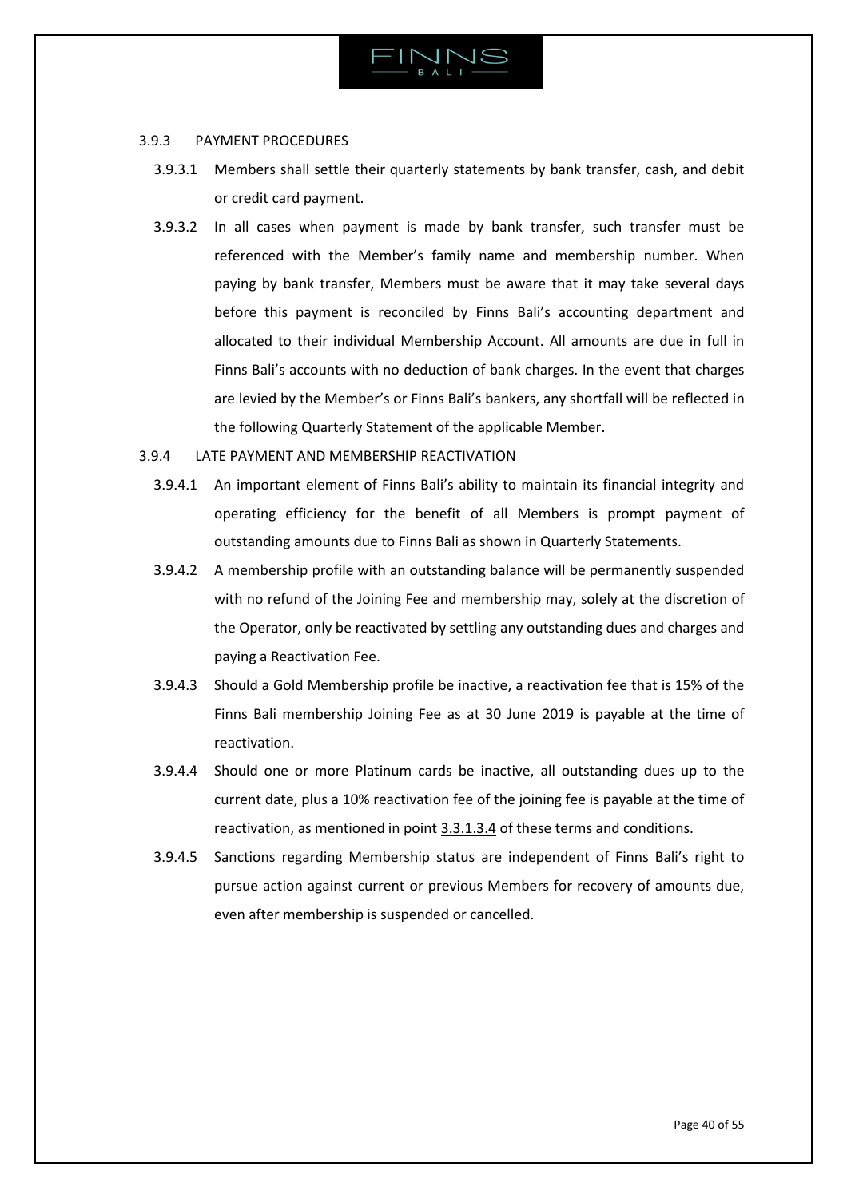### 3.9.3 PAYMENT PROCEDURES

3.9.3.1 Members shall settle their quarterly statements by bank transfer, cash, and debit or credit card payment.

3.9.3.2 In all cases when payment is made by bank transfer, such transfer must be referenced with the Member's family name and membership number. When paying by bank transfer, Members must be aware that it may take several days before this payment is reconciled by Finns Bali's accounting department and allocated to their individual Membership Account. All amounts are due in full in Finns Bali's accounts with no deduction of bank charges. In the event that charges are levied by the Member's or Finns Bali's bankers, any shortfall will be reflected in the following Quarterly Statement of the applicable Member.

### 3.9.4 LATE PAYMENT AND MEMBERSHIP REACTIVATION

3.9.4.1 An important element of Finns Bali's ability to maintain its financial integrity and operating efficiency for the benefit of all Members is prompt payment of outstanding amounts due to Finns Bali as shown in Quarterly Statements.

3.9.4.2 A membership profile with an outstanding balance will be permanently suspended with no refund of the Joining Fee and membership may, solely at the discretion of the Operator, only be reactivated by settling any outstanding dues and charges and paying a Reactivation Fee.

3.9.4.3 Should a Gold Membership profile be inactive, a reactivation fee that is 15% of the Finns Bali membership Joining Fee as at 30 June 2019 is payable at the time of reactivation.

3.9.4.4 Should one or more Platinum cards be inactive, all outstanding dues up to the current date, plus a 10% reactivation fee of the joining fee is payable at the time of reactivation, as mentioned in point 3.3.1.3.4 of these terms and conditions.

3.9.4.5 Sanctions regarding Membership status are independent of Finns Bali's right to pursue action against current or previous Members for recovery of amounts due, even after membership is suspended or cancelled.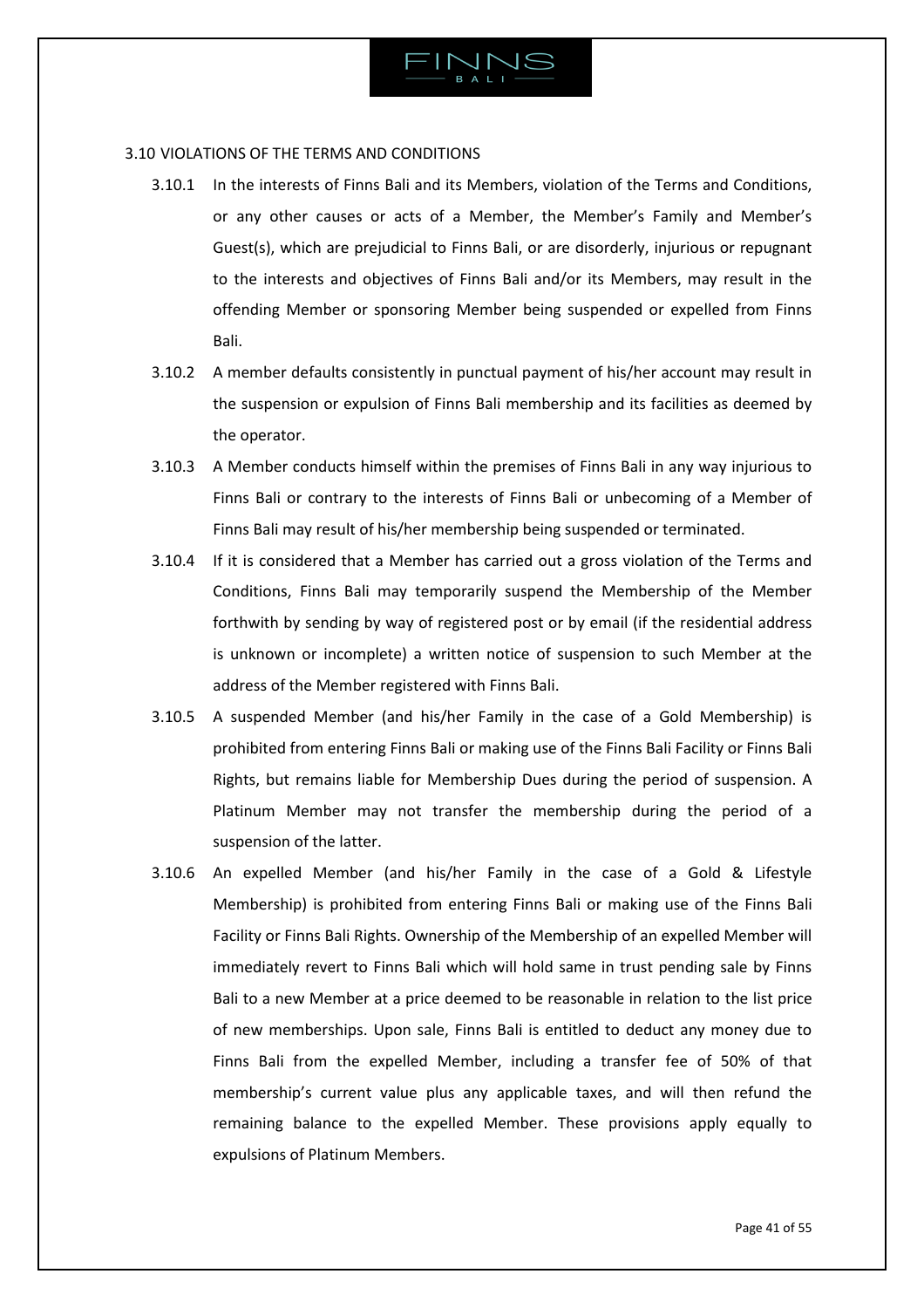### 3.10 VIOLATIONS OF THE TERMS AND CONDITIONS

3.10.1 In the interests of Finns Bali and its Members, violation of the Terms and Conditions, or any other causes or acts of a Member, the Member's Family and Member's Guest(s), which are prejudicial to Finns Bali, or are disorderly, injurious or repugnant to the interests and objectives of Finns Bali and/or its Members, may result in the offending Member or sponsoring Member being suspended or expelled from Finns Bali.

3.10.2 A member defaults consistently in punctual payment of his/her account may result in the suspension or expulsion of Finns Bali membership and its facilities as deemed by the operator.

3.10.3 A Member conducts himself within the premises of Finns Bali in any way injurious to Finns Bali or contrary to the interests of Finns Bali or unbecoming of a Member of Finns Bali may result of his/her membership being suspended or terminated.

3.10.4 If it is considered that a Member has carried out a gross violation of the Terms and Conditions, Finns Bali may temporarily suspend the Membership of the Member forthwith by sending by way of registered post or by email (if the residential address is unknown or incomplete) a written notice of suspension to such Member at the address of the Member registered with Finns Bali.

3.10.5 A suspended Member (and his/her Family in the case of a Gold Membership) is prohibited from entering Finns Bali or making use of the Finns Bali Facility or Finns Bali Rights, but remains liable for Membership Dues during the period of suspension. A Platinum Member may not transfer the membership during the period of a suspension of the latter.

3.10.6 An expelled Member (and his/her Family in the case of a Gold & Lifestyle Membership) is prohibited from entering Finns Bali or making use of the Finns Bali Facility or Finns Bali Rights. Ownership of the Membership of an expelled Member will immediately revert to Finns Bali which will hold same in trust pending sale by Finns Bali to a new Member at a price deemed to be reasonable in relation to the list price of new memberships. Upon sale, Finns Bali is entitled to deduct any money due to Finns Bali from the expelled Member, including a transfer fee of 50% of that membership's current value plus any applicable taxes, and will then refund the remaining balance to the expelled Member. These provisions apply equally to expulsions of Platinum Members.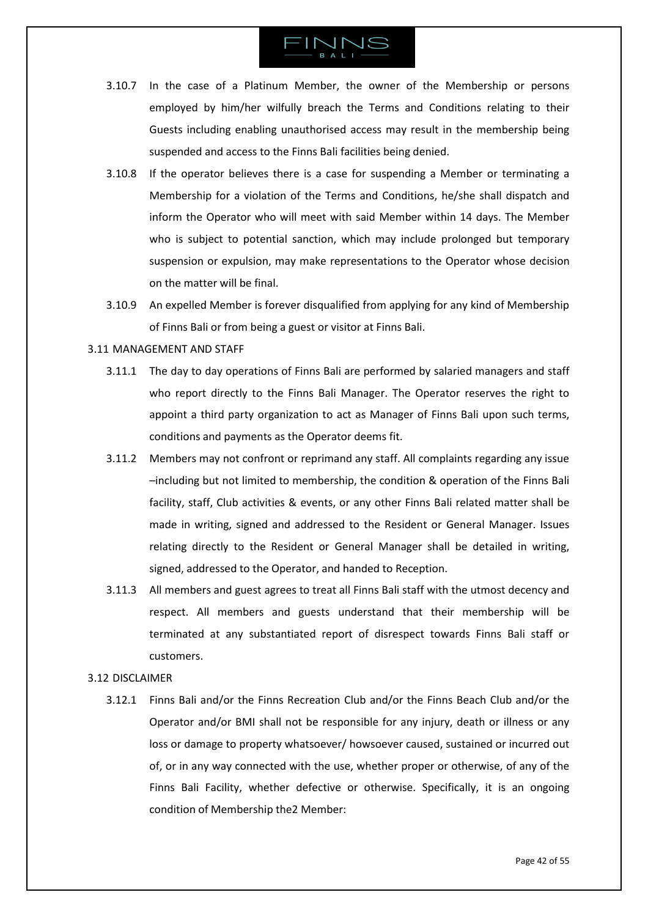3.10.7 In the case of a Platinum Member, the owner of the Membership or persons employed by him/her wilfully breach the Terms and Conditions relating to their Guests including enabling unauthorised access may result in the membership being suspended and access to the Finns Bali facilities being denied.

3.10.8 If the operator believes there is a case for suspending a Member or terminating a Membership for a violation of the Terms and Conditions, he/she shall dispatch and inform the Operator who will meet with said Member within 14 days. The Member who is subject to potential sanction, which may include prolonged but temporary suspension or expulsion, may make representations to the Operator whose decision on the matter will be final.

3.10.9 An expelled Member is forever disqualified from applying for any kind of Membership of Finns Bali or from being a guest or visitor at Finns Bali.

3.11 MANAGEMENT AND STAFF

3.11.1 The day to day operations of Finns Bali are performed by salaried managers and staff who report directly to the Finns Bali Manager. The Operator reserves the right to appoint a third party organization to act as Manager of Finns Bali upon such terms, conditions and payments as the Operator deems fit.

3.11.2 Members may not confront or reprimand any staff. All complaints regarding any issue –including but not limited to membership, the condition & operation of the Finns Bali facility, staff, Club activities & events, or any other Finns Bali related matter shall be made in writing, signed and addressed to the Resident or General Manager. Issues relating directly to the Resident or General Manager shall be detailed in writing, signed, addressed to the Operator, and handed to Reception.

3.11.3 All members and guest agrees to treat all Finns Bali staff with the utmost decency and respect. All members and guests understand that their membership will be terminated at any substantiated report of disrespect towards Finns Bali staff or customers.

3.12 DISCLAIMER

3.12.1 Finns Bali and/or the Finns Recreation Club and/or the Finns Beach Club and/or the Operator and/or BMI shall not be responsible for any injury, death or illness or any loss or damage to property whatsoever/ howsoever caused, sustained or incurred out of, or in any way connected with the use, whether proper or otherwise, of any of the Finns Bali Facility, whether defective or otherwise. Specifically, it is an ongoing condition of Membership the2 Member: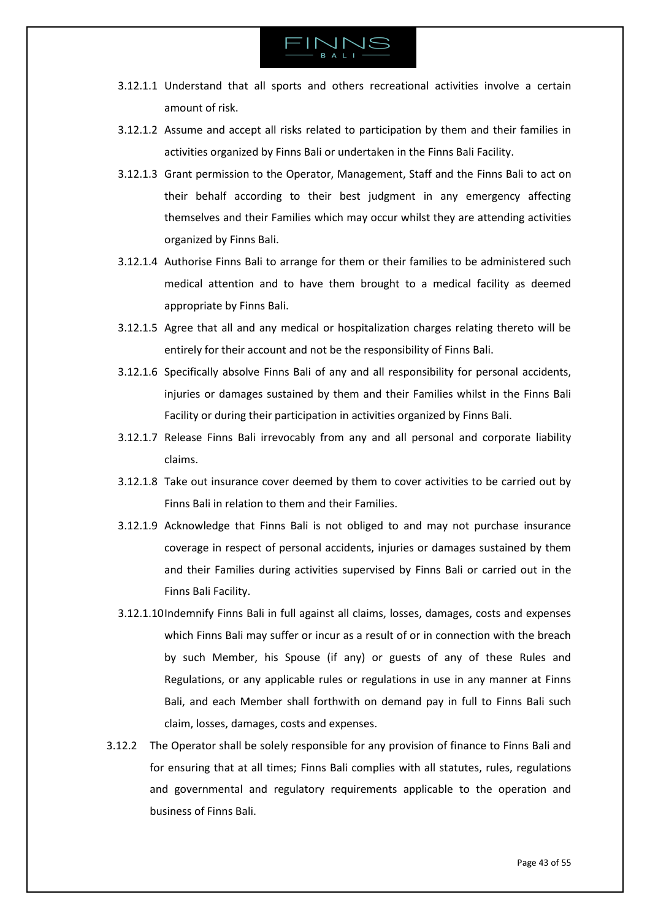3.12.1.1 Understand that all sports and others recreational activities involve a certain amount of risk.

3.12.1.2 Assume and accept all risks related to participation by them and their families in activities organized by Finns Bali or undertaken in the Finns Bali Facility.

3.12.1.3 Grant permission to the Operator, Management, Staff and the Finns Bali to act on their behalf according to their best judgment in any emergency affecting themselves and their Families which may occur whilst they are attending activities organized by Finns Bali.

3.12.1.4 Authorise Finns Bali to arrange for them or their families to be administered such medical attention and to have them brought to a medical facility as deemed appropriate by Finns Bali.

3.12.1.5 Agree that all and any medical or hospitalization charges relating thereto will be entirely for their account and not be the responsibility of Finns Bali.

3.12.1.6 Specifically absolve Finns Bali of any and all responsibility for personal accidents, injuries or damages sustained by them and their Families whilst in the Finns Bali Facility or during their participation in activities organized by Finns Bali.

3.12.1.7 Release Finns Bali irrevocably from any and all personal and corporate liability claims.

3.12.1.8 Take out insurance cover deemed by them to cover activities to be carried out by Finns Bali in relation to them and their Families.

3.12.1.9 Acknowledge that Finns Bali is not obliged to and may not purchase insurance coverage in respect of personal accidents, injuries or damages sustained by them and their Families during activities supervised by Finns Bali or carried out in the Finns Bali Facility.

3.12.1.10 Indemnify Finns Bali in full against all claims, losses, damages, costs and expenses which Finns Bali may suffer or incur as a result of or in connection with the breach by such Member, his Spouse (if any) or guests of any of these Rules and Regulations, or any applicable rules or regulations in use in any manner at Finns Bali, and each Member shall forthwith on demand pay in full to Finns Bali such claim, losses, damages, costs and expenses.

3.12.2 The Operator shall be solely responsible for any provision of finance to Finns Bali and for ensuring that at all times; Finns Bali complies with all statutes, rules, regulations and governmental and regulatory requirements applicable to the operation and business of Finns Bali.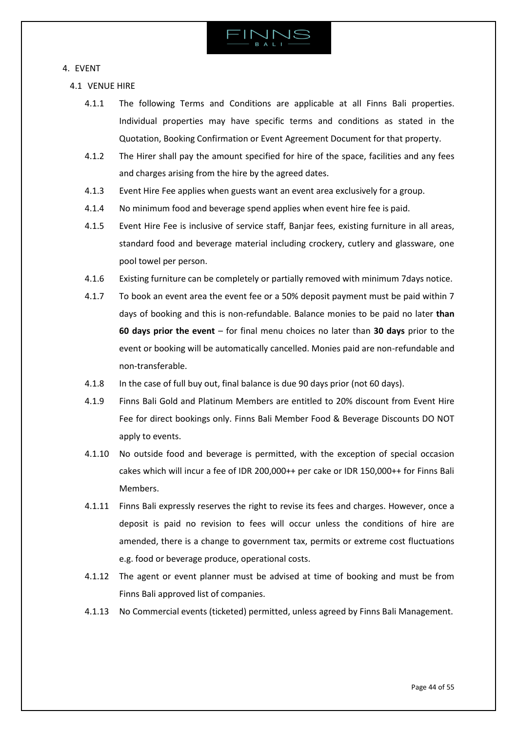# 4. EVENT

## 4.1 VENUE HIRE

4.1.1 The following Terms and Conditions are applicable at all Finns Bali properties. Individual properties may have specific terms and conditions as stated in the Quotation, Booking Confirmation or Event Agreement Document for that property.

4.1.2 The Hirer shall pay the amount specified for hire of the space, facilities and any fees and charges arising from the hire by the agreed dates.

4.1.3 Event Hire Fee applies when guests want an event area exclusively for a group.

4.1.4 No minimum food and beverage spend applies when event hire fee is paid.

4.1.5 Event Hire Fee is inclusive of service staff, Banjar fees, existing furniture in all areas, standard food and beverage material including crockery, cutlery and glassware, one pool towel per person.

4.1.6 Existing furniture can be completely or partially removed with minimum 7days notice.

4.1.7 To book an event area the event fee or a 50% deposit payment must be paid within 7 days of booking and this is non-refundable. Balance monies to be paid no later **than 60 days prior the event** – for final menu choices no later than **30 days** prior to the event or booking will be automatically cancelled. Monies paid are non-refundable and non-transferable.

4.1.8 In the case of full buy out, final balance is due 90 days prior (not 60 days).

4.1.9 Finns Bali Gold and Platinum Members are entitled to 20% discount from Event Hire Fee for direct bookings only. Finns Bali Member Food & Beverage Discounts DO NOT apply to events.

4.1.10 No outside food and beverage is permitted, with the exception of special occasion cakes which will incur a fee of IDR 200,000++ per cake or IDR 150,000++ for Finns Bali Members.

4.1.11 Finns Bali expressly reserves the right to revise its fees and charges. However, once a deposit is paid no revision to fees will occur unless the conditions of hire are amended, there is a change to government tax, permits or extreme cost fluctuations e.g. food or beverage produce, operational costs.

4.1.12 The agent or event planner must be advised at time of booking and must be from Finns Bali approved list of companies.

4.1.13 No Commercial events (ticketed) permitted, unless agreed by Finns Bali Management.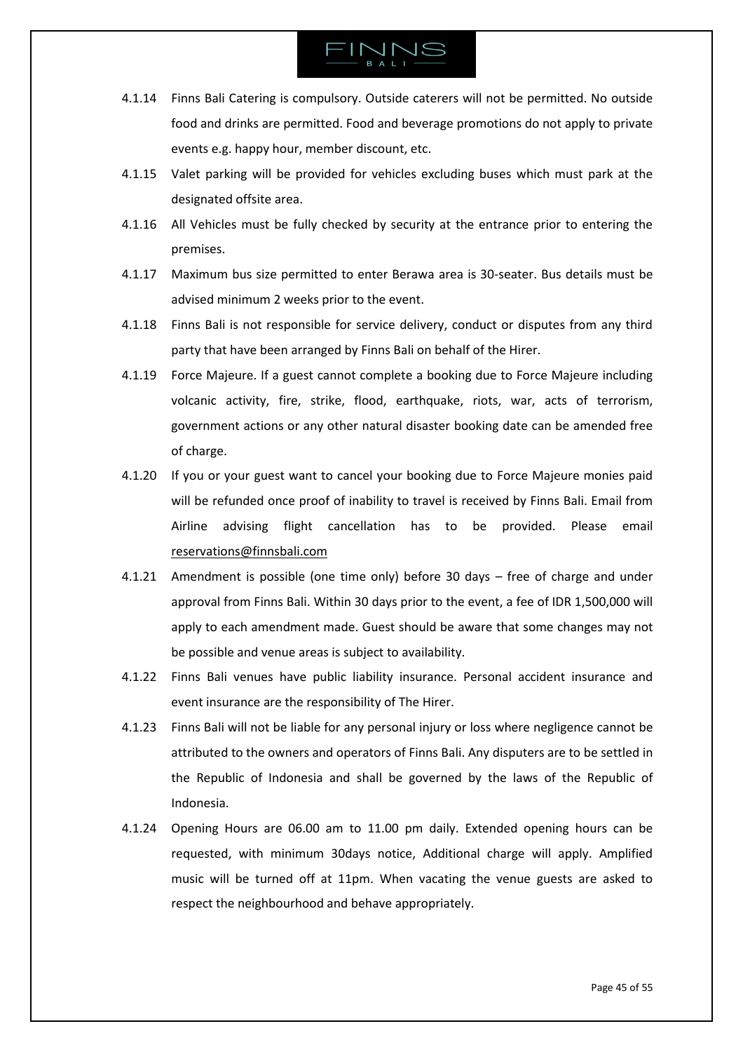4.1.14 Finns Bali Catering is compulsory. Outside caterers will not be permitted. No outside food and drinks are permitted. Food and beverage promotions do not apply to private events e.g. happy hour, member discount, etc.

4.1.15 Valet parking will be provided for vehicles excluding buses which must park at the designated offsite area.

4.1.16 All Vehicles must be fully checked by security at the entrance prior to entering the premises.

4.1.17 Maximum bus size permitted to enter Berawa area is 30-seater. Bus details must be advised minimum 2 weeks prior to the event.

4.1.18 Finns Bali is not responsible for service delivery, conduct or disputes from any third party that have been arranged by Finns Bali on behalf of the Hirer.

4.1.19 Force Majeure. If a guest cannot complete a booking due to Force Majeure including volcanic activity, fire, strike, flood, earthquake, riots, war, acts of terrorism, government actions or any other natural disaster booking date can be amended free of charge.

4.1.20 If you or your guest want to cancel your booking due to Force Majeure monies paid will be refunded once proof of inability to travel is received by Finns Bali. Email from Airline advising flight cancellation has to be provided. Please email reservations@finnsbali.com

4.1.21 Amendment is possible (one time only) before 30 days – free of charge and under approval from Finns Bali. Within 30 days prior to the event, a fee of IDR 1,500,000 will apply to each amendment made. Guest should be aware that some changes may not be possible and venue areas is subject to availability.

4.1.22 Finns Bali venues have public liability insurance. Personal accident insurance and event insurance are the responsibility of The Hirer.

4.1.23 Finns Bali will not be liable for any personal injury or loss where negligence cannot be attributed to the owners and operators of Finns Bali. Any disputers are to be settled in the Republic of Indonesia and shall be governed by the laws of the Republic of Indonesia.

4.1.24 Opening Hours are 06.00 am to 11.00 pm daily. Extended opening hours can be requested, with minimum 30days notice, Additional charge will apply. Amplified music will be turned off at 11pm. When vacating the venue guests are asked to respect the neighbourhood and behave appropriately.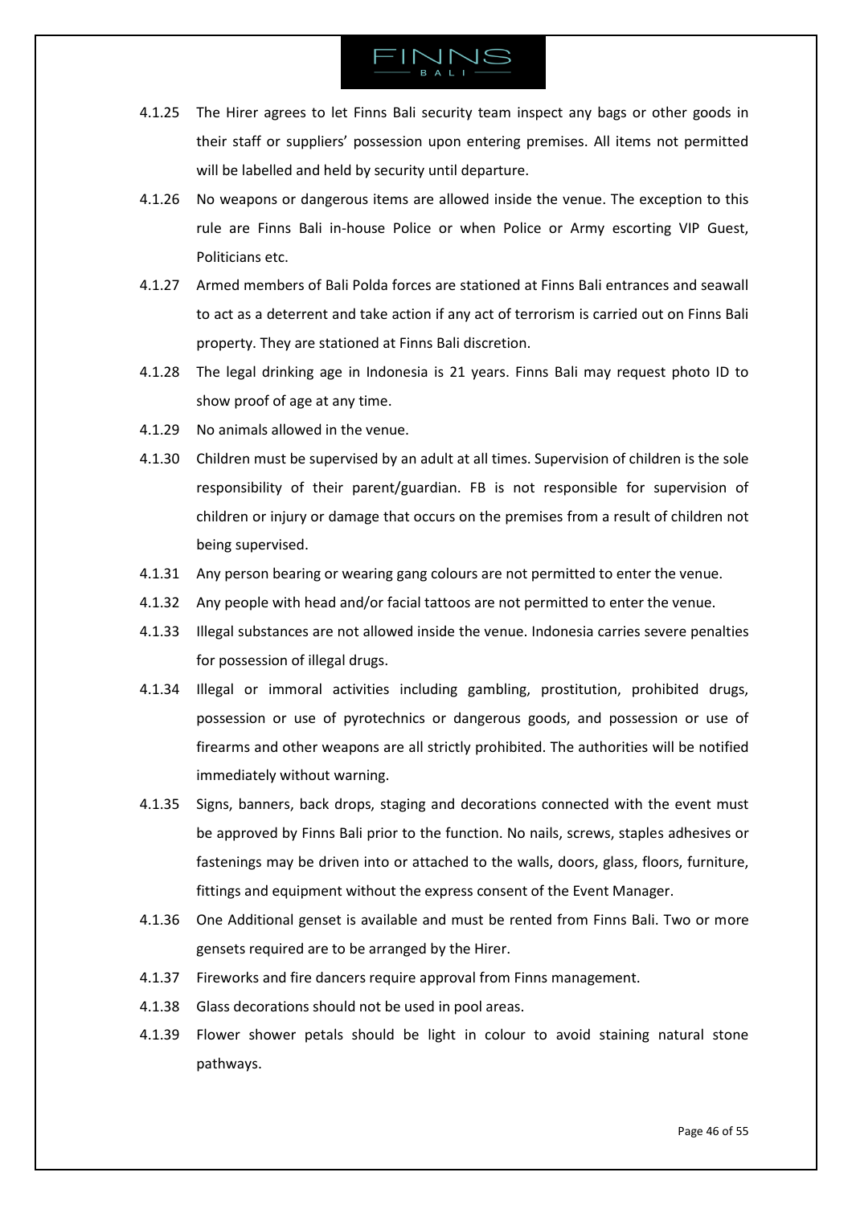4.1.25 The Hirer agrees to let Finns Bali security team inspect any bags or other goods in their staff or suppliers' possession upon entering premises. All items not permitted will be labelled and held by security until departure.

4.1.26 No weapons or dangerous items are allowed inside the venue. The exception to this rule are Finns Bali in-house Police or when Police or Army escorting VIP Guest, Politicians etc.

4.1.27 Armed members of Bali Polda forces are stationed at Finns Bali entrances and seawall to act as a deterrent and take action if any act of terrorism is carried out on Finns Bali property. They are stationed at Finns Bali discretion.

4.1.28 The legal drinking age in Indonesia is 21 years. Finns Bali may request photo ID to show proof of age at any time.

4.1.29 No animals allowed in the venue.

4.1.30 Children must be supervised by an adult at all times. Supervision of children is the sole responsibility of their parent/guardian. FB is not responsible for supervision of children or injury or damage that occurs on the premises from a result of children not being supervised.

4.1.31 Any person bearing or wearing gang colours are not permitted to enter the venue.

4.1.32 Any people with head and/or facial tattoos are not permitted to enter the venue.

4.1.33 Illegal substances are not allowed inside the venue. Indonesia carries severe penalties for possession of illegal drugs.

4.1.34 Illegal or immoral activities including gambling, prostitution, prohibited drugs, possession or use of pyrotechnics or dangerous goods, and possession or use of firearms and other weapons are all strictly prohibited. The authorities will be notified immediately without warning.

4.1.35 Signs, banners, back drops, staging and decorations connected with the event must be approved by Finns Bali prior to the function. No nails, screws, staples adhesives or fastenings may be driven into or attached to the walls, doors, glass, floors, furniture, fittings and equipment without the express consent of the Event Manager.

4.1.36 One Additional genset is available and must be rented from Finns Bali. Two or more gensets required are to be arranged by the Hirer.

4.1.37 Fireworks and fire dancers require approval from Finns management.

4.1.38 Glass decorations should not be used in pool areas.

4.1.39 Flower shower petals should be light in colour to avoid staining natural stone pathways.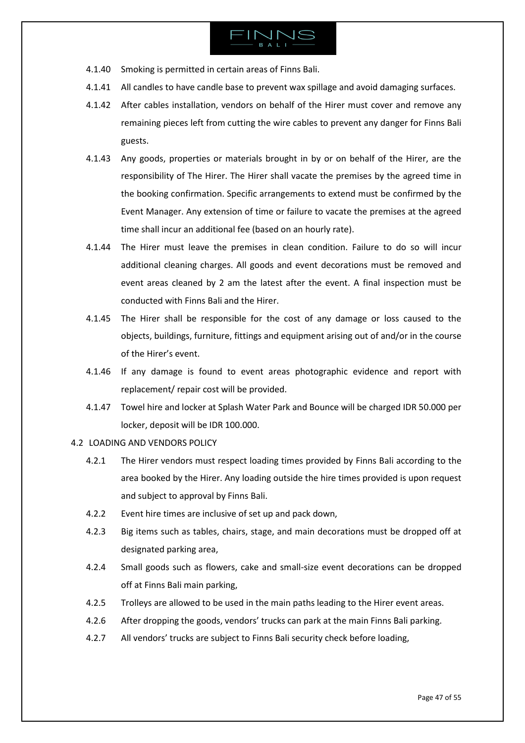4.1.40 Smoking is permitted in certain areas of Finns Bali.

4.1.41 All candles to have candle base to prevent wax spillage and avoid damaging surfaces.

4.1.42 After cables installation, vendors on behalf of the Hirer must cover and remove any remaining pieces left from cutting the wire cables to prevent any danger for Finns Bali guests.

4.1.43 Any goods, properties or materials brought in by or on behalf of the Hirer, are the responsibility of The Hirer. The Hirer shall vacate the premises by the agreed time in the booking confirmation. Specific arrangements to extend must be confirmed by the Event Manager. Any extension of time or failure to vacate the premises at the agreed time shall incur an additional fee (based on an hourly rate).

4.1.44 The Hirer must leave the premises in clean condition. Failure to do so will incur additional cleaning charges. All goods and event decorations must be removed and event areas cleaned by 2 am the latest after the event. A final inspection must be conducted with Finns Bali and the Hirer.

4.1.45 The Hirer shall be responsible for the cost of any damage or loss caused to the objects, buildings, furniture, fittings and equipment arising out of and/or in the course of the Hirer's event.

4.1.46 If any damage is found to event areas photographic evidence and report with replacement/ repair cost will be provided.

4.1.47 Towel hire and locker at Splash Water Park and Bounce will be charged IDR 50.000 per locker, deposit will be IDR 100.000.

4.2 LOADING AND VENDORS POLICY

4.2.1 The Hirer vendors must respect loading times provided by Finns Bali according to the area booked by the Hirer. Any loading outside the hire times provided is upon request and subject to approval by Finns Bali.

4.2.2 Event hire times are inclusive of set up and pack down,

4.2.3 Big items such as tables, chairs, stage, and main decorations must be dropped off at designated parking area,

4.2.4 Small goods such as flowers, cake and small-size event decorations can be dropped off at Finns Bali main parking,

4.2.5 Trolleys are allowed to be used in the main paths leading to the Hirer event areas.

4.2.6 After dropping the goods, vendors' trucks can park at the main Finns Bali parking.

4.2.7 All vendors' trucks are subject to Finns Bali security check before loading,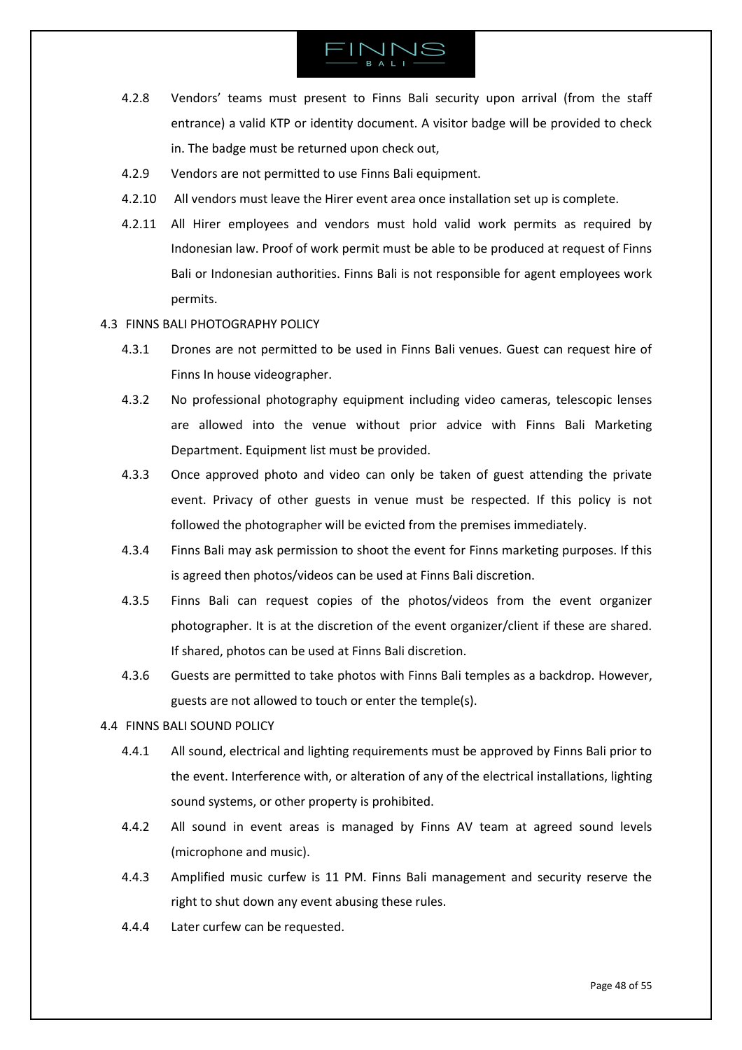4.2.8 Vendors' teams must present to Finns Bali security upon arrival (from the staff entrance) a valid KTP or identity document. A visitor badge will be provided to check in. The badge must be returned upon check out,

4.2.9 Vendors are not permitted to use Finns Bali equipment.

4.2.10 All vendors must leave the Hirer event area once installation set up is complete.

4.2.11 All Hirer employees and vendors must hold valid work permits as required by Indonesian law. Proof of work permit must be able to be produced at request of Finns Bali or Indonesian authorities. Finns Bali is not responsible for agent employees work permits.

4.3 FINNS BALI PHOTOGRAPHY POLICY

4.3.1 Drones are not permitted to be used in Finns Bali venues. Guest can request hire of Finns In house videographer.

4.3.2 No professional photography equipment including video cameras, telescopic lenses are allowed into the venue without prior advice with Finns Bali Marketing Department. Equipment list must be provided.

4.3.3 Once approved photo and video can only be taken of guest attending the private event. Privacy of other guests in venue must be respected. If this policy is not followed the photographer will be evicted from the premises immediately.

4.3.4 Finns Bali may ask permission to shoot the event for Finns marketing purposes. If this is agreed then photos/videos can be used at Finns Bali discretion.

4.3.5 Finns Bali can request copies of the photos/videos from the event organizer photographer. It is at the discretion of the event organizer/client if these are shared. If shared, photos can be used at Finns Bali discretion.

4.3.6 Guests are permitted to take photos with Finns Bali temples as a backdrop. However, guests are not allowed to touch or enter the temple(s).

4.4 FINNS BALI SOUND POLICY

4.4.1 All sound, electrical and lighting requirements must be approved by Finns Bali prior to the event. Interference with, or alteration of any of the electrical installations, lighting sound systems, or other property is prohibited.

4.4.2 All sound in event areas is managed by Finns AV team at agreed sound levels (microphone and music).

4.4.3 Amplified music curfew is 11 PM. Finns Bali management and security reserve the right to shut down any event abusing these rules.

4.4.4 Later curfew can be requested.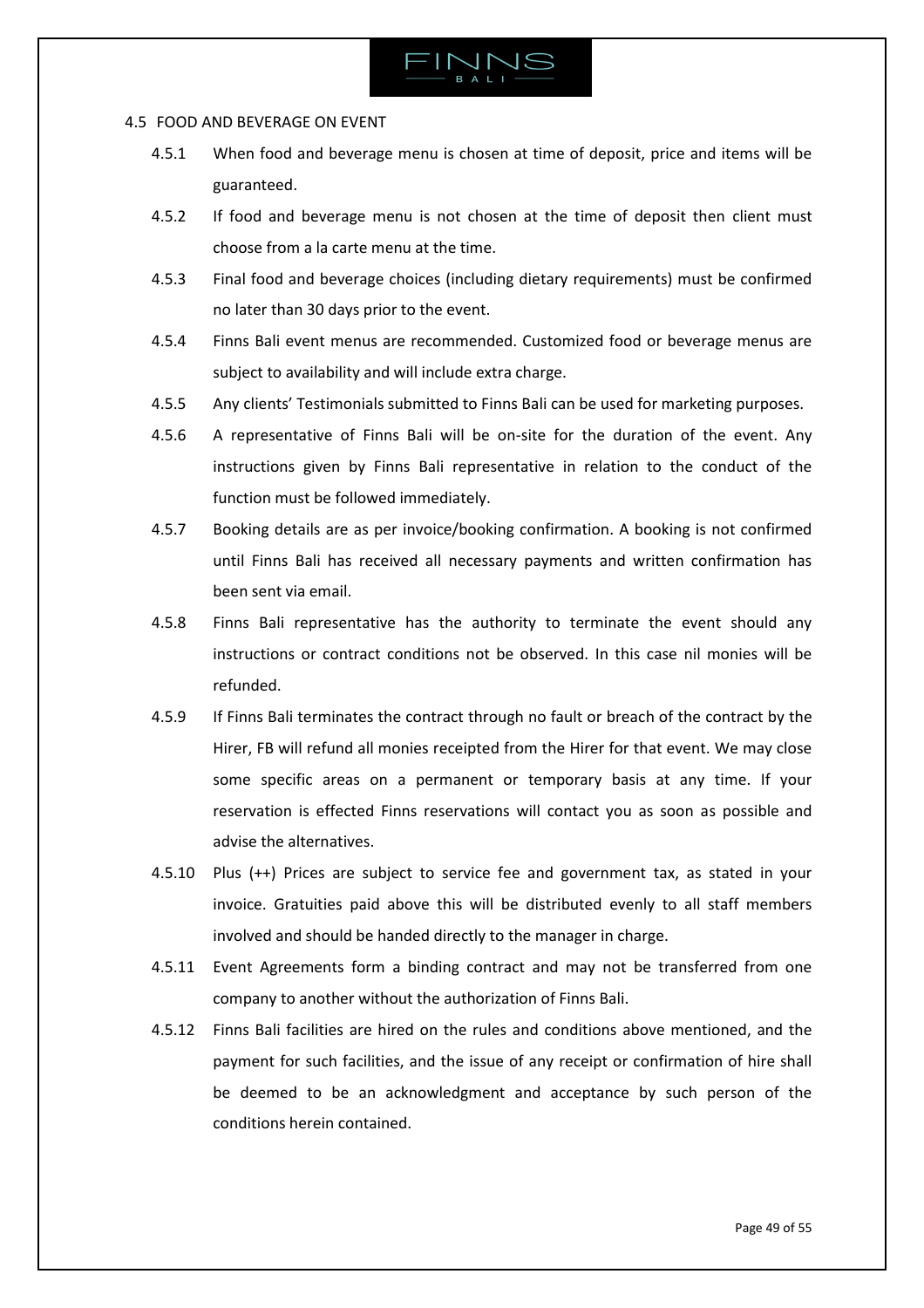## 4.5 FOOD AND BEVERAGE ON EVENT

4.5.1 When food and beverage menu is chosen at time of deposit, price and items will be guaranteed.

4.5.2 If food and beverage menu is not chosen at the time of deposit then client must choose from a la carte menu at the time.

4.5.3 Final food and beverage choices (including dietary requirements) must be confirmed no later than 30 days prior to the event.

4.5.4 Finns Bali event menus are recommended. Customized food or beverage menus are subject to availability and will include extra charge.

4.5.5 Any clients' Testimonials submitted to Finns Bali can be used for marketing purposes.

4.5.6 A representative of Finns Bali will be on-site for the duration of the event. Any instructions given by Finns Bali representative in relation to the conduct of the function must be followed immediately.

4.5.7 Booking details are as per invoice/booking confirmation. A booking is not confirmed until Finns Bali has received all necessary payments and written confirmation has been sent via email.

4.5.8 Finns Bali representative has the authority to terminate the event should any instructions or contract conditions not be observed. In this case nil monies will be refunded.

4.5.9 If Finns Bali terminates the contract through no fault or breach of the contract by the Hirer, FB will refund all monies receipted from the Hirer for that event. We may close some specific areas on a permanent or temporary basis at any time. If your reservation is effected Finns reservations will contact you as soon as possible and advise the alternatives.

4.5.10 Plus (++) Prices are subject to service fee and government tax, as stated in your invoice. Gratuities paid above this will be distributed evenly to all staff members involved and should be handed directly to the manager in charge.

4.5.11 Event Agreements form a binding contract and may not be transferred from one company to another without the authorization of Finns Bali.

4.5.12 Finns Bali facilities are hired on the rules and conditions above mentioned, and the payment for such facilities, and the issue of any receipt or confirmation of hire shall be deemed to be an acknowledgment and acceptance by such person of the conditions herein contained.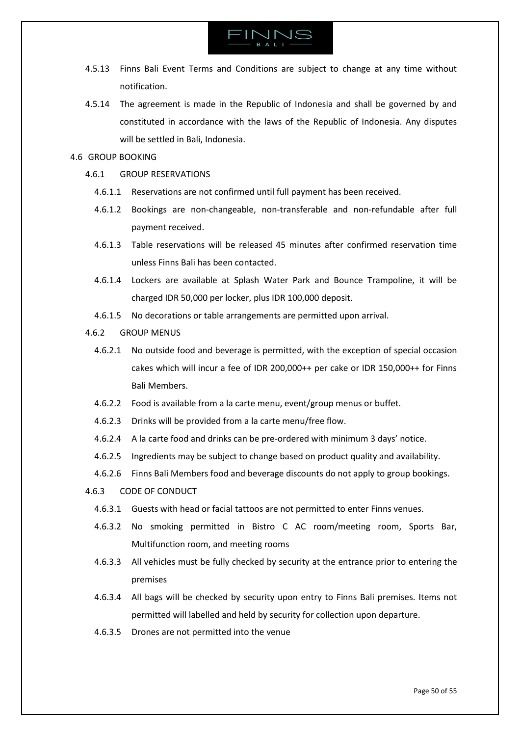4.5.13 Finns Bali Event Terms and Conditions are subject to change at any time without notification.

4.5.14 The agreement is made in the Republic of Indonesia and shall be governed by and constituted in accordance with the laws of the Republic of Indonesia. Any disputes will be settled in Bali, Indonesia.

4.6 GROUP BOOKING

4.6.1 GROUP RESERVATIONS

4.6.1.1 Reservations are not confirmed until full payment has been received.

4.6.1.2 Bookings are non-changeable, non-transferable and non-refundable after full payment received.

4.6.1.3 Table reservations will be released 45 minutes after confirmed reservation time unless Finns Bali has been contacted.

4.6.1.4 Lockers are available at Splash Water Park and Bounce Trampoline, it will be charged IDR 50,000 per locker, plus IDR 100,000 deposit.

4.6.1.5 No decorations or table arrangements are permitted upon arrival.

4.6.2 GROUP MENUS

4.6.2.1 No outside food and beverage is permitted, with the exception of special occasion cakes which will incur a fee of IDR 200,000++ per cake or IDR 150,000++ for Finns Bali Members.

4.6.2.2 Food is available from a la carte menu, event/group menus or buffet.

4.6.2.3 Drinks will be provided from a la carte menu/free flow.

4.6.2.4 A la carte food and drinks can be pre-ordered with minimum 3 days' notice.

4.6.2.5 Ingredients may be subject to change based on product quality and availability.

4.6.2.6 Finns Bali Members food and beverage discounts do not apply to group bookings.

4.6.3 CODE OF CONDUCT

4.6.3.1 Guests with head or facial tattoos are not permitted to enter Finns venues.

4.6.3.2 No smoking permitted in Bistro C AC room/meeting room, Sports Bar, Multifunction room, and meeting rooms

4.6.3.3 All vehicles must be fully checked by security at the entrance prior to entering the premises

4.6.3.4 All bags will be checked by security upon entry to Finns Bali premises. Items not permitted will labelled and held by security for collection upon departure.

4.6.3.5 Drones are not permitted into the venue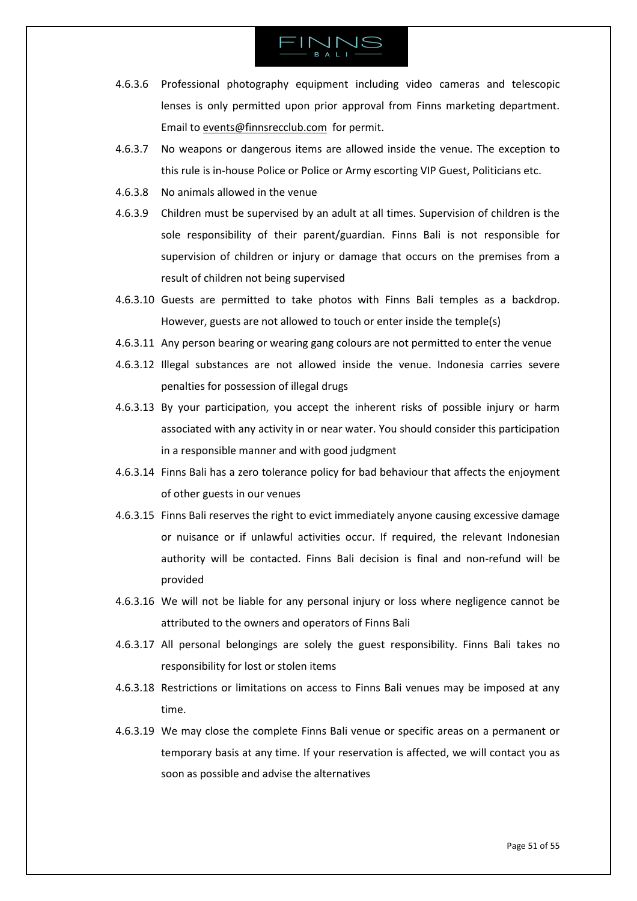4.6.3.6 Professional photography equipment including video cameras and telescopic lenses is only permitted upon prior approval from Finns marketing department. Email to events@finnsrecclub.com for permit.

4.6.3.7 No weapons or dangerous items are allowed inside the venue. The exception to this rule is in-house Police or Police or Army escorting VIP Guest, Politicians etc.

4.6.3.8 No animals allowed in the venue

4.6.3.9 Children must be supervised by an adult at all times. Supervision of children is the sole responsibility of their parent/guardian. Finns Bali is not responsible for supervision of children or injury or damage that occurs on the premises from a result of children not being supervised

4.6.3.10 Guests are permitted to take photos with Finns Bali temples as a backdrop. However, guests are not allowed to touch or enter inside the temple(s)

4.6.3.11 Any person bearing or wearing gang colours are not permitted to enter the venue

4.6.3.12 Illegal substances are not allowed inside the venue. Indonesia carries severe penalties for possession of illegal drugs

4.6.3.13 By your participation, you accept the inherent risks of possible injury or harm associated with any activity in or near water. You should consider this participation in a responsible manner and with good judgment

4.6.3.14 Finns Bali has a zero tolerance policy for bad behaviour that affects the enjoyment of other guests in our venues

4.6.3.15 Finns Bali reserves the right to evict immediately anyone causing excessive damage or nuisance or if unlawful activities occur. If required, the relevant Indonesian authority will be contacted. Finns Bali decision is final and non-refund will be provided

4.6.3.16 We will not be liable for any personal injury or loss where negligence cannot be attributed to the owners and operators of Finns Bali

4.6.3.17 All personal belongings are solely the guest responsibility. Finns Bali takes no responsibility for lost or stolen items

4.6.3.18 Restrictions or limitations on access to Finns Bali venues may be imposed at any time.

4.6.3.19 We may close the complete Finns Bali venue or specific areas on a permanent or temporary basis at any time. If your reservation is affected, we will contact you as soon as possible and advise the alternatives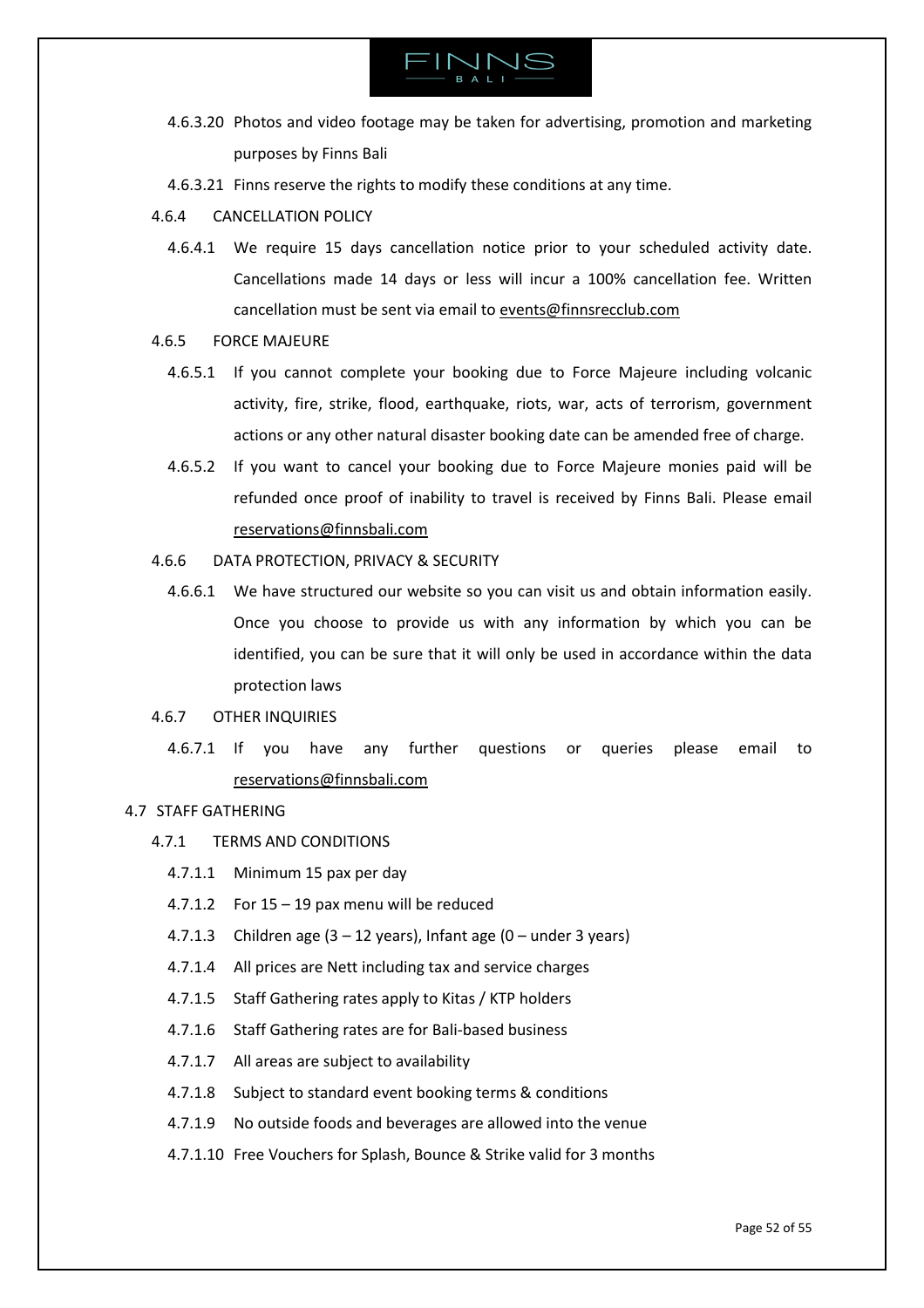4.6.3.20 Photos and video footage may be taken for advertising, promotion and marketing purposes by Finns Bali

4.6.3.21 Finns reserve the rights to modify these conditions at any time.

4.6.4 CANCELLATION POLICY

4.6.4.1 We require 15 days cancellation notice prior to your scheduled activity date. Cancellations made 14 days or less will incur a 100% cancellation fee. Written cancellation must be sent via email to events@finnsrecclub.com

4.6.5 FORCE MAJEURE

4.6.5.1 If you cannot complete your booking due to Force Majeure including volcanic activity, fire, strike, flood, earthquake, riots, war, acts of terrorism, government actions or any other natural disaster booking date can be amended free of charge.

4.6.5.2 If you want to cancel your booking due to Force Majeure monies paid will be refunded once proof of inability to travel is received by Finns Bali. Please email reservations@finnsbali.com

4.6.6 DATA PROTECTION, PRIVACY & SECURITY

4.6.6.1 We have structured our website so you can visit us and obtain information easily. Once you choose to provide us with any information by which you can be identified, you can be sure that it will only be used in accordance within the data protection laws

4.6.7 OTHER INQUIRIES

4.6.7.1 If you have any further questions or queries please email to reservations@finnsbali.com

4.7 STAFF GATHERING

4.7.1 TERMS AND CONDITIONS

4.7.1.1 Minimum 15 pax per day

4.7.1.2 For 15 – 19 pax menu will be reduced

4.7.1.3 Children age (3 – 12 years), Infant age (0 – under 3 years)

4.7.1.4 All prices are Nett including tax and service charges

4.7.1.5 Staff Gathering rates apply to Kitas / KTP holders

4.7.1.6 Staff Gathering rates are for Bali-based business

4.7.1.7 All areas are subject to availability

4.7.1.8 Subject to standard event booking terms & conditions

4.7.1.9 No outside foods and beverages are allowed into the venue

4.7.1.10 Free Vouchers for Splash, Bounce & Strike valid for 3 months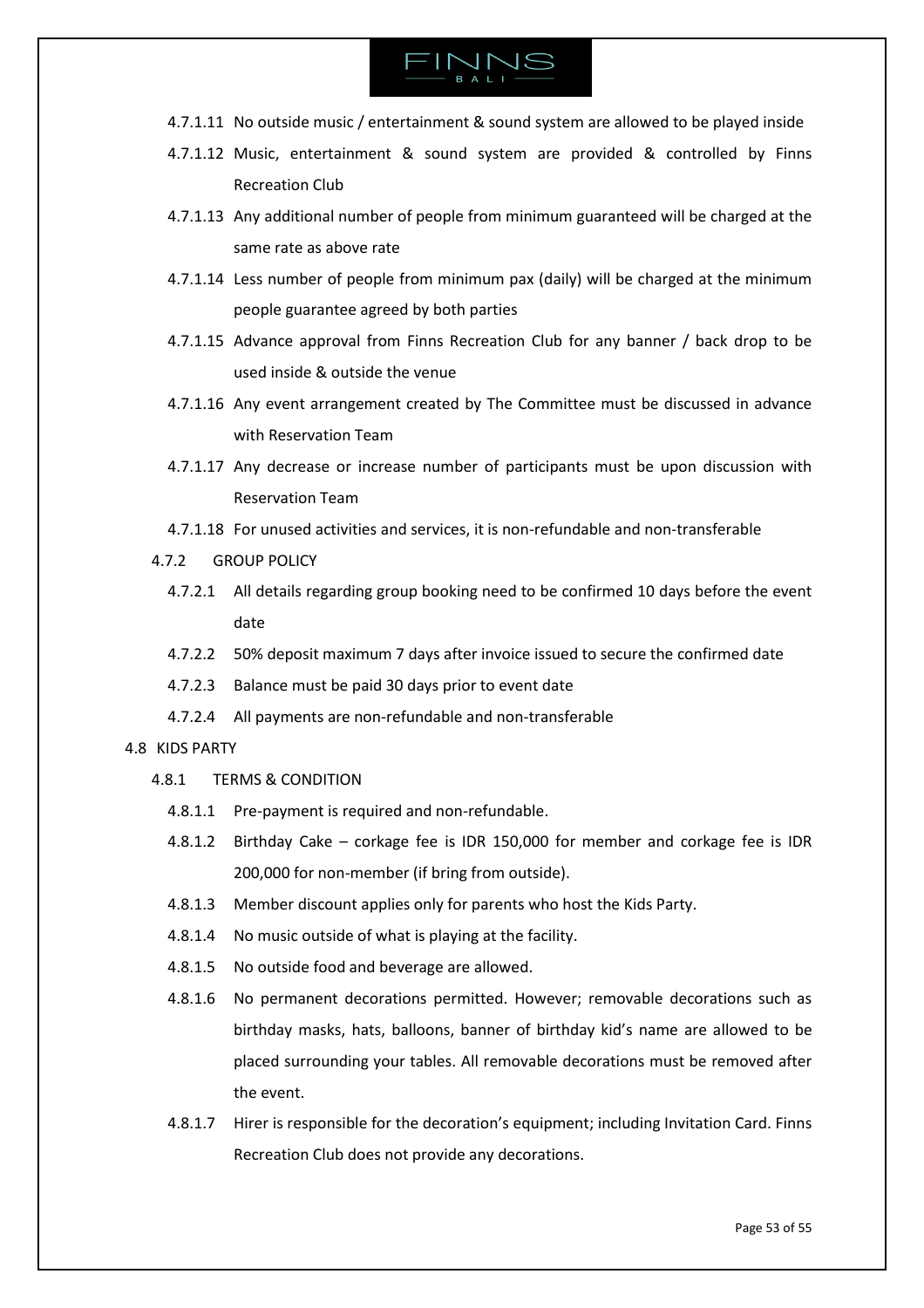4.7.1.11 No outside music / entertainment & sound system are allowed to be played inside

4.7.1.12 Music, entertainment & sound system are provided & controlled by Finns Recreation Club

4.7.1.13 Any additional number of people from minimum guaranteed will be charged at the same rate as above rate

4.7.1.14 Less number of people from minimum pax (daily) will be charged at the minimum people guarantee agreed by both parties

4.7.1.15 Advance approval from Finns Recreation Club for any banner / back drop to be used inside & outside the venue

4.7.1.16 Any event arrangement created by The Committee must be discussed in advance with Reservation Team

4.7.1.17 Any decrease or increase number of participants must be upon discussion with Reservation Team

4.7.1.18 For unused activities and services, it is non-refundable and non-transferable

4.7.2 GROUP POLICY

4.7.2.1 All details regarding group booking need to be confirmed 10 days before the event date

4.7.2.2 50% deposit maximum 7 days after invoice issued to secure the confirmed date

4.7.2.3 Balance must be paid 30 days prior to event date

4.7.2.4 All payments are non-refundable and non-transferable

4.8 KIDS PARTY

4.8.1 TERMS & CONDITION

4.8.1.1 Pre-payment is required and non-refundable.

4.8.1.2 Birthday Cake – corkage fee is IDR 150,000 for member and corkage fee is IDR 200,000 for non-member (if bring from outside).

4.8.1.3 Member discount applies only for parents who host the Kids Party.

4.8.1.4 No music outside of what is playing at the facility.

4.8.1.5 No outside food and beverage are allowed.

4.8.1.6 No permanent decorations permitted. However; removable decorations such as birthday masks, hats, balloons, banner of birthday kid's name are allowed to be placed surrounding your tables. All removable decorations must be removed after the event.

4.8.1.7 Hirer is responsible for the decoration's equipment; including Invitation Card. Finns Recreation Club does not provide any decorations.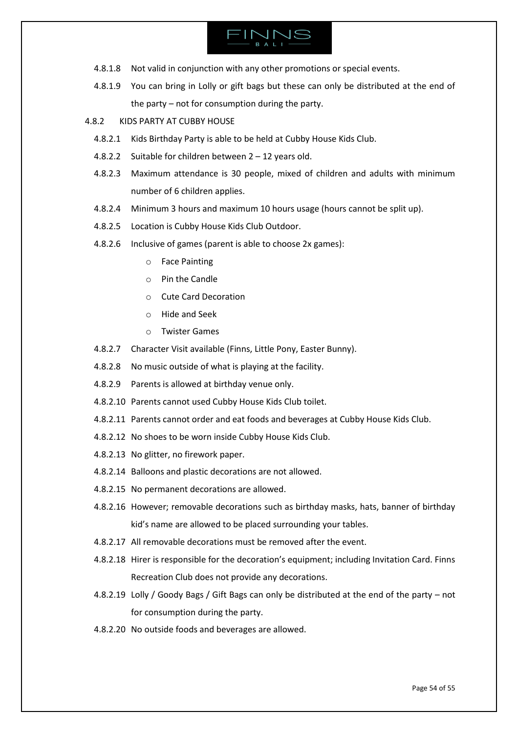4.8.1.8 Not valid in conjunction with any other promotions or special events.

4.8.1.9 You can bring in Lolly or gift bags but these can only be distributed at the end of the party – not for consumption during the party.

4.8.2 KIDS PARTY AT CUBBY HOUSE

4.8.2.1 Kids Birthday Party is able to be held at Cubby House Kids Club.

4.8.2.2 Suitable for children between 2 – 12 years old.

4.8.2.3 Maximum attendance is 30 people, mixed of children and adults with minimum number of 6 children applies.

4.8.2.4 Minimum 3 hours and maximum 10 hours usage (hours cannot be split up).

4.8.2.5 Location is Cubby House Kids Club Outdoor.

4.8.2.6 Inclusive of games (parent is able to choose 2x games):

- Face Painting
- Pin the Candle
- Cute Card Decoration
- Hide and Seek
- Twister Games

4.8.2.7 Character Visit available (Finns, Little Pony, Easter Bunny).

4.8.2.8 No music outside of what is playing at the facility.

4.8.2.9 Parents is allowed at birthday venue only.

4.8.2.10 Parents cannot used Cubby House Kids Club toilet.

4.8.2.11 Parents cannot order and eat foods and beverages at Cubby House Kids Club.

4.8.2.12 No shoes to be worn inside Cubby House Kids Club.

4.8.2.13 No glitter, no firework paper.

4.8.2.14 Balloons and plastic decorations are not allowed.

4.8.2.15 No permanent decorations are allowed.

4.8.2.16 However; removable decorations such as birthday masks, hats, banner of birthday kid's name are allowed to be placed surrounding your tables.

4.8.2.17 All removable decorations must be removed after the event.

4.8.2.18 Hirer is responsible for the decoration's equipment; including Invitation Card. Finns Recreation Club does not provide any decorations.

4.8.2.19 Lolly / Goody Bags / Gift Bags can only be distributed at the end of the party – not for consumption during the party.

4.8.2.20 No outside foods and beverages are allowed.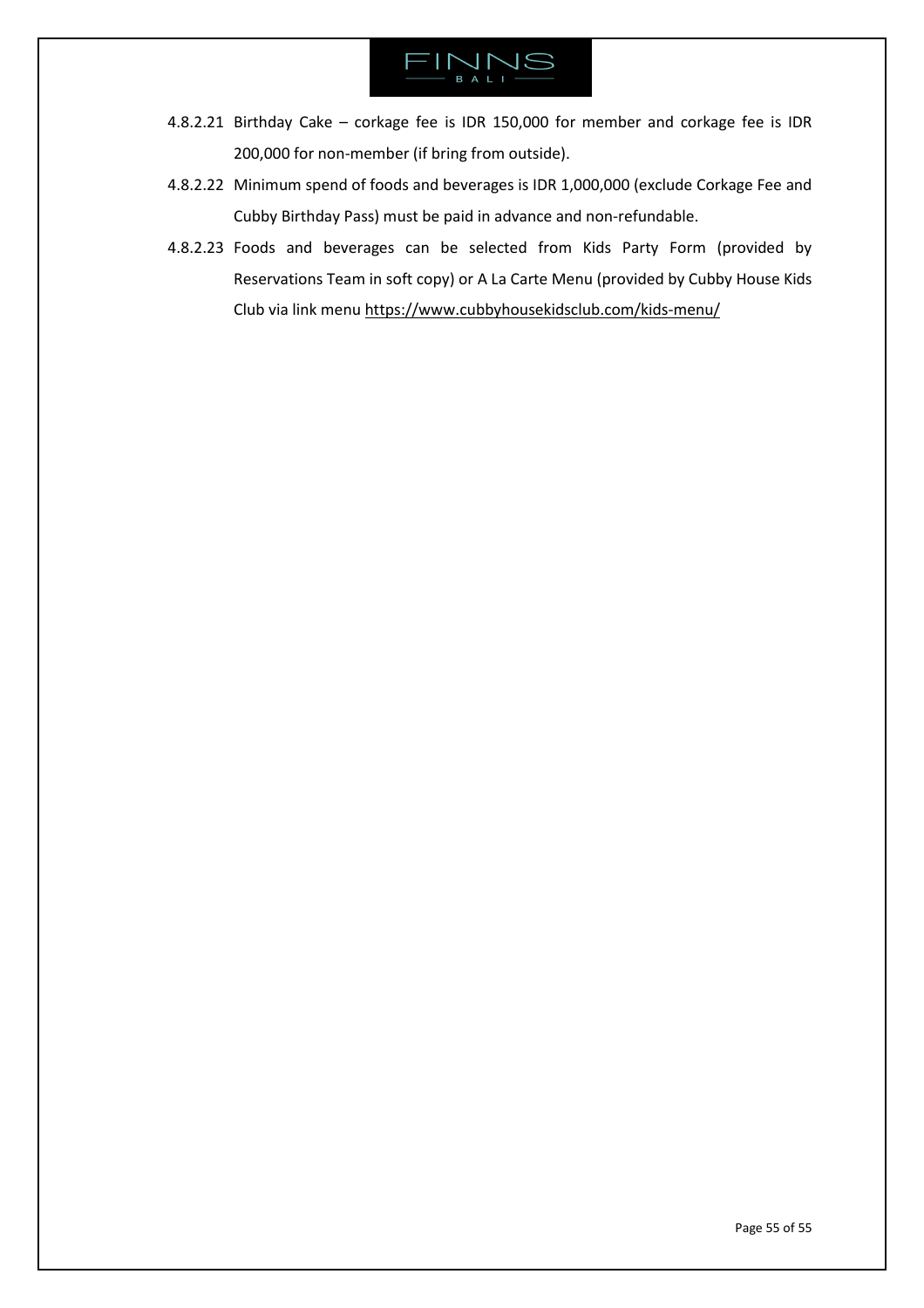4.8.2.21 Birthday Cake – corkage fee is IDR 150,000 for member and corkage fee is IDR 200,000 for non-member (if bring from outside).

4.8.2.22 Minimum spend of foods and beverages is IDR 1,000,000 (exclude Corkage Fee and Cubby Birthday Pass) must be paid in advance and non-refundable.

4.8.2.23 Foods and beverages can be selected from Kids Party Form (provided by Reservations Team in soft copy) or A La Carte Menu (provided by Cubby House Kids Club via link menu https://www.cubbyhousekidsclub.com/kids-menu/